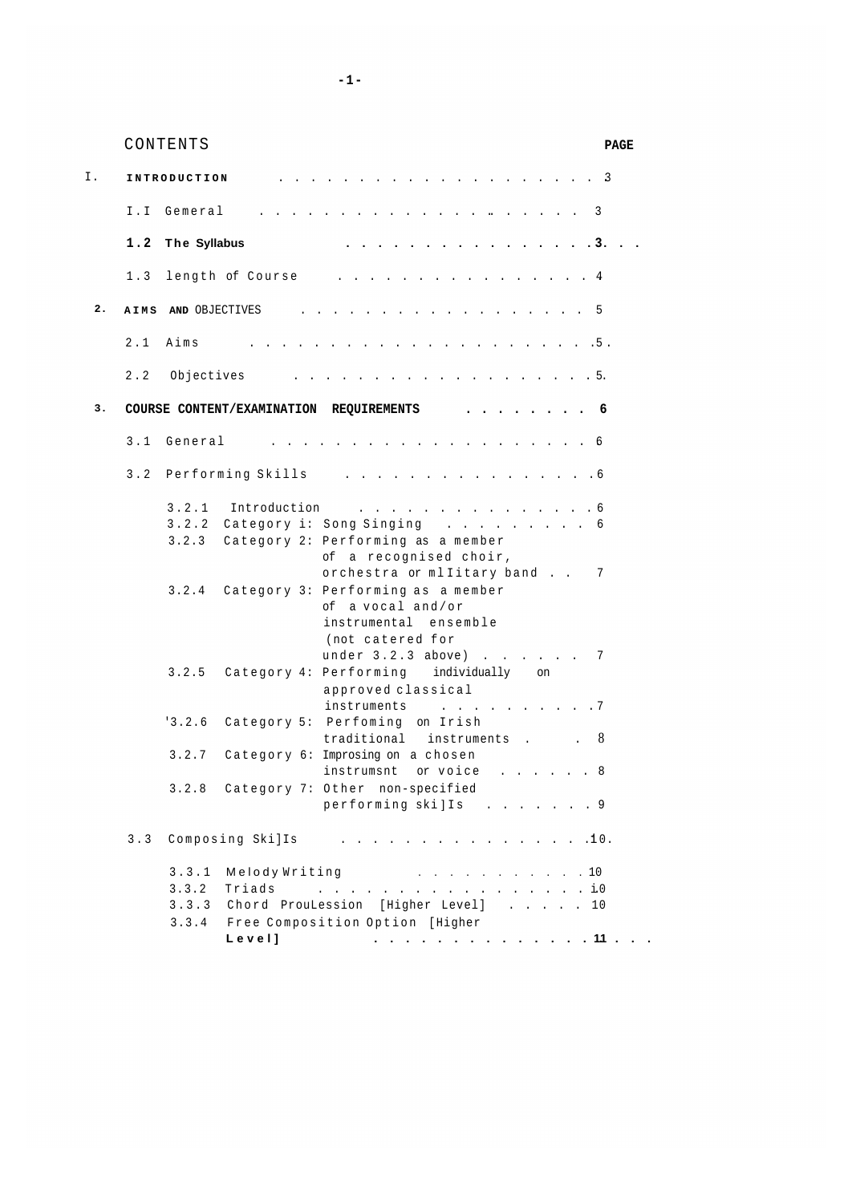CONTENTS PAGE

| | | PAGE |
|---|---|---|
| I. | **INTRODUCTION** | 3 |
| | I.I Gemeral | 3 |
| | **1.2 The Syllabus** | **3** |
| | 1.3 length of Course | 4 |
| **2.** | **AIMS AND** OBJECTIVES | 5 |
| | 2.1 Aims | 5 |
| | 2.2 Objectives | 5 |
| **3.** | **COURSE CONTENT/EXAMINATION REQUIREMENTS** | **6** |
| | 3.1 General | 6 |
| | 3.2 Performing Skills | 6 |
| | 3.2.1 Introduction | 6 |
| | 3.2.2 Category i: Song Singing | 6 |
| | 3.2.3 Category 2: Performing as a member of a recognised choir, orchestra or mlIitary band | 7 |
| | 3.2.4 Category 3: Performing as a member of a vocal and/or instrumental ensemble (not catered for under 3.2.3 above) | 7 |
| | 3.2.5 Category 4: Performing individually on approved classical instruments | 7 |
| | '3.2.6 Category 5: Perfoming on Irish traditional instruments | 8 |
| | 3.2.7 Category 6: Improsing on a chosen instrumsnt or voice | 8 |
| | 3.2.8 Category 7: Other non-specified performing ski]Is | 9 |
| | 3.3 Composing Ski]Is | 10 |
| | 3.3.1 Melody Writing | 10 |
| | 3.3.2 Triads | i0 |
| | 3.3.3 Chord ProuLession [Higher Level] | 10 |
| | 3.3.4 Free Composition Option [Higher **Level]** | **11** |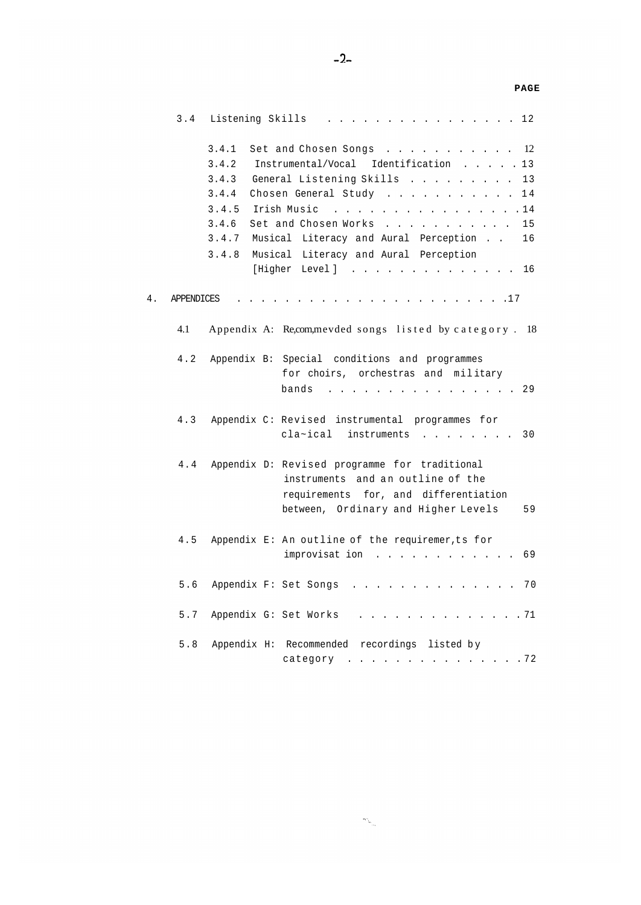| | PAGE |
|---|---|
| 3.4 Listening Skills | 12 |
| 3.4.1 Set and Chosen Songs | 12 |
| 3.4.2 Instrumental/Vocal Identification | 13 |
| 3.4.3 General Listening Skills | 13 |
| 3.4.4 Chosen General Study | 14 |
| 3.4.5 Irish Music | 14 |
| 3.4.6 Set and Chosen Works | 15 |
| 3.4.7 Musical Literacy and Aural Perception | 16 |
| 3.4.8 Musical Literacy and Aural Perception [Higher Level] | 16 |
| 4. APPENDICES | 17 |
| 4.1 Appendix A: Re,com,mevded songs listed by category | 18 |
| 4.2 Appendix B: Special conditions and programmes for choirs, orchestras and military bands | 29 |
| 4.3 Appendix C: Revised instrumental programmes for cla~ical instruments | 30 |
| 4.4 Appendix D: Revised programme for traditional instruments and an outline of the requirements for, and differentiation between, Ordinary and Higher Levels | 59 |
| 4.5 Appendix E: An outline of the requiremer,ts for improvisat ion | 69 |
| 5.6 Appendix F: Set Songs | 70 |
| 5.7 Appendix G: Set Works | 71 |
| 5.8 Appendix H: Recommended recordings listed by category | 72 |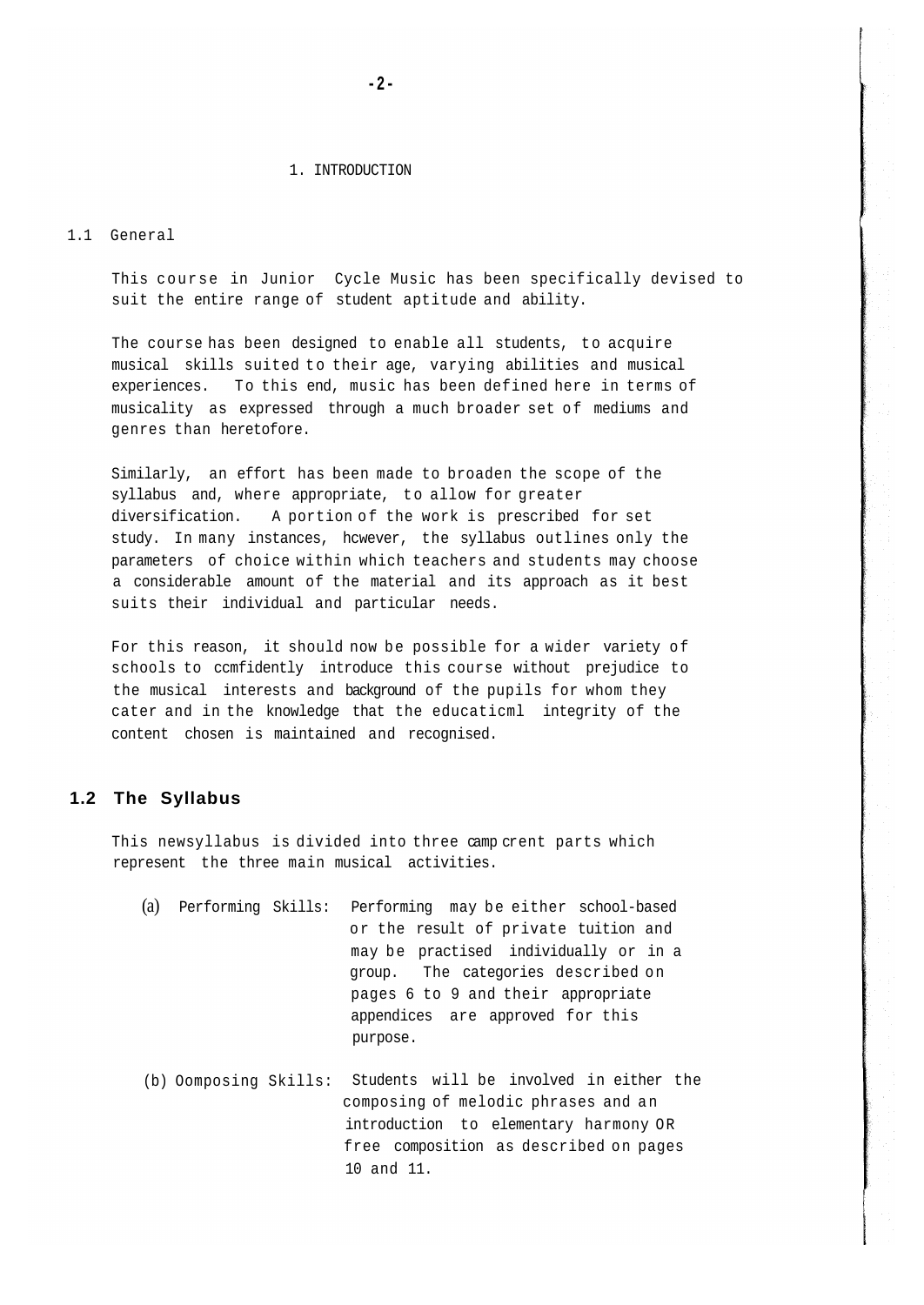# 1. INTRODUCTION

## 1.1 General

This course in Junior Cycle Music has been specifically devised to suit the entire range of student aptitude and ability.

The course has been designed to enable all students, to acquire musical skills suited to their age, varying abilities and musical experiences. To this end, music has been defined here in terms of musicality as expressed through a much broader set of mediums and genres than heretofore.

Similarly, an effort has been made to broaden the scope of the syllabus and, where appropriate, to allow for greater diversification. A portion of the work is prescribed for set study. In many instances, hcwever, the syllabus outlines only the parameters of choice within which teachers and students may choose a considerable amount of the material and its approach as it best suits their individual and particular needs.

For this reason, it should now be possible for a wider variety of schools to ccmfidently introduce this course without prejudice to the musical interests and background of the pupils for whom they cater and in the knowledge that the educaticml integrity of the content chosen is maintained and recognised.

## 1.2 The Syllabus

This newsyllabus is divided into three camp crent parts which represent the three main musical activities.

(a) Performing Skills: Performing may be either school-based or the result of private tuition and may be practised individually or in a group. The categories described on pages 6 to 9 and their appropriate appendices are approved for this purpose.

(b) Oomposing Skills: Students will be involved in either the composing of melodic phrases and an introduction to elementary harmony OR free composition as described on pages 10 and 11.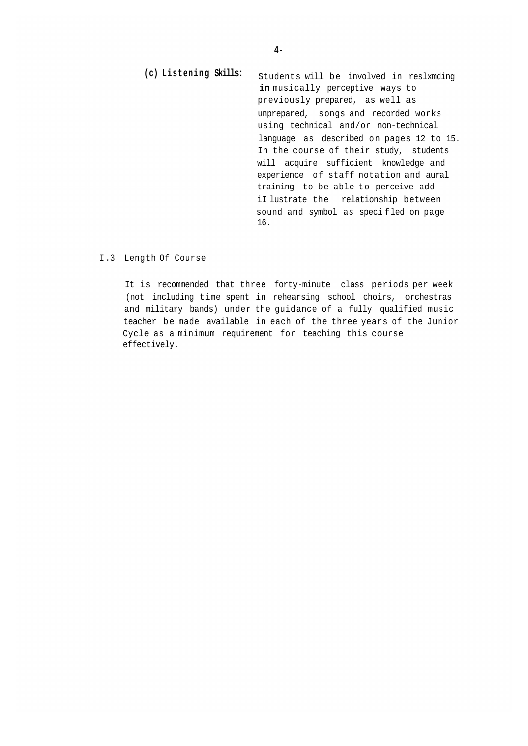**(c) Listening Skills:** Students will be involved in reslxmding **in** musically perceptive ways to previously prepared, as well as unprepared, songs and recorded works using technical and/or non-technical language as described on pages 12 to 15. In the course of their study, students will acquire sufficient knowledge and experience of staff notation and aural training to be able to perceive add iI lustrate the relationship between sound and symbol as speci fled on page 16.

I.3 Length Of Course

It is recommended that three forty-minute class periods per week (not including time spent in rehearsing school choirs, orchestras and military bands) under the guidance of a fully qualified music teacher be made available in each of the three years of the Junior Cycle as a minimum requirement for teaching this course effectively.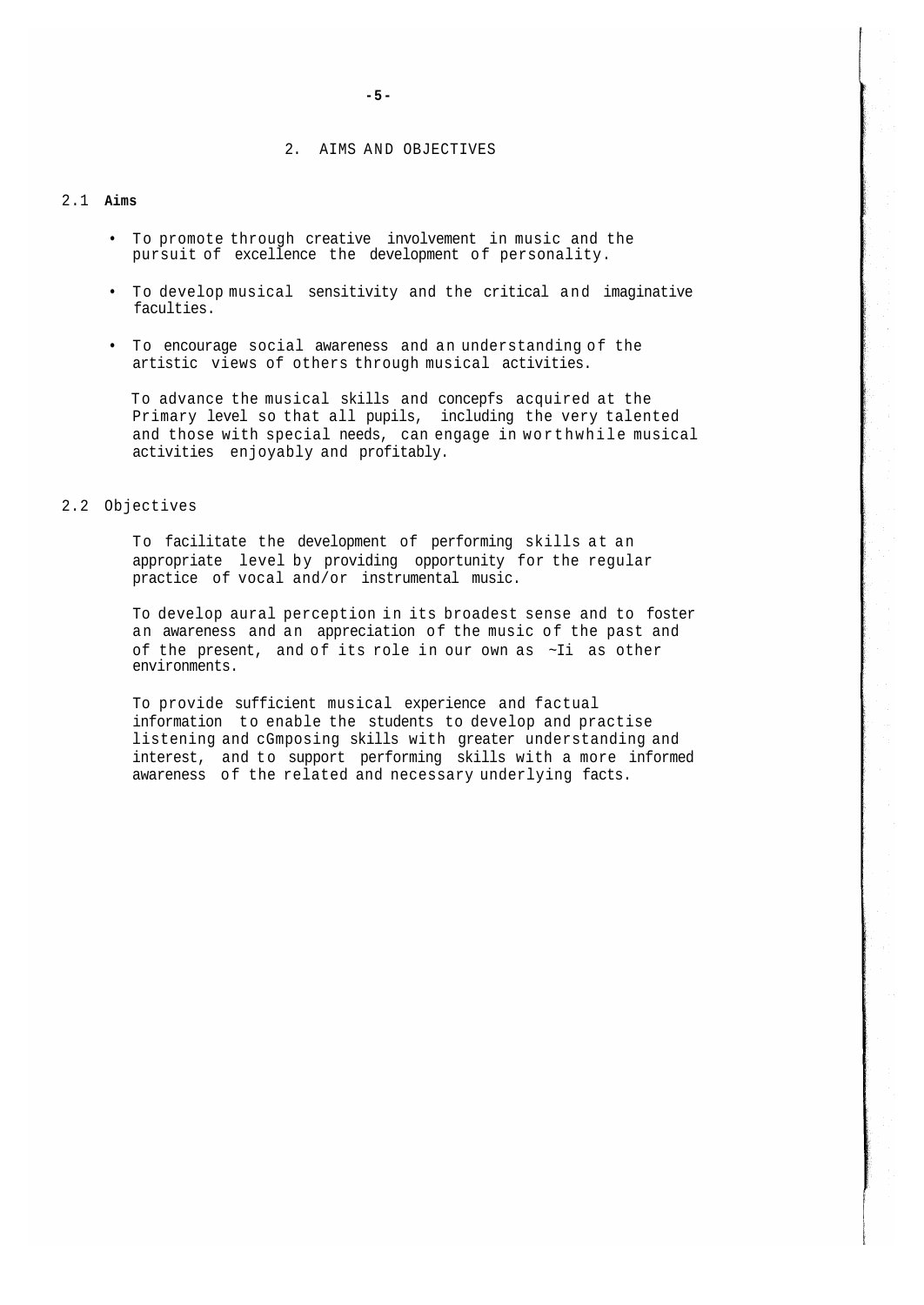## 2. AIMS AND OBJECTIVES

### 2.1 **Aims**

- To promote through creative involvement in music and the pursuit of excellence the development of personality.
- To develop musical sensitivity and the critical and imaginative faculties.
- To encourage social awareness and an understanding of the artistic views of others through musical activities.

To advance the musical skills and concepfs acquired at the Primary level so that all pupils, including the very talented and those with special needs, can engage in worthwhile musical activities enjoyably and profitably.

### 2.2 Objectives

To facilitate the development of performing skills at an appropriate level by providing opportunity for the regular practice of vocal and/or instrumental music.

To develop aural perception in its broadest sense and to foster an awareness and an appreciation of the music of the past and of the present, and of its role in our own as ~Ii as other environments.

To provide sufficient musical experience and factual information to enable the students to develop and practise listening and cGmposing skills with greater understanding and interest, and to support performing skills with a more informed awareness of the related and necessary underlying facts.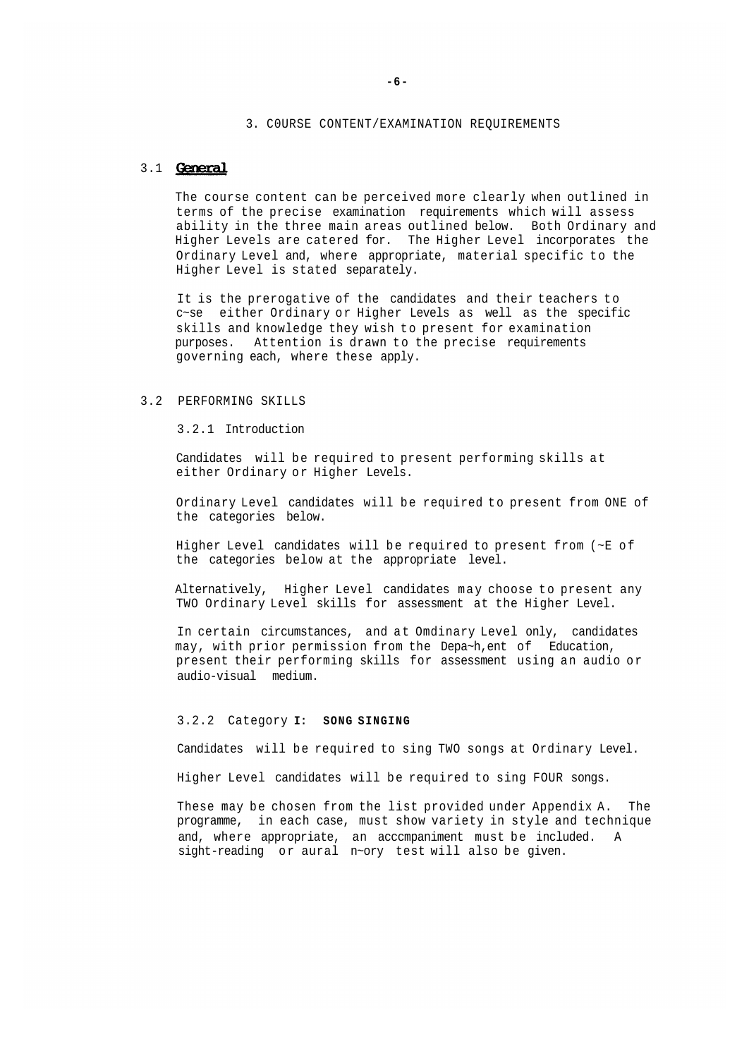## 3. C0URSE CONTENT/EXAMINATION REQUIREMENTS

### 3.1 **General**

The course content can be perceived more clearly when outlined in terms of the precise examination requirements which will assess ability in the three main areas outlined below. Both Ordinary and Higher Levels are catered for. The Higher Level incorporates the Ordinary Level and, where appropriate, material specific to the Higher Level is stated separately.

It is the prerogative of the candidates and their teachers to c~se either Ordinary or Higher Levels as well as the specific skills and knowledge they wish to present for examination purposes. Attention is drawn to the precise requirements governing each, where these apply.

### 3.2 PERFORMING SKILLS

#### 3.2.1 Introduction

Candidates will be required to present performing skills at either Ordinary or Higher Levels.

Ordinary Level candidates will be required to present from ONE of the categories below.

Higher Level candidates will be required to present from (~E of the categories below at the appropriate level.

Alternatively, Higher Level candidates may choose to present any TWO Ordinary Level skills for assessment at the Higher Level.

In certain circumstances, and at Omdinary Level only, candidates may, with prior permission from the Depa~h,ent of Education, present their performing skills for assessment using an audio or audio-visual medium.

#### 3.2.2 Category **I: SONG SINGING**

Candidates will be required to sing TWO songs at Ordinary Level.

Higher Level candidates will be required to sing FOUR songs.

These may be chosen from the list provided under Appendix A. The programme, in each case, must show variety in style and technique and, where appropriate, an acccmpaniment must be included. A sight-reading or aural n~ory test will also be given.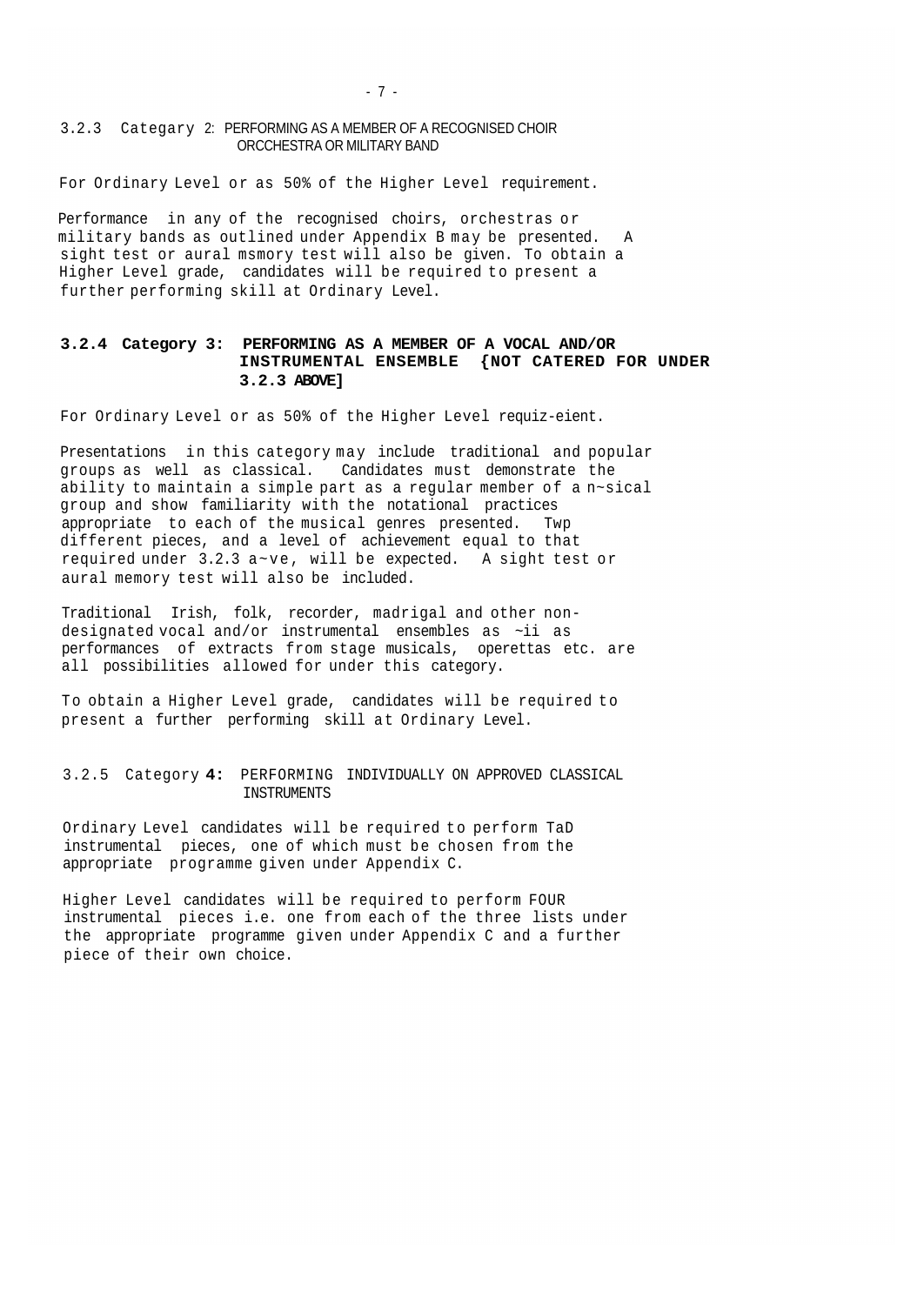### 3.2.3 Categary 2: PERFORMING AS A MEMBER OF A RECOGNISED CHOIR ORCCHESTRA OR MILITARY BAND

For Ordinary Level or as 50% of the Higher Level requirement.

Performance in any of the recognised choirs, orchestras or military bands as outlined under Appendix B may be presented. A sight test or aural msmory test will also be given. To obtain a Higher Level grade, candidates will be required to present a further performing skill at Ordinary Level.

### **3.2.4 Category 3: PERFORMING AS A MEMBER OF A VOCAL AND/OR INSTRUMENTAL ENSEMBLE {NOT CATERED FOR UNDER 3.2.3 ABOVE]**

For Ordinary Level or as 50% of the Higher Level requiz-eient.

Presentations in this category may include traditional and popular groups as well as classical. Candidates must demonstrate the ability to maintain a simple part as a regular member of a n~sical group and show familiarity with the notational practices appropriate to each of the musical genres presented. Twp different pieces, and a level of achievement equal to that required under 3.2.3 a~ve, will be expected. A sight test or aural memory test will also be included.

Traditional Irish, folk, recorder, madrigal and other non-designated vocal and/or instrumental ensembles as ~ii as performances of extracts from stage musicals, operettas etc. are all possibilities allowed for under this category.

To obtain a Higher Level grade, candidates will be required to present a further performing skill at Ordinary Level.

### 3.2.5 Category **4:** PERFORMING INDIVIDUALLY ON APPROVED CLASSICAL INSTRUMENTS

Ordinary Level candidates will be required to perform TaD instrumental pieces, one of which must be chosen from the appropriate programme given under Appendix C.

Higher Level candidates will be required to perform FOUR instrumental pieces i.e. one from each of the three lists under the appropriate programme given under Appendix C and a further piece of their own choice.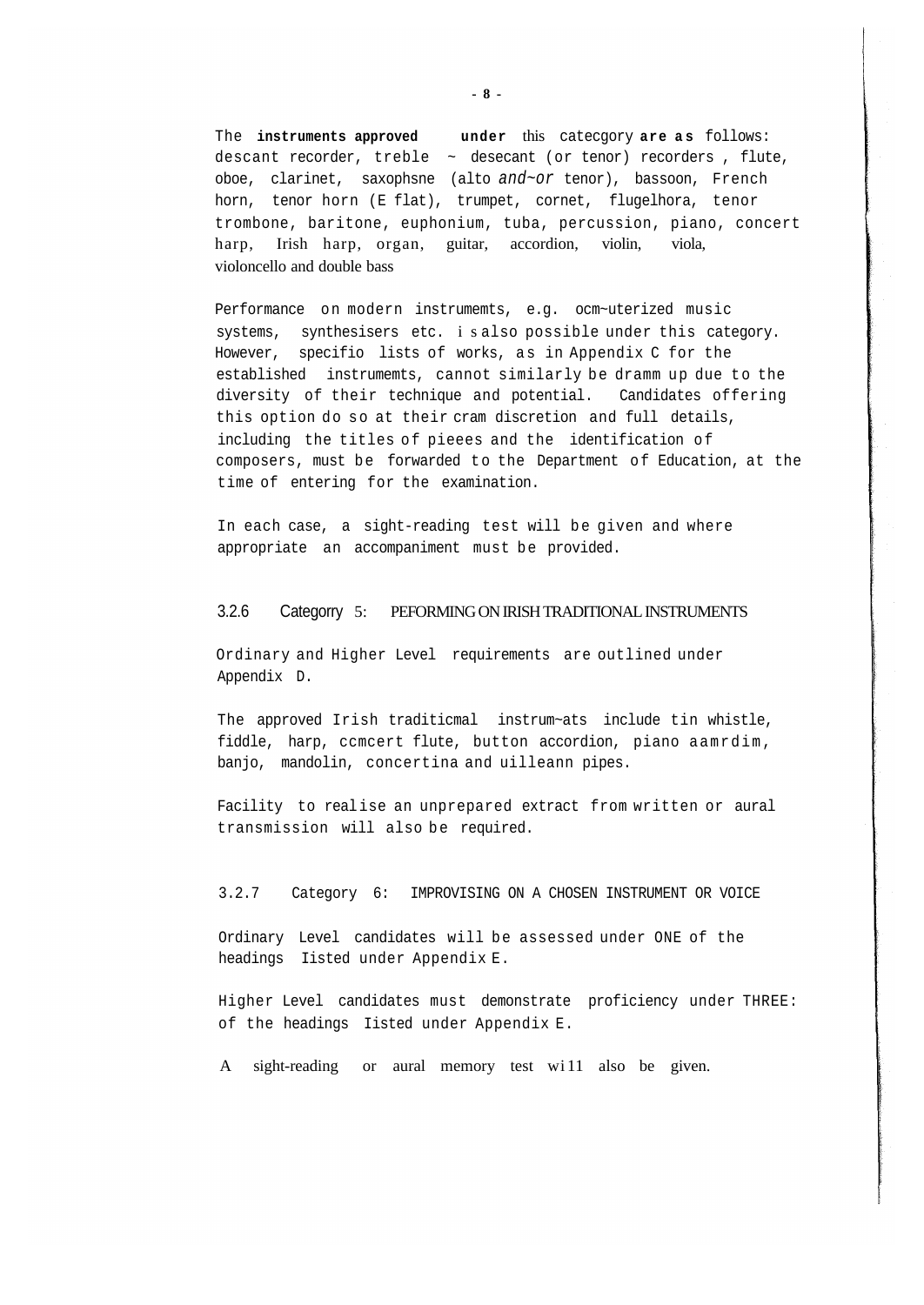The **instruments approved under** this catecgory **are as** follows: descant recorder, treble ~ desecant (or tenor) recorders , flute, oboe, clarinet, saxophsne (alto *and~or* tenor), bassoon, French horn, tenor horn (E flat), trumpet, cornet, flugelhora, tenor trombone, baritone, euphonium, tuba, percussion, piano, concert harp, Irish harp, organ, guitar, accordion, violin, viola, violoncello and double bass

Performance on modern instrumemts, e.g. ocm~uterized music systems, synthesisers etc. is also possible under this category. However, specifio lists of works, as in Appendix C for the established instrumemts, cannot similarly be dramm up due to the diversity of their technique and potential. Candidates offering this option do so at their cram discretion and full details, including the titles of pieees and the identification of composers, must be forwarded to the Department of Education, at the time of entering for the examination.

In each case, a sight-reading test will be given and where appropriate an accompaniment must be provided.

### 3.2.6 Categorry 5: PEFORMING ON IRISH TRADITIONAL INSTRUMENTS

Ordinary and Higher Level requirements are outlined under Appendix D.

The approved Irish traditicmal instrum~ats include tin whistle, fiddle, harp, ccmcert flute, button accordion, piano aamrdim, banjo, mandolin, concertina and uilleann pipes.

Facility to realise an unprepared extract from written or aural transmission will also be required.

### 3.2.7 Category 6: IMPROVISING ON A CHOSEN INSTRUMENT OR VOICE

Ordinary Level candidates will be assessed under ONE of the headings Iisted under Appendix E.

Higher Level candidates must demonstrate proficiency under THREE: of the headings Iisted under Appendix E.

A sight-reading or aural memory test wi11 also be given.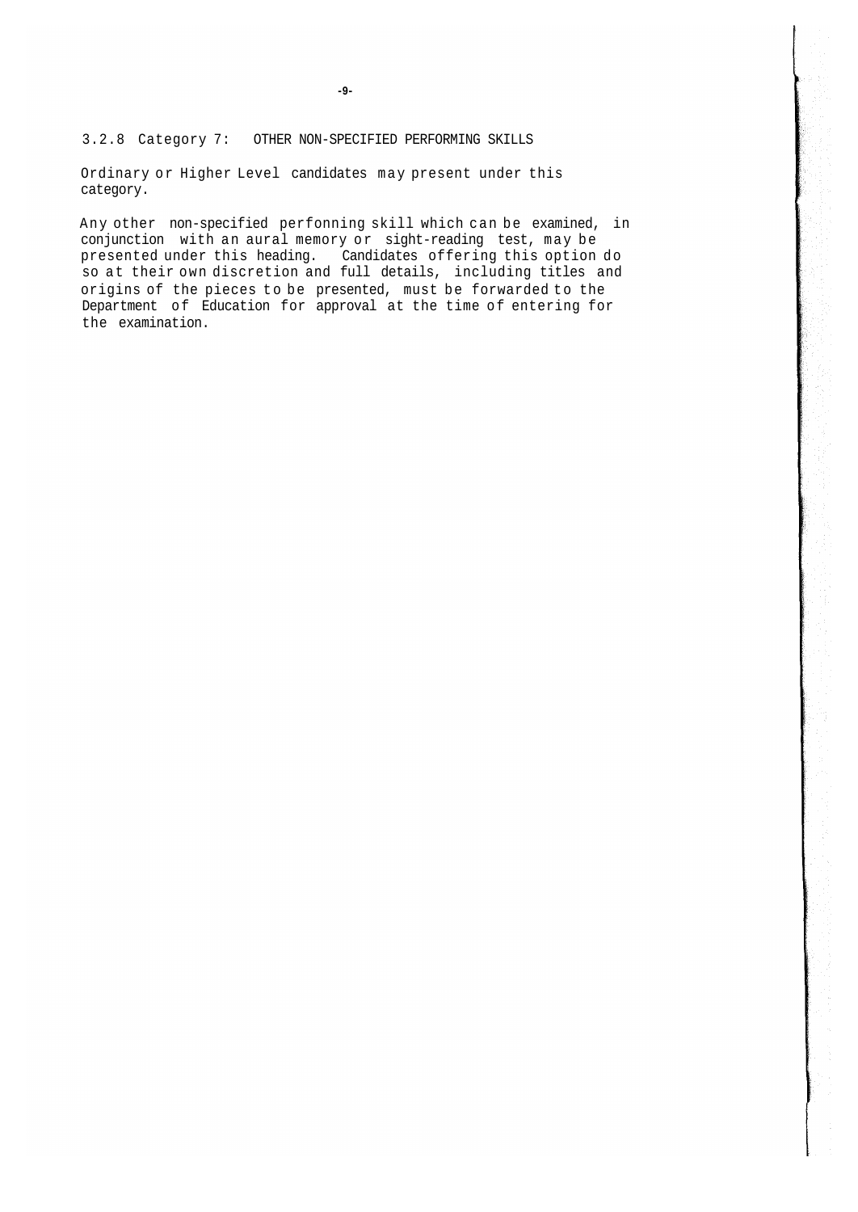### 3.2.8 Category 7: OTHER NON-SPECIFIED PERFORMING SKILLS

Ordinary or Higher Level candidates may present under this category.

Any other non-specified perfonning skill which can be examined, in conjunction with an aural memory or sight-reading test, may be presented under this heading. Candidates offering this option do so at their own discretion and full details, including titles and origins of the pieces to be presented, must be forwarded to the Department of Education for approval at the time of entering for the examination.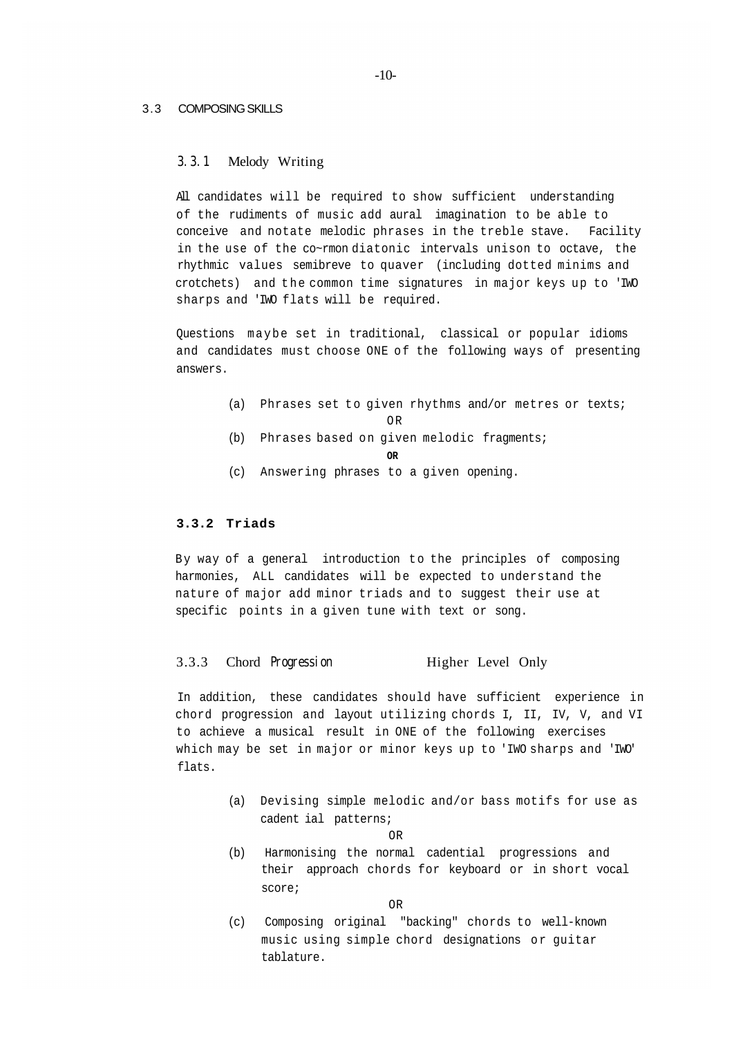## 3.3 COMPOSING SKILLS

### 3.3.1 Melody Writing

All candidates will be required to show sufficient understanding of the rudiments of music add aural imagination to be able to conceive and notate melodic phrases in the treble stave. Facility in the use of the co~rmon diatonic intervals unison to octave, the rhythmic values semibreve to quaver (including dotted minims and crotchets) and the common time signatures in major keys up to 'IWO sharps and 'IWO flats will be required.

Questions maybe set in traditional, classical or popular idioms and candidates must choose ONE of the following ways of presenting answers.

(a) Phrases set to given rhythms and/or metres or texts;

OR

(b) Phrases based on given melodic fragments;

**OR**

(c) Answering phrases to a given opening.

### 3.3.2 Triads

By way of a general introduction to the principles of composing harmonies, ALL candidates will be expected to understand the nature of major add minor triads and to suggest their use at specific points in a given tune with text or song.

### 3.3.3 Chord Progression Higher Level Only

In addition, these candidates should have sufficient experience in chord progression and layout utilizing chords I, II, IV, V, and VI to achieve a musical result in ONE of the following exercises which may be set in major or minor keys up to 'IWO sharps and 'IWO' flats.

(a) Devising simple melodic and/or bass motifs for use as cadent ial patterns;

OR

(b) Harmonising the normal cadential progressions and their approach chords for keyboard or in short vocal score;

OR

(c) Composing original "backing" chords to well-known music using simple chord designations or guitar tablature.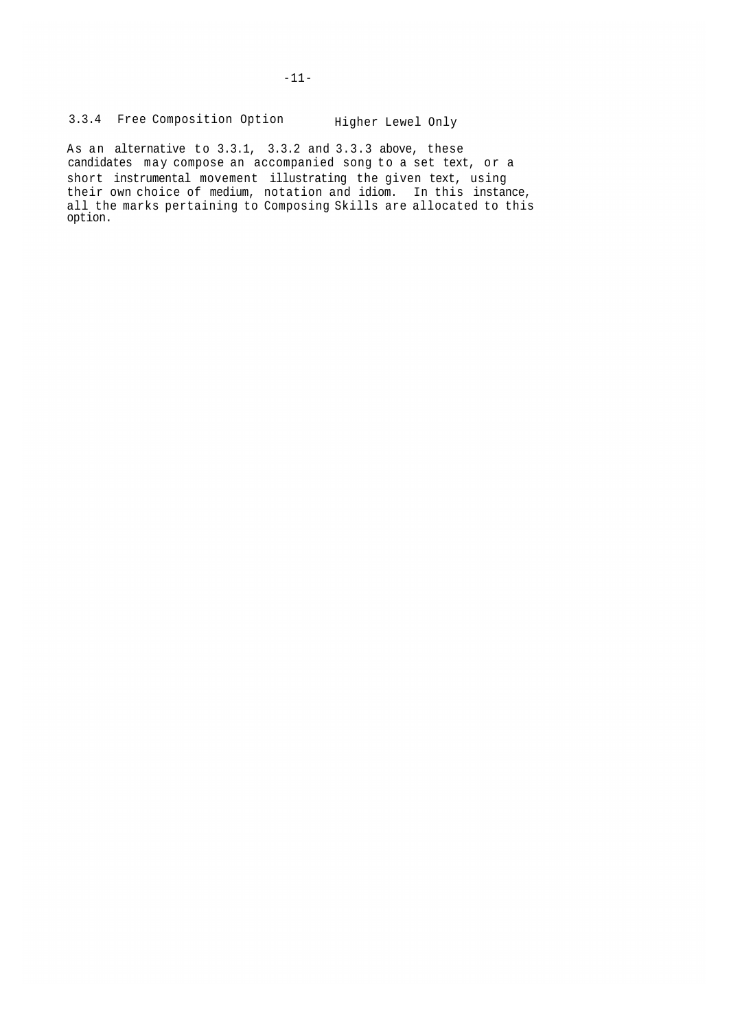### 3.3.4 Free Composition Option Higher Lewel Only

As an alternative to 3.3.1, 3.3.2 and 3.3.3 above, these candidates may compose an accompanied song to a set text, or a short instrumental movement illustrating the given text, using their own choice of medium, notation and idiom. In this instance, all the marks pertaining to Composing Skills are allocated to this option.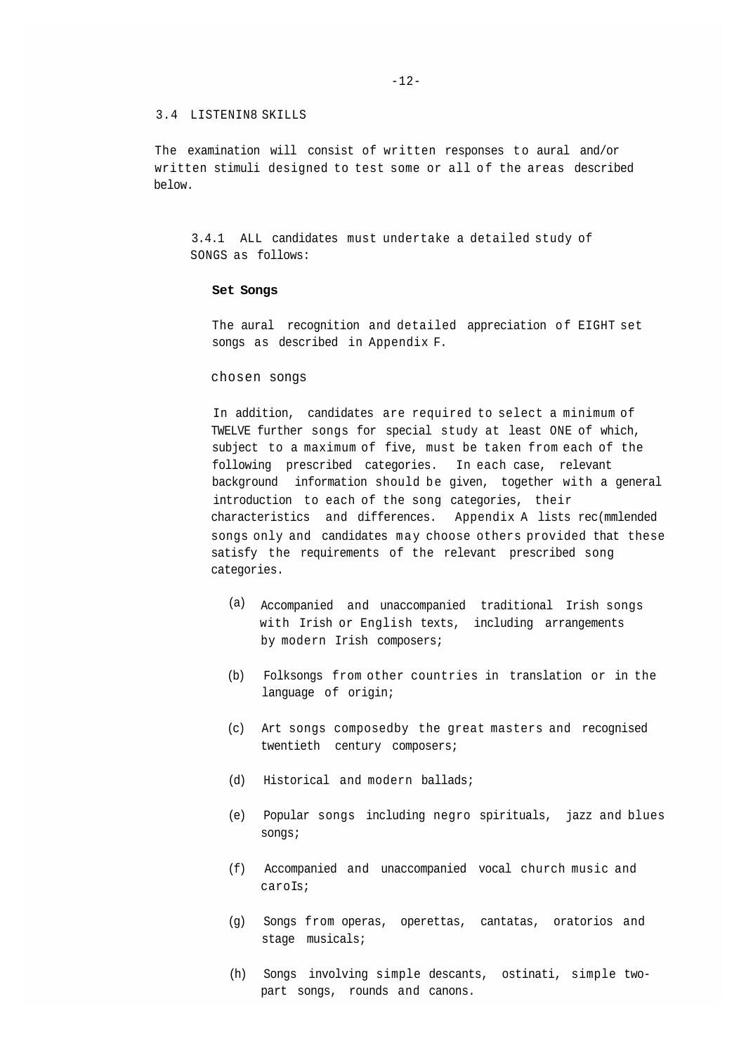## 3.4 LISTENIN8 SKILLS

The examination will consist of written responses to aural and/or written stimuli designed to test some or all of the areas described below.

### 3.4.1 ALL candidates must undertake a detailed study of SONGS as follows:

**Set Songs**

The aural recognition and detailed appreciation of EIGHT set songs as described in Appendix F.

chosen songs

In addition, candidates are required to select a minimum of TWELVE further songs for special study at least ONE of which, subject to a maximum of five, must be taken from each of the following prescribed categories. In each case, relevant background information should be given, together with a general introduction to each of the song categories, their characteristics and differences. Appendix A lists rec(mmlended songs only and candidates may choose others provided that these satisfy the requirements of the relevant prescribed song categories.

(a) Accompanied and unaccompanied traditional Irish songs with Irish or English texts, including arrangements by modern Irish composers;

(b) Folksongs from other countries in translation or in the language of origin;

(c) Art songs composedby the great masters and recognised twentieth century composers;

(d) Historical and modern ballads;

(e) Popular songs including negro spirituals, jazz and blues songs;

(f) Accompanied and unaccompanied vocal church music and caroIs;

(g) Songs from operas, operettas, cantatas, oratorios and stage musicals;

(h) Songs involving simple descants, ostinati, simple two-part songs, rounds and canons.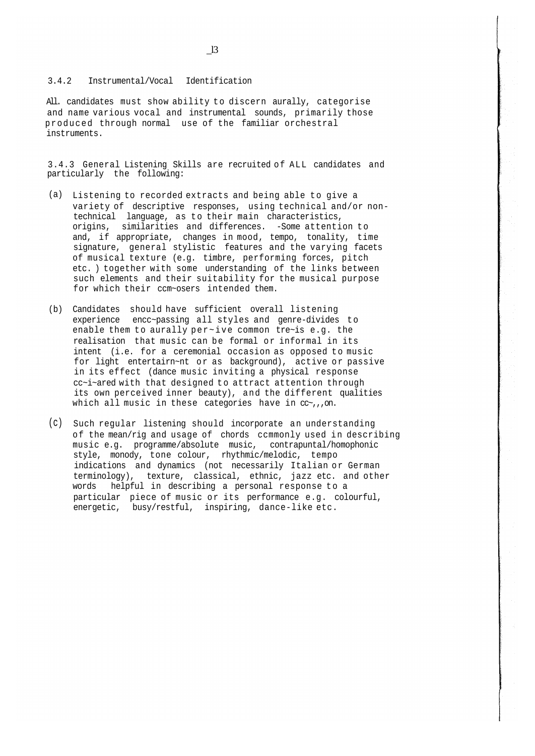### 3.4.2 Instrumental/Vocal Identification

All. candidates must show ability to discern aurally, categorise and name various vocal and instrumental sounds, primarily those produced through normal use of the familiar orchestral instruments.

3.4.3 General Listening Skills are recruited of ALL candidates and particularly the following:

(a) Listening to recorded extracts and being able to give a variety of descriptive responses, using technical and/or non-technical language, as to their main characteristics, origins, similarities and differences. -Some attention to and, if appropriate, changes in mood, tempo, tonality, time signature, general stylistic features and the varying facets of musical texture (e.g. timbre, performing forces, pitch etc. ) together with some understanding of the links between such elements and their suitability for the musical purpose for which their ccm~osers intended them.

(b) Candidates should have sufficient overall listening experience encc~passing all styles and genre-divides to enable them to aurally per~ive common tre~is e.g. the realisation that music can be formal or informal in its intent (i.e. for a ceremonial occasion as opposed to music for light entertairn~nt or as background), active or passive in its effect (dance music inviting a physical response cc~i~ared with that designed to attract attention through its own perceived inner beauty), and the different qualities which all music in these categories have in cc~,,,on.

(c) Such regular listening should incorporate an understanding of the mean/rig and usage of chords ccmmonly used in describing music e.g. programme/absolute music, contrapuntal/homophonic style, monody, tone colour, rhythmic/melodic, tempo indications and dynamics (not necessarily Italian or German terminology), texture, classical, ethnic, jazz etc. and other words helpful in describing a personal response to a particular piece of music or its performance e.g. colourful, energetic, busy/restful, inspiring, dance-like etc.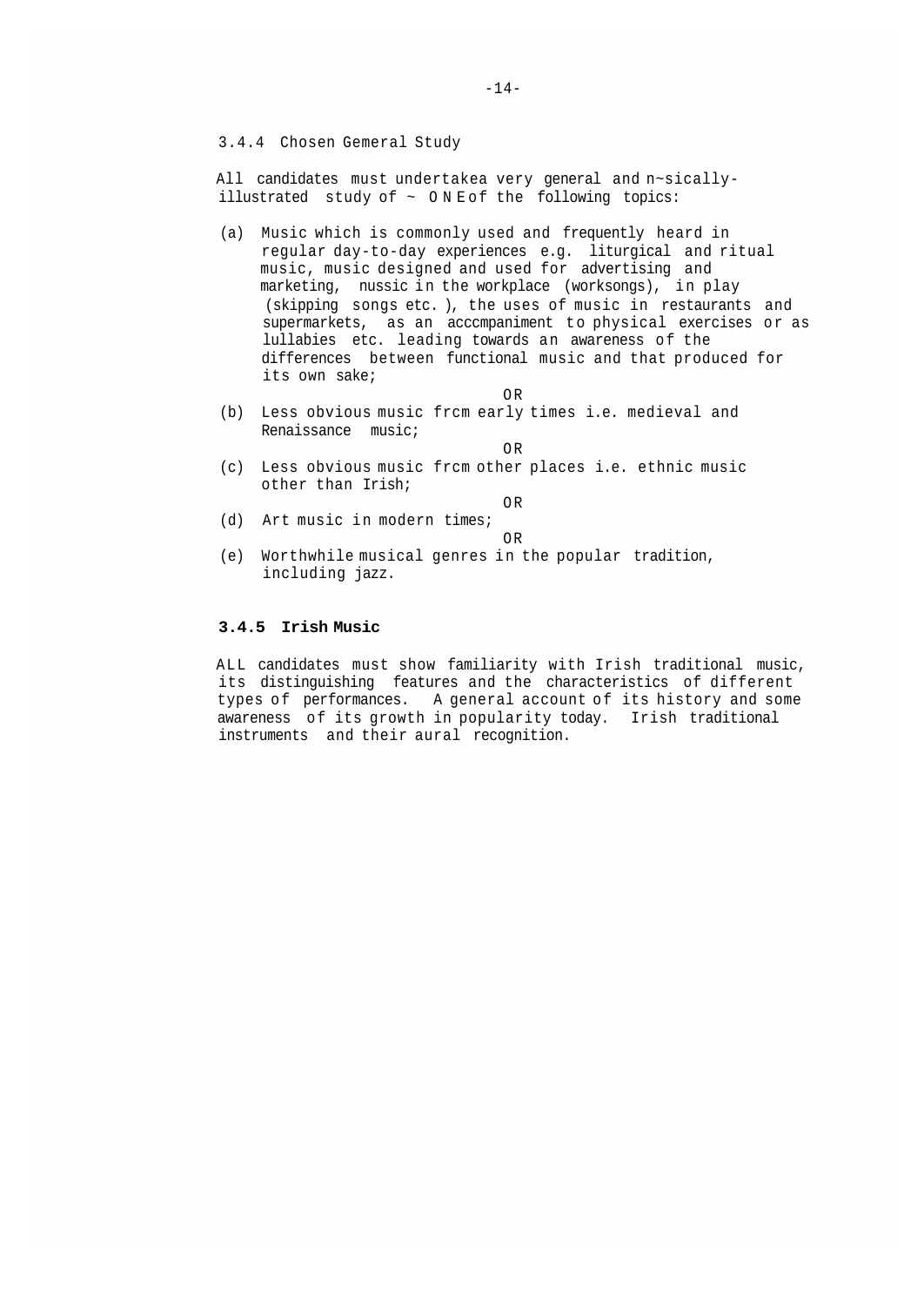### 3.4.4 Chosen Gemeral Study

All candidates must undertakea very general and n~sically-illustrated study of ~ ONE of the following topics:

(a) Music which is commonly used and frequently heard in regular day-to-day experiences e.g. liturgical and ritual music, music designed and used for advertising and marketing, nussic in the workplace (worksongs), in play (skipping songs etc.), the uses of music in restaurants and supermarkets, as an acccmpaniment to physical exercises or as lullabies etc. leading towards an awareness of the differences between functional music and that produced for its own sake;

OR

(b) Less obvious music frcm early times i.e. medieval and Renaissance music;

OR

(c) Less obvious music frcm other places i.e. ethnic music other than Irish;

OR

(d) Art music in modern times;

OR

(e) Worthwhile musical genres in the popular tradition, including jazz.

### 3.4.5 Irish Music

ALL candidates must show familiarity with Irish traditional music, its distinguishing features and the characteristics of different types of performances. A general account of its history and some awareness of its growth in popularity today. Irish traditional instruments and their aural recognition.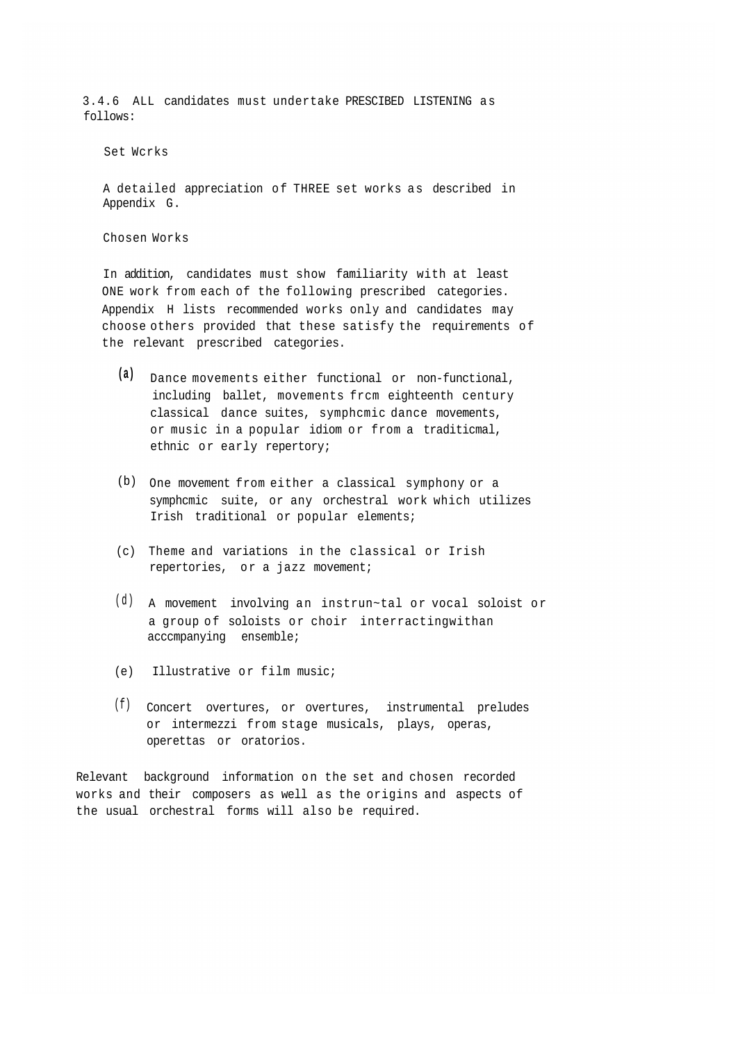3.4.6 ALL candidates must undertake PRESCIBED LISTENING as follows:

Set Wcrks

A detailed appreciation of THREE set works as described in Appendix G.

Chosen Works

In addition, candidates must show familiarity with at least ONE work from each of the following prescribed categories. Appendix H lists recommended works only and candidates may choose others provided that these satisfy the requirements of the relevant prescribed categories.

(a) Dance movements either functional or non-functional, including ballet, movements frcm eighteenth century classical dance suites, symphcmic dance movements, or music in a popular idiom or from a traditicmal, ethnic or early repertory;

(b) One movement from either a classical symphony or a symphcmic suite, or any orchestral work which utilizes Irish traditional or popular elements;

(c) Theme and variations in the classical or Irish repertories, or a jazz movement;

(d) A movement involving an instrun~tal or vocal soloist or a group of soloists or choir interractingwithan acccmpanying ensemble;

(e) Illustrative or film music;

(f) Concert overtures, or overtures, instrumental preludes or intermezzi from stage musicals, plays, operas, operettas or oratorios.

Relevant background information on the set and chosen recorded works and their composers as well as the origins and aspects of the usual orchestral forms will also be required.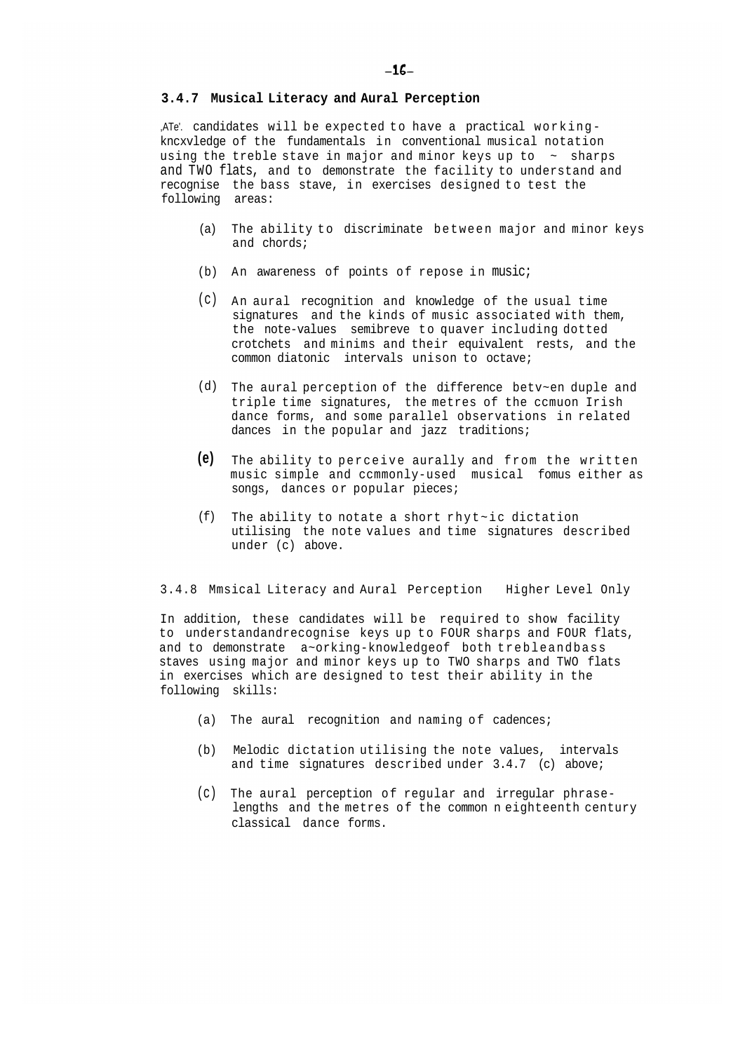### 3.4.7 Musical Literacy and Aural Perception

,ATe'. candidates will be expected to have a practical working-kncxvledge of the fundamentals in conventional musical notation using the treble stave in major and minor keys up to ~ sharps and TWO flats, and to demonstrate the facility to understand and recognise the bass stave, in exercises designed to test the following areas:

(a) The ability to discriminate between major and minor keys and chords;

(b) An awareness of points of repose in music;

(c) An aural recognition and knowledge of the usual time signatures and the kinds of music associated with them, the note-values semibreve to quaver including dotted crotchets and minims and their equivalent rests, and the common diatonic intervals unison to octave;

(d) The aural perception of the difference betv~en duple and triple time signatures, the metres of the ccmuon Irish dance forms, and some parallel observations in related dances in the popular and jazz traditions;

(e) The ability to perceive aurally and from the written music simple and ccmmonly-used musical fomus either as songs, dances or popular pieces;

(f) The ability to notate a short rhyt~ic dictation utilising the note values and time signatures described under (c) above.

### 3.4.8 Mmsical Literacy and Aural Perception Higher Level Only

In addition, these candidates will be required to show facility to understandandrecognise keys up to FOUR sharps and FOUR flats, and to demonstrate a~orking-knowledgeof both trebleandbass staves using major and minor keys up to TWO sharps and TWO flats in exercises which are designed to test their ability in the following skills:

(a) The aural recognition and naming of cadences;

(b) Melodic dictation utilising the note values, intervals and time signatures described under 3.4.7 (c) above;

(c) The aural perception of regular and irregular phrase-lengths and the metres of the common n eighteenth century classical dance forms.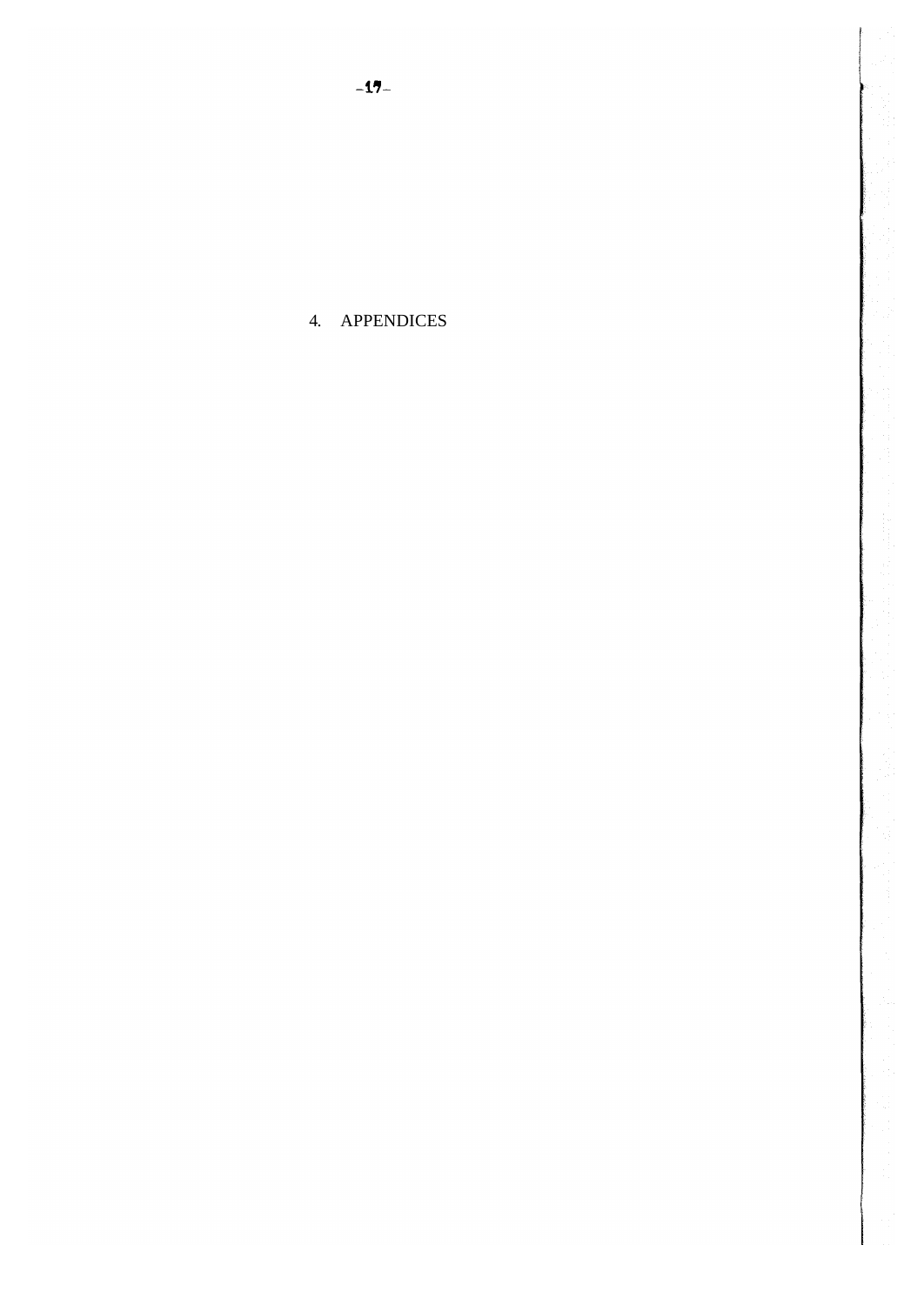# 4. APPENDICES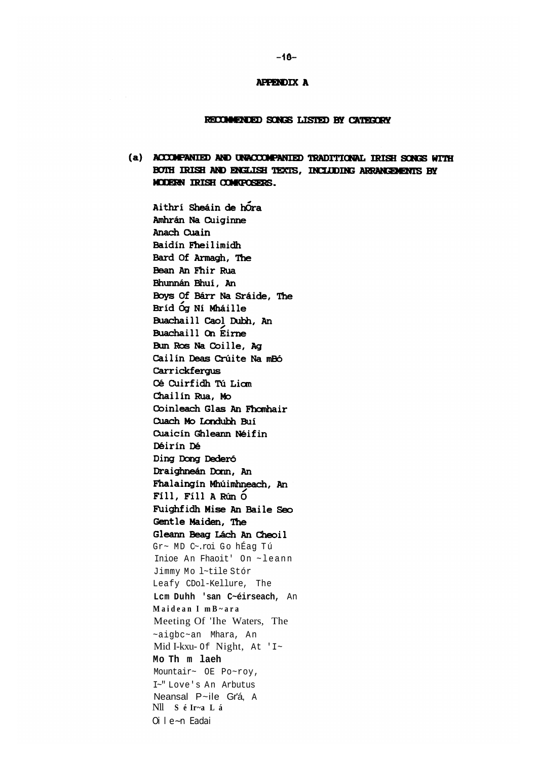## APPENDIX A

### RECOMMENDED SONGS LISTED BY CATEGORY

**(a) ACCOMPANIED AND UNACCOMPANIED TRADITIONAL IRISH SONGS WITH BOTH IRISH AND ENGLISH TEXTS, INCLUDING ARRANGEMENTS BY MODERN IRISH COMPOSERS.**

Aithrí Sheáin de hÓra
Amhrán Na Cuiginne
Anach Cuain
Baidín Fheilimidh
Bard Of Armagh, The
Bean An Fhir Rua
Bhunnán Bhuí, An
Boys Of Bárr Na Sráide, The
Bríd Óg Ní Mháille
Buachaill Caol Dubh, An
Buachaill On Éirne
Bun Ros Na Coille, Ag
Cailín Deas Crúite Na mBó
Carrickfergus
Cé Cuirfidh Tú Liom
Chailín Rua, Mo
Coinleach Glas An Fhomhair
Cuach Mo Londubh Buí
Cuaicín Ghleann Néifin
Déirín Dé
Ding Dong Dederó
Draighneán Donn, An
Fhalaingín Mhúimhneach, An
Fíll, Fíll A Rún Ó
Fuighfidh Mise An Baile Seo
Gentle Maiden, The
Gleann Beag Lách An Cheoil
Gr~ MD C~.roi Go hÉag Tú
Inioe An Fhaoit' On ~leann
Jimmy Mo l~tile Stór
Leafy CDol-Kellure, The
Lcm Duhh 'san C~éirseach, An
Maidean I mB~ara
Meeting Of 'Ihe Waters, The
~aigbc~an Mhara, An
Mid I-kxu-Of Night, At 'I~
Mo Th m laeh
Mountair~ OE Po~roy,
I~" Love's An Arbutus
Neansal P~ile Gr'á, A
Nll S é Ir~a L á
Oi l e~n Eadai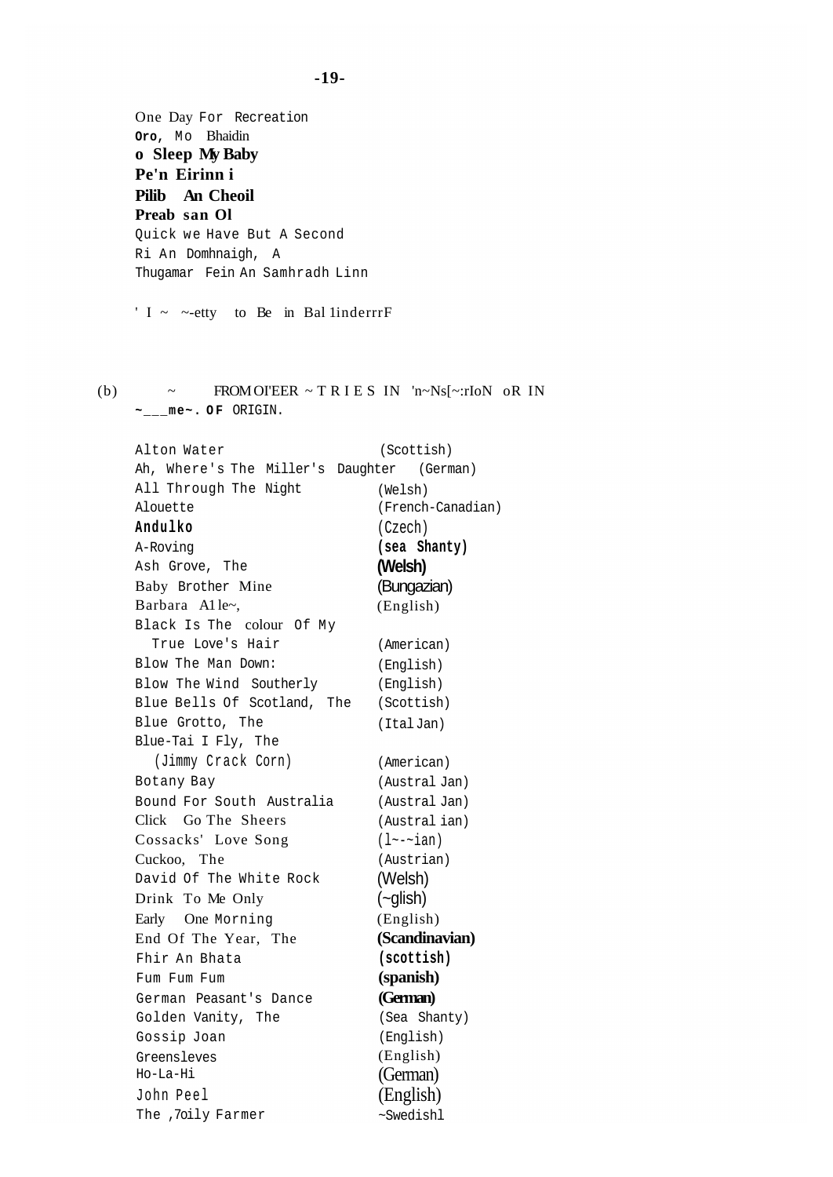One Day For Recreation
Oro, Mo Bhaidin
o Sleep My Baby
Pe'n Eirinn i
Pilib An Cheoil
Preab san Ol
Quick we Have But A Second
Ri An Domhnaigh, A
Thugamar Fein An Samhradh Linn

' I ~ ~-etty to Be in Bal 1inderrrF

(b) ~ FROM OI'EER ~ T R I E S IN 'n~Ns[~:rIoN oR IN ~___me~. OF ORIGIN.

| | |
|---|---|
| Alton Water | (Scottish) |
| Ah, Where's The Miller's Daughter | (German) |
| All Through The Night | (Welsh) |
| Alouette | (French-Canadian) |
| Andulko | (Czech) |
| A-Roving | (sea Shanty) |
| Ash Grove, The | (Welsh) |
| Baby Brother Mine | (Bungazian) |
| Barbara A1le~, | (English) |
| Black Is The colour Of My True Love's Hair | (American) |
| Blow The Man Down: | (English) |
| Blow The Wind Southerly | (English) |
| Blue Bells Of Scotland, The | (Scottish) |
| Blue Grotto, The | (Ital Jan) |
| Blue-Tai I Fly, The (Jimmy Crack Corn) | (American) |
| Botany Bay | (Austral Jan) |
| Bound For South Australia | (Austral Jan) |
| Click Go The Sheers | (Austral ian) |
| Cossacks' Love Song | (l~-~ian) |
| Cuckoo, The | (Austrian) |
| David Of The White Rock | (Welsh) |
| Drink To Me Only | (~glish) |
| Early One Morning | (English) |
| End Of The Year, The | (Scandinavian) |
| Fhir An Bhata | (scottish) |
| Fum Fum Fum | (spanish) |
| German Peasant's Dance | (German) |
| Golden Vanity, The | (Sea Shanty) |
| Gossip Joan | (English) |
| Greensleves | (English) |
| Ho-La-Hi | (German) |
| John Peel | (English) |
| The ,7oily Farmer | ~Swedishl |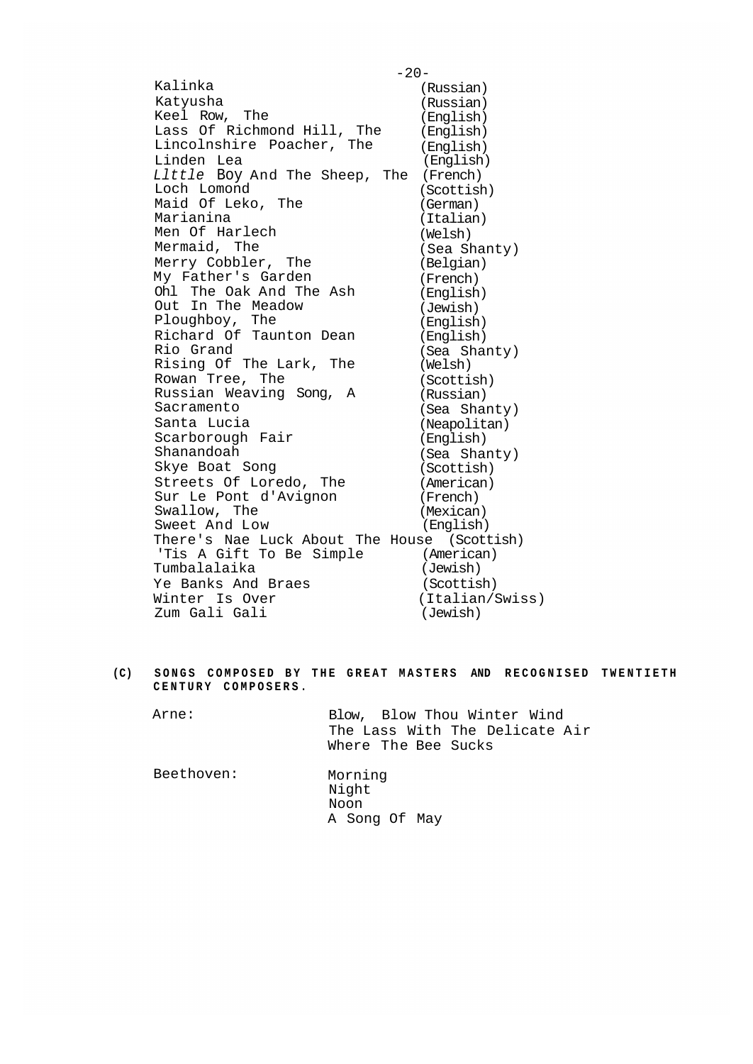| | |
|---|---|
| Kalinka | (Russian) |
| Katyusha | (Russian) |
| Keel Row, The | (English) |
| Lass Of Richmond Hill, The | (English) |
| Lincolnshire Poacher, The | (English) |
| Linden Lea | (English) |
| *Llttle* Boy And The Sheep, The | (French) |
| Loch Lomond | (Scottish) |
| Maid Of Leko, The | (German) |
| Marianina | (Italian) |
| Men Of Harlech | (Welsh) |
| Mermaid, The | (Sea Shanty) |
| Merry Cobbler, The | (Belgian) |
| My Father's Garden | (French) |
| Ohl The Oak And The Ash | (English) |
| Out In The Meadow | (Jewish) |
| Ploughboy, The | (English) |
| Richard Of Taunton Dean | (English) |
| Rio Grand | (Sea Shanty) |
| Rising Of The Lark, The | (Welsh) |
| Rowan Tree, The | (Scottish) |
| Russian Weaving Song, A | (Russian) |
| Sacramento | (Sea Shanty) |
| Santa Lucia | (Neapolitan) |
| Scarborough Fair | (English) |
| Shanandoah | (Sea Shanty) |
| Skye Boat Song | (Scottish) |
| Streets Of Loredo, The | (American) |
| Sur Le Pont d'Avignon | (French) |
| Swallow, The | (Mexican) |
| Sweet And Low | (English) |
| There's Nae Luck About The House | (Scottish) |
| 'Tis A Gift To Be Simple | (American) |
| Tumbalalaika | (Jewish) |
| Ye Banks And Braes | (Scottish) |
| Winter Is Over | (Italian/Swiss) |
| Zum Gali Gali | (Jewish) |

**(C) SONGS COMPOSED BY THE GREAT MASTERS AND RECOGNISED TWENTIETH CENTURY COMPOSERS.**

Arne:
- Blow, Blow Thou Winter Wind
- The Lass With The Delicate Air
- Where The Bee Sucks

Beethoven:
- Morning
- Night
- Noon
- A Song Of May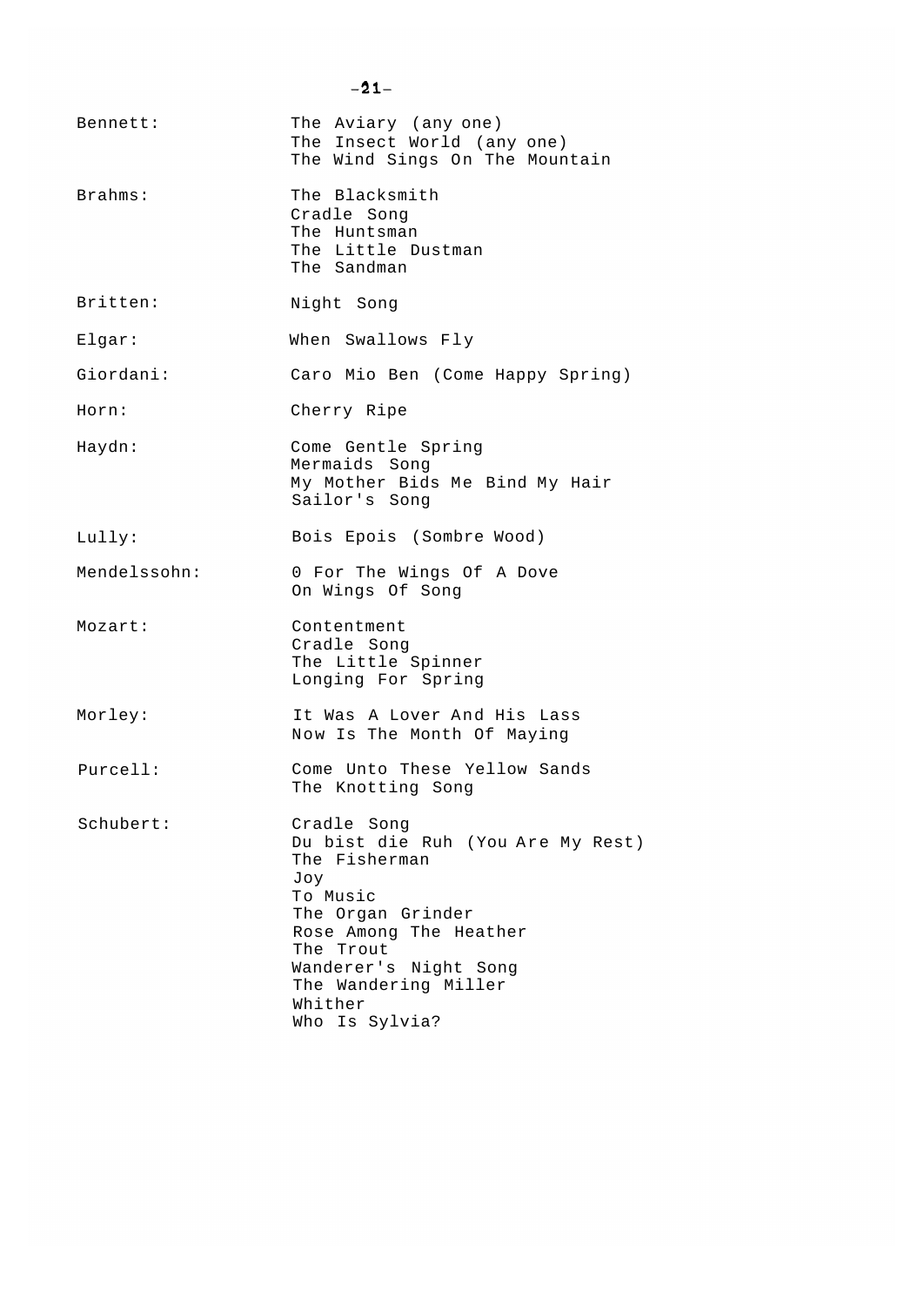| | |
|---|---|
| Bennett: | The Aviary (any one)<br>The Insect World (any one)<br>The Wind Sings On The Mountain |
| Brahms: | The Blacksmith<br>Cradle Song<br>The Huntsman<br>The Little Dustman<br>The Sandman |
| Britten: | Night Song |
| Elgar: | When Swallows Fly |
| Giordani: | Caro Mio Ben (Come Happy Spring) |
| Horn: | Cherry Ripe |
| Haydn: | Come Gentle Spring<br>Mermaids Song<br>My Mother Bids Me Bind My Hair<br>Sailor's Song |
| Lully: | Bois Epois (Sombre Wood) |
| Mendelssohn: | 0 For The Wings Of A Dove<br>On Wings Of Song |
| Mozart: | Contentment<br>Cradle Song<br>The Little Spinner<br>Longing For Spring |
| Morley: | It Was A Lover And His Lass<br>Now Is The Month Of Maying |
| Purcell: | Come Unto These Yellow Sands<br>The Knotting Song |
| Schubert: | Cradle Song<br>Du bist die Ruh (You Are My Rest)<br>The Fisherman<br>Joy<br>To Music<br>The Organ Grinder<br>Rose Among The Heather<br>The Trout<br>Wanderer's Night Song<br>The Wandering Miller<br>Whither<br>Who Is Sylvia? |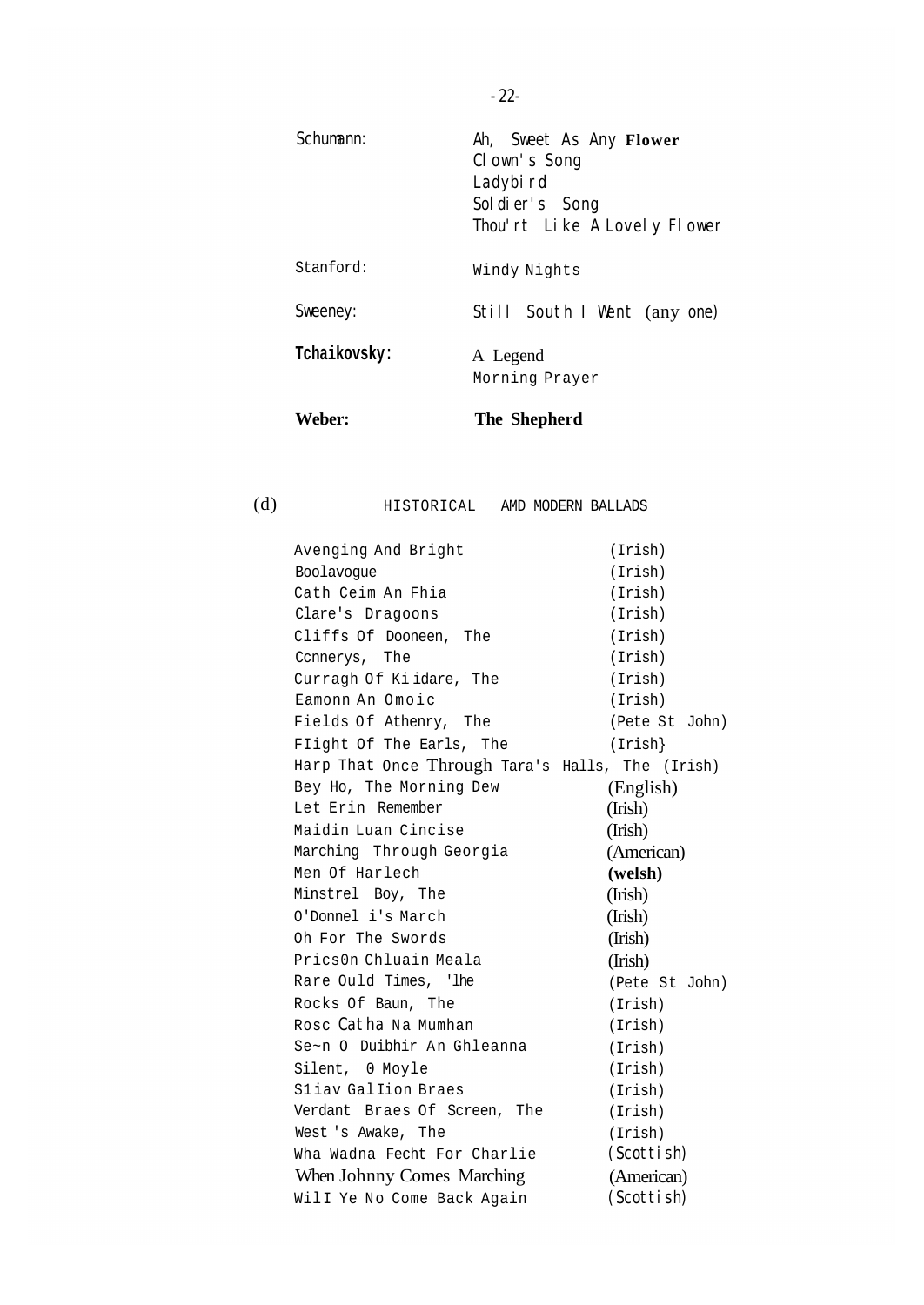| | |
|---|---|
| Schumann: | Ah, Sweet As Any **Flower** |
| | Clown's Song |
| | Ladybird |
| | Soldier's Song |
| | Thou'rt Like A Lovely Flower |
| Stanford: | Windy Nights |
| Sweeney: | Still South I Went (any one) |
| **Tchaikovsky:** | A Legend |
| | Morning Prayer |
| **Weber:** | **The Shepherd** |

(d) HISTORICAL AMD MODERN BALLADS

| | |
|---|---|
| Avenging And Bright | (Irish) |
| Boolavogue | (Irish) |
| Cath Ceim An Fhia | (Irish) |
| Clare's Dragoons | (Irish) |
| Cliffs Of Dooneen, The | (Irish) |
| Ccnnerys, The | (Irish) |
| Curragh Of Kiidare, The | (Irish) |
| Eamonn An Omoic | (Irish) |
| Fields Of Athenry, The | (Pete St John) |
| FIight Of The Earls, The | (Irish} |
| Harp That Once Through Tara's Halls, The | (Irish) |
| Bey Ho, The Morning Dew | (English) |
| Let Erin Remember | (Irish) |
| Maidin Luan Cincise | (Irish) |
| Marching Through Georgia | (American) |
| Men Of Harlech | **(welsh)** |
| Minstrel Boy, The | (Irish) |
| O'Donnel i's March | (Irish) |
| Oh For The Swords | (Irish) |
| Prics0n Chluain Meala | (Irish) |
| Rare Ould Times, 'lhe | (Pete St John) |
| Rocks Of Baun, The | (Irish) |
| Rosc Catha Na Mumhan | (Irish) |
| Se~n O Duibhir An Ghleanna | (Irish) |
| Silent, 0 Moyle | (Irish) |
| S1iav GalIion Braes | (Irish) |
| Verdant Braes Of Screen, The | (Irish) |
| West's Awake, The | (Irish) |
| Wha Wadna Fecht For Charlie | (Scottish) |
| When Johnny Comes Marching | (American) |
| WilI Ye No Come Back Again | (Scottish) |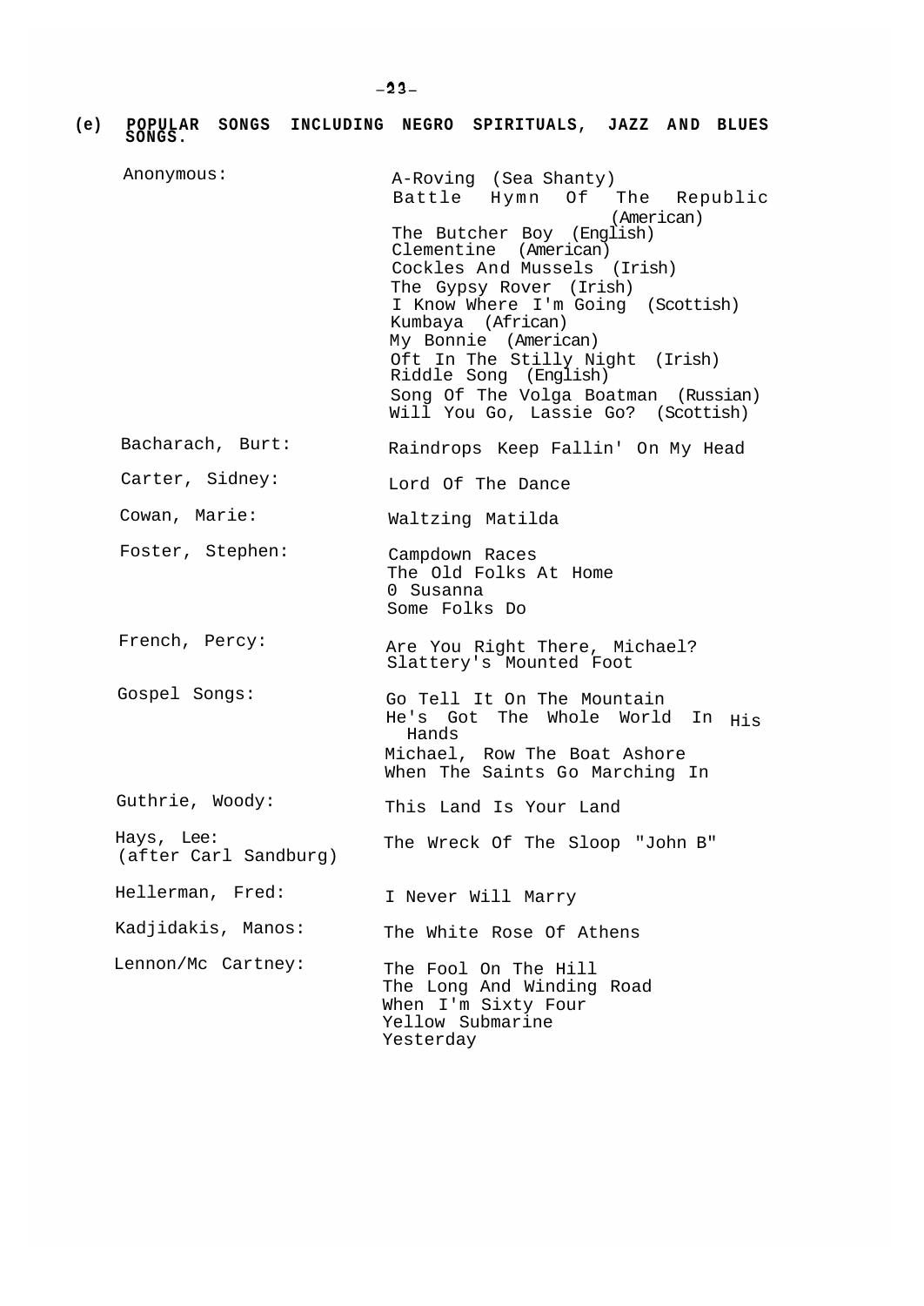## (e) POPULAR SONGS INCLUDING NEGRO SPIRITUALS, JAZZ AND BLUES SONGS.

| | |
|---|---|
| Anonymous: | A-Roving (Sea Shanty)<br>Battle Hymn Of The Republic (American)<br>The Butcher Boy (English)<br>Clementine (American)<br>Cockles And Mussels (Irish)<br>The Gypsy Rover (Irish)<br>I Know Where I'm Going (Scottish)<br>Kumbaya (African)<br>My Bonnie (American)<br>Oft In The Stilly Night (Irish)<br>Riddle Song (English)<br>Song Of The Volga Boatman (Russian)<br>Will You Go, Lassie Go? (Scottish) |
| Bacharach, Burt: | Raindrops Keep Fallin' On My Head |
| Carter, Sidney: | Lord Of The Dance |
| Cowan, Marie: | Waltzing Matilda |
| Foster, Stephen: | Campdown Races<br>The Old Folks At Home<br>0 Susanna<br>Some Folks Do |
| French, Percy: | Are You Right There, Michael?<br>Slattery's Mounted Foot |
| Gospel Songs: | Go Tell It On The Mountain<br>He's Got The Whole World In His Hands<br>Michael, Row The Boat Ashore<br>When The Saints Go Marching In |
| Guthrie, Woody: | This Land Is Your Land |
| Hays, Lee: (after Carl Sandburg) | The Wreck Of The Sloop "John B" |
| Hellerman, Fred: | I Never Will Marry |
| Kadjidakis, Manos: | The White Rose Of Athens |
| Lennon/Mc Cartney: | The Fool On The Hill<br>The Long And Winding Road<br>When I'm Sixty Four<br>Yellow Submarine<br>Yesterday |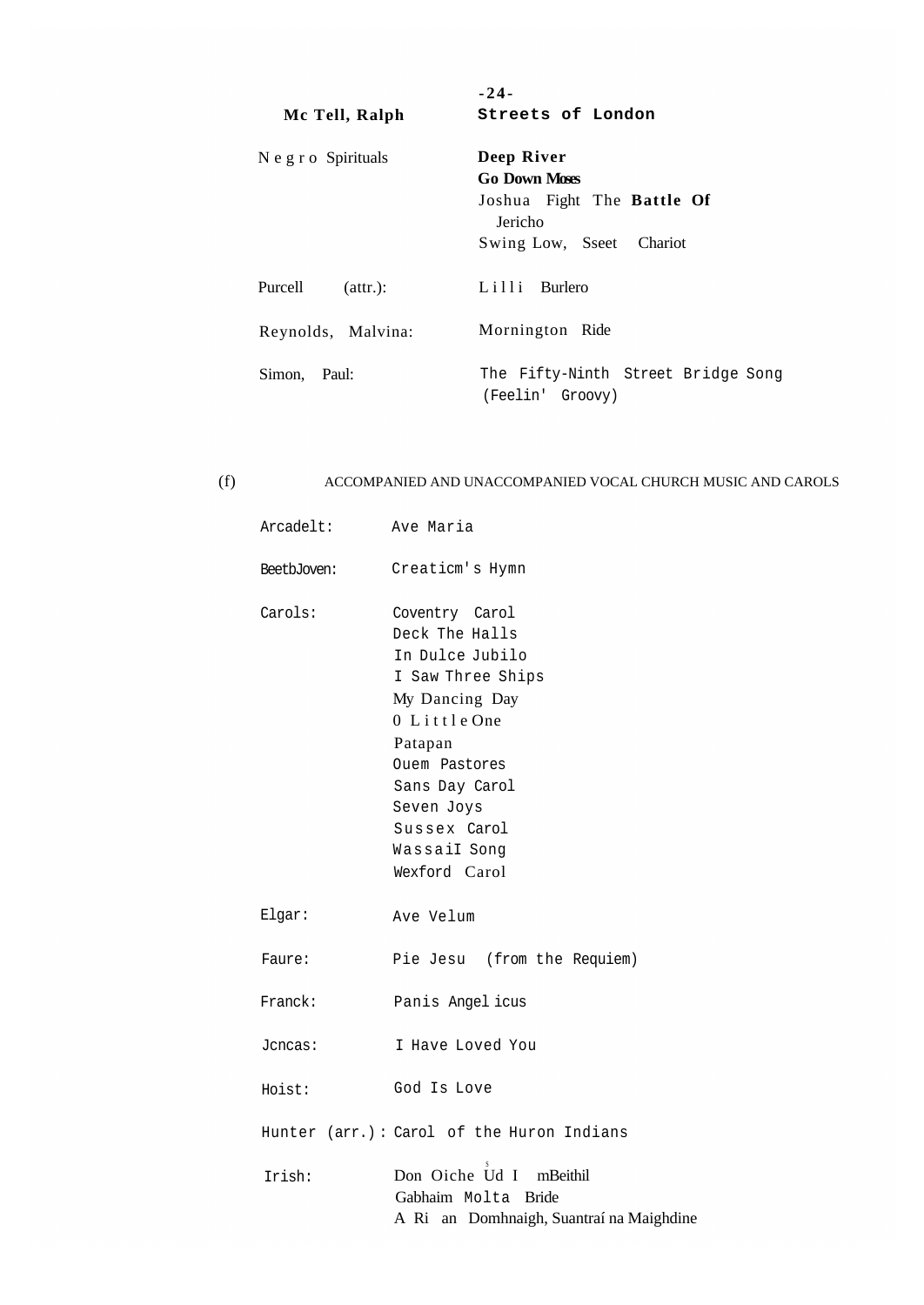| Mc Tell, Ralph | Streets of London |
|---|---|
| Negro Spirituals | **Deep River** |
| | **Go Down Moses** |
| | Joshua Fight The **Battle Of** Jericho |
| | Swing Low, Sseet Chariot |
| Purcell (attr.): | Lilli Burlero |
| Reynolds, Malvina: | Mornington Ride |
| Simon, Paul: | The Fifty-Ninth Street Bridge Song (Feelin' Groovy) |

(f) ACCOMPANIED AND UNACCOMPANIED VOCAL CHURCH MUSIC AND CAROLS

| | |
|---|---|
| Arcadelt: | Ave Maria |
| BeetbJoven: | Creaticm's Hymn |
| Carols: | Coventry Carol |
| | Deck The Halls |
| | In Dulce Jubilo |
| | I Saw Three Ships |
| | My Dancing Day |
| | 0 Little One |
| | Patapan |
| | Ouem Pastores |
| | Sans Day Carol |
| | Seven Joys |
| | Sussex Carol |
| | WassaiI Song |
| | Wexford Carol |
| Elgar: | Ave Velum |
| Faure: | Pie Jesu (from the Requiem) |
| Franck: | Panis Angel icus |
| Jcncas: | I Have Loved You |
| Hoist: | God Is Love |
| Hunter (arr.): | Carol of the Huron Indians |
| Irish: | Don Oiche Úd I mBeithil |
| | Gabhaim Molta Bride |
| | A Ri an Domhnaigh, Suantraí na Maighdine |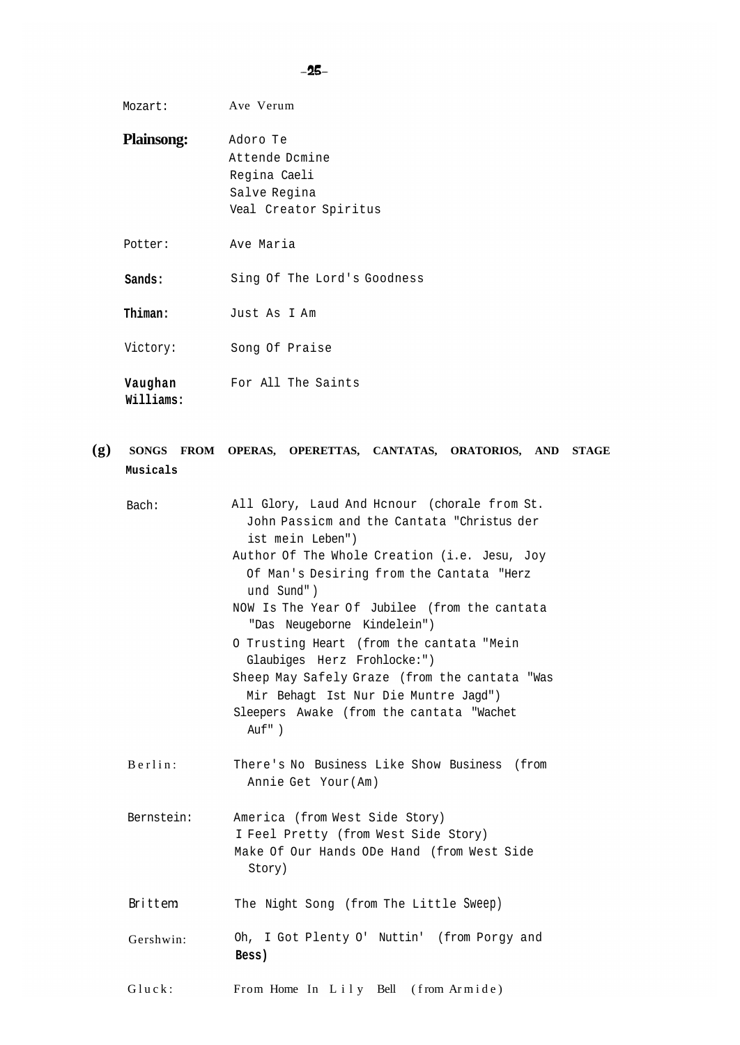| | |
|---|---|
| Mozart: | Ave Verum |
| **Plainsong:** | Adoro Te<br>Attende Dcmine<br>Regina Caeli<br>Salve Regina<br>Veal Creator Spiritus |
| Potter: | Ave Maria |
| **Sands:** | Sing Of The Lord's Goodness |
| **Thiman:** | Just As I Am |
| Victory: | Song Of Praise |
| **Vaughan Williams:** | For All The Saints |

**(g) SONGS FROM OPERAS, OPERETTAS, CANTATAS, ORATORIOS, AND STAGE Musicals**

| | |
|---|---|
| Bach: | All Glory, Laud And Hcnour (chorale from St. John Passicm and the Cantata "Christus der ist mein Leben")<br>Author Of The Whole Creation (i.e. Jesu, Joy Of Man's Desiring from the Cantata "Herz und Sund")<br>NOW Is The Year Of Jubilee (from the cantata "Das Neugeborne Kindelein")<br>O Trusting Heart (from the cantata "Mein Glaubiges Herz Frohlocke:")<br>Sheep May Safely Graze (from the cantata "Was Mir Behagt Ist Nur Die Muntre Jagd")<br>Sleepers Awake (from the cantata "Wachet Auf") |
| Berlin: | There's No Business Like Show Business (from Annie Get Your(Am) |
| Bernstein: | America (from West Side Story)<br>I Feel Pretty (from West Side Story)<br>Make Of Our Hands ODe Hand (from West Side Story) |
| Brittem: | The Night Song (from The Little Sweep) |
| Gershwin: | Oh, I Got Plenty O' Nuttin' (from Porgy and **Bess)** |
| Gluck: | From Home In Lily Bell (from Armide) |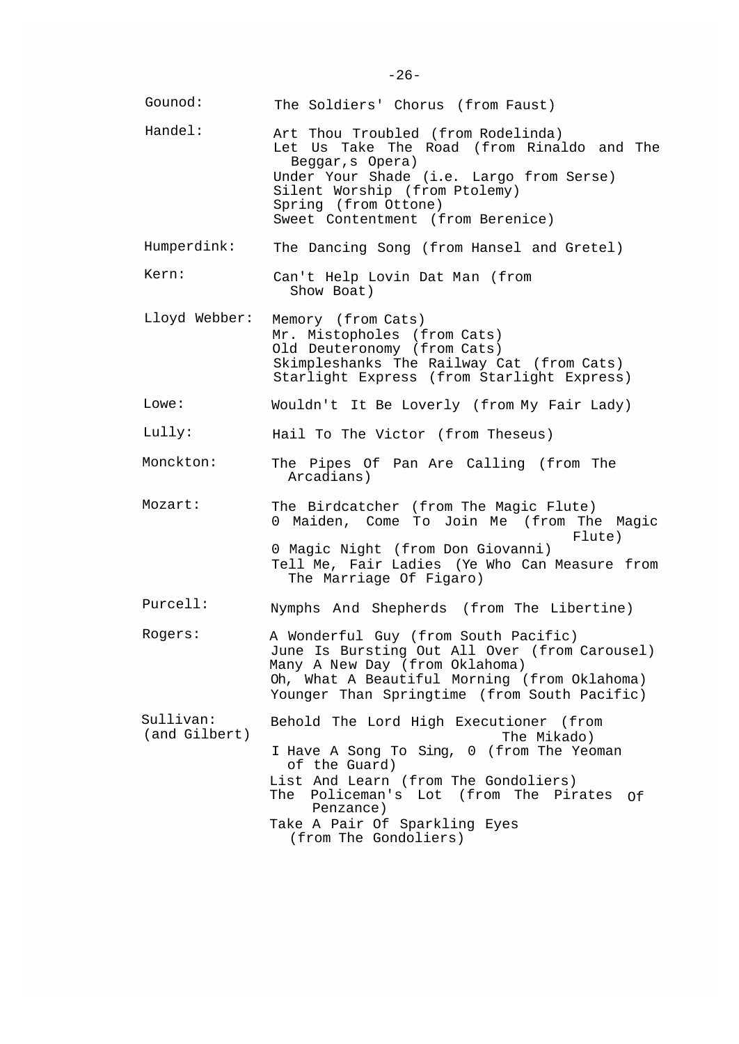**Gounod:**
- The Soldiers' Chorus (from Faust)

**Handel:**
- Art Thou Troubled (from Rodelinda)
- Let Us Take The Road (from Rinaldo and The Beggar,s Opera)
- Under Your Shade (i.e. Largo from Serse)
- Silent Worship (from Ptolemy)
- Spring (from Ottone)
- Sweet Contentment (from Berenice)

**Humperdink:**
- The Dancing Song (from Hansel and Gretel)

**Kern:**
- Can't Help Lovin Dat Man (from Show Boat)

**Lloyd Webber:**
- Memory (from Cats)
- Mr. Mistopholes (from Cats)
- Old Deuteronomy (from Cats)
- Skimpleshanks The Railway Cat (from Cats)
- Starlight Express (from Starlight Express)

**Lowe:**
- Wouldn't It Be Loverly (from My Fair Lady)

**Lully:**
- Hail To The Victor (from Theseus)

**Monckton:**
- The Pipes Of Pan Are Calling (from The Arcadians)

**Mozart:**
- The Birdcatcher (from The Magic Flute)
- 0 Maiden, Come To Join Me (from The Magic Flute)
- 0 Magic Night (from Don Giovanni)
- Tell Me, Fair Ladies (Ye Who Can Measure from The Marriage Of Figaro)

**Purcell:**
- Nymphs And Shepherds (from The Libertine)

**Rogers:**
- A Wonderful Guy (from South Pacific)
- June Is Bursting Out All Over (from Carousel)
- Many A New Day (from Oklahoma)
- Oh, What A Beautiful Morning (from Oklahoma)
- Younger Than Springtime (from South Pacific)

**Sullivan: (and Gilbert)**
- Behold The Lord High Executioner (from The Mikado)
- I Have A Song To Sing, 0 (from The Yeoman of the Guard)
- List And Learn (from The Gondoliers)
- The Policeman's Lot (from The Pirates Of Penzance)
- Take A Pair Of Sparkling Eyes (from The Gondoliers)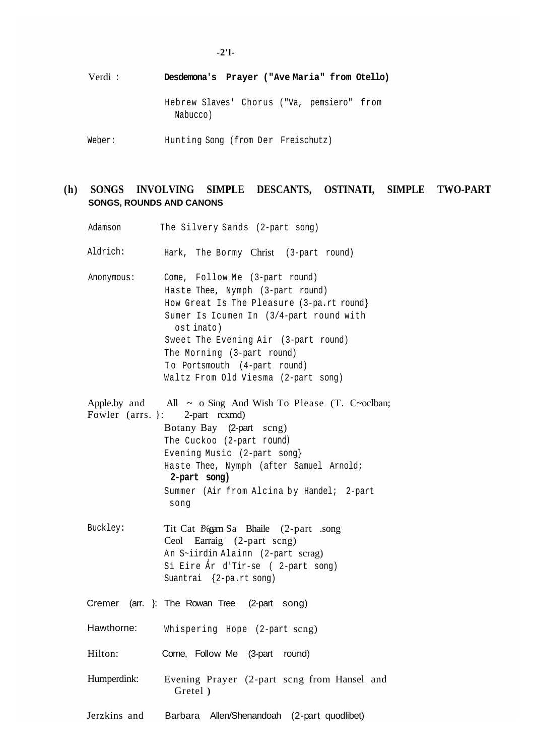Verdi : **Desdemona's Prayer ("Ave Maria" from Otello)**

Hebrew Slaves' Chorus ("Va, pemsiero" from Nabucco)

Weber: Hunting Song (from Der Freischutz)

## (h) SONGS INVOLVING SIMPLE DESCANTS, OSTINATI, SIMPLE TWO-PART SONGS, ROUNDS AND CANONS

Adamson The Silvery Sands (2-part song)

Aldrich: Hark, The Bormy Christ (3-part round)

Anonymous: Come, Follow Me (3-part round)
Haste Thee, Nymph (3-part round)
How Great Is The Pleasure (3-pa.rt round}
Sumer Is Icumen In (3/4-part round with ost inato)
Sweet The Evening Air (3-part round)
The Morning (3-part round)
To Portsmouth (4-part round)
Waltz From Old Viesma (2-part song)

Apple.by and Fowler (arrs. }: All ~ o Sing And Wish To Please (T. C~oclban; 2-part rcxmd)
Botany Bay (2-part scng)
The Cuckoo (2-part round)
Evening Music (2-part song}
Haste Thee, Nymph (after Samuel Arnold; **2-part song)**
Summer (Air from Alcina by Handel; 2-part song

Buckley: Tit Cat I'¼gam Sa Bhaile (2-part .song
Ceol Earraig (2-part scng)
An S~iirdin Alainn (2-part scrag)
Si Eire Ár d'Tir-se ( 2-part song)
Suantrai {2-pa.rt song)

Cremer (arr. }: The Rowan Tree (2-part song)

Hawthorne: Whispering Hope (2-part scng)

Hilton: Come, Follow Me (3-part round)

Humperdink: Evening Prayer (2-part scng from Hansel and Gretel **)**

Jerzkins and Barbara Allen/Shenandoah (2-part quodlibet)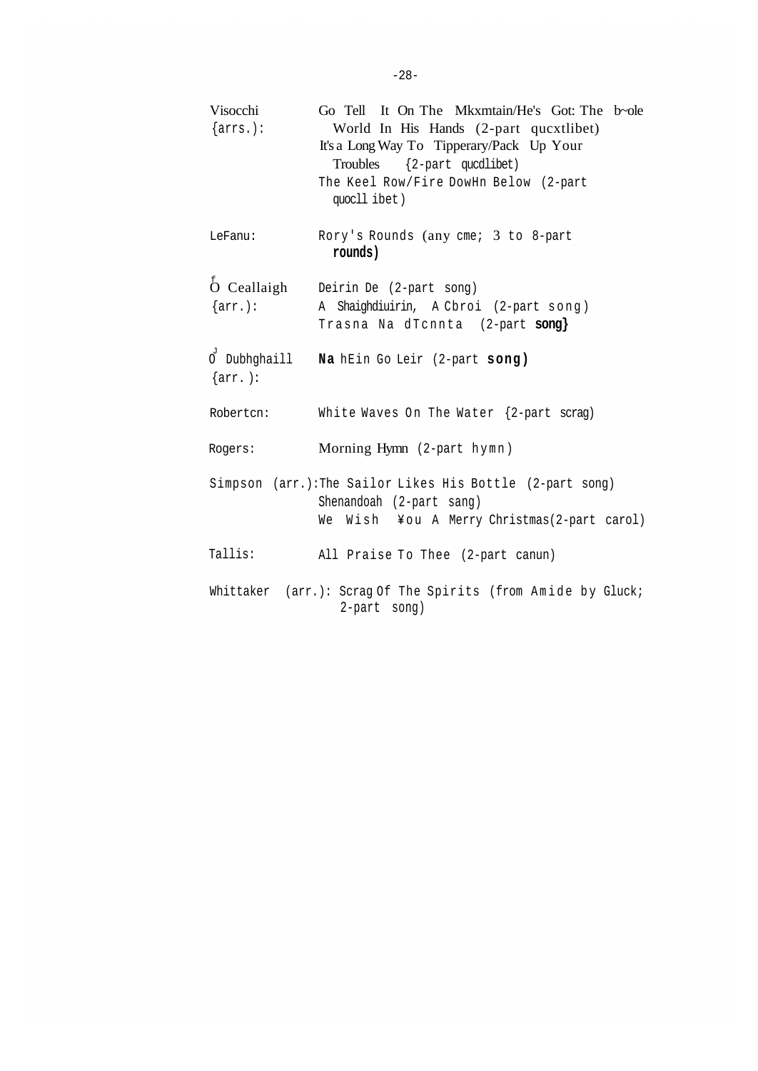Visocchi {arrs.): Go Tell It On The Mkxmtain/He's Got: The b~ole World In His Hands (2-part qucxtlibet)
It's a Long Way To Tipperary/Pack Up Your Troubles {2-part qucdlibet)
The Keel Row/Fire DowHn Below (2-part quocll ibet)

LeFanu: Rory's Rounds (any cme; 3 to 8-part **rounds)**

Ó Ceallaigh {arr.): Deirin De (2-part song)
A Shaighdiuirin, A Cbroi (2-part song)
Trasna Na dTcnnta (2-part **song}**

Ó Dubhghaill {arr. ): **Na** hEin Go Leir (2-part **song)**

Robertcn: White Waves On The Water {2-part scrag)

Rogers: Morning Hymn (2-part hymn)

Simpson (arr.): The Sailor Likes His Bottle (2-part song)
Shenandoah (2-part sang)
We Wish ¥ou A Merry Christmas(2-part carol)

Tallis: All Praise To Thee (2-part canun)

Whittaker (arr.): Scrag Of The Spirits (from Amide by Gluck; 2-part song)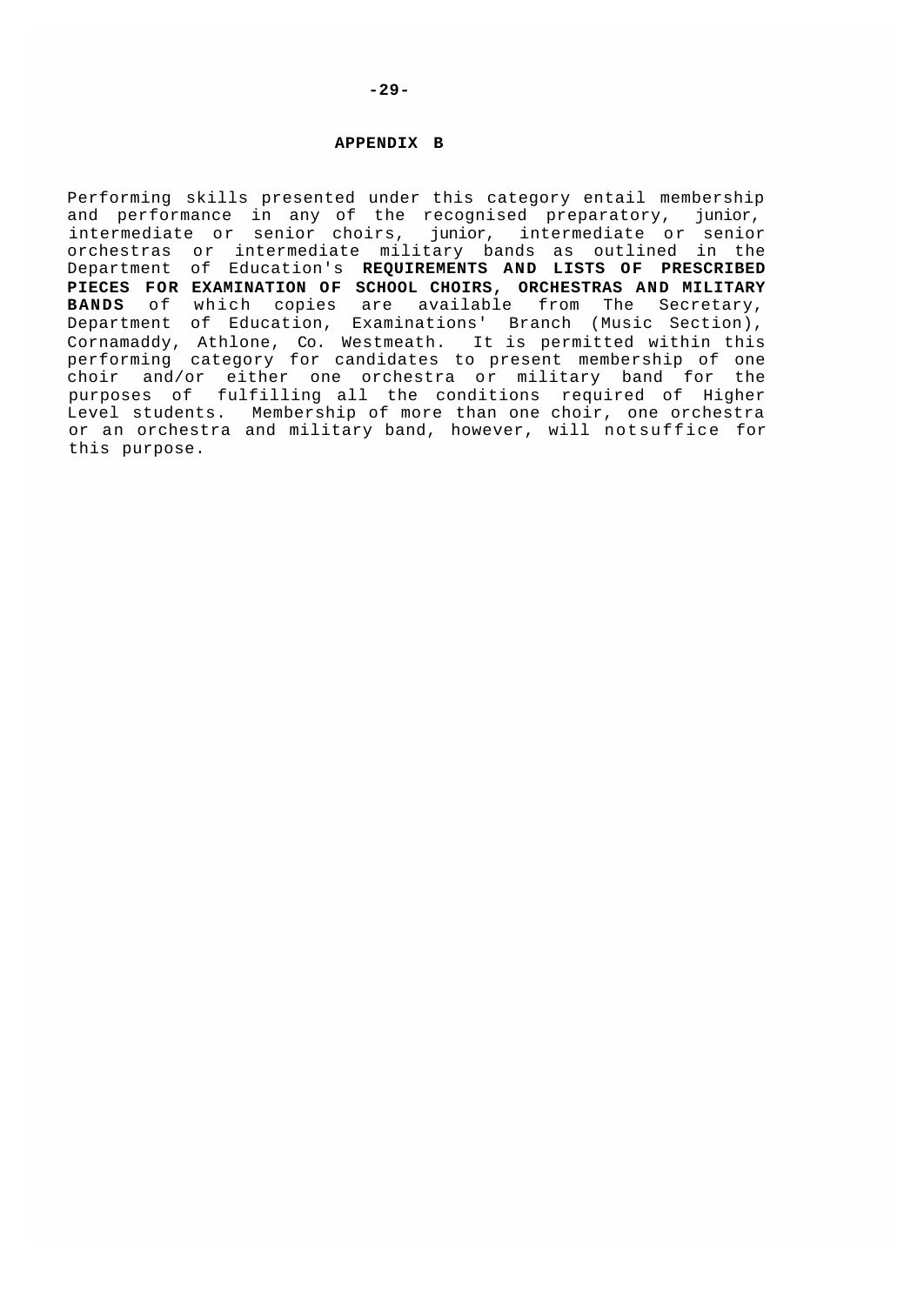## APPENDIX B

Performing skills presented under this category entail membership and performance in any of the recognised preparatory, junior, intermediate or senior choirs, junior, intermediate or senior orchestras or intermediate military bands as outlined in the Department of Education's **REQUIREMENTS AND LISTS OF PRESCRIBED PIECES FOR EXAMINATION OF SCHOOL CHOIRS, ORCHESTRAS AND MILITARY BANDS** of which copies are available from The Secretary, Department of Education, Examinations' Branch (Music Section), Cornamaddy, Athlone, Co. Westmeath. It is permitted within this performing category for candidates to present membership of one choir and/or either one orchestra or military band for the purposes of fulfilling all the conditions required of Higher Level students. Membership of more than one choir, one orchestra or an orchestra and military band, however, will notsuffice for this purpose.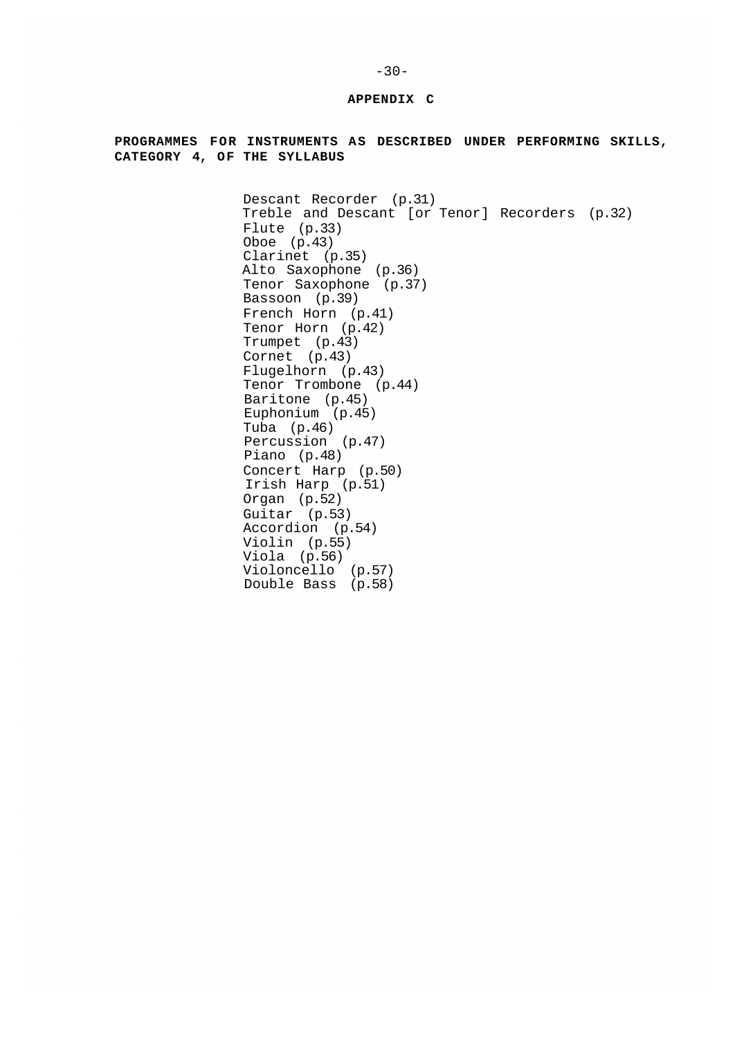## APPENDIX C

**PROGRAMMES FOR INSTRUMENTS AS DESCRIBED UNDER PERFORMING SKILLS, CATEGORY 4, OF THE SYLLABUS**

- Descant Recorder (p.31)
- Treble and Descant [or Tenor] Recorders (p.32)
- Flute (p.33)
- Oboe (p.43)
- Clarinet (p.35)
- Alto Saxophone (p.36)
- Tenor Saxophone (p.37)
- Bassoon (p.39)
- French Horn (p.41)
- Tenor Horn (p.42)
- Trumpet (p.43)
- Cornet (p.43)
- Flugelhorn (p.43)
- Tenor Trombone (p.44)
- Baritone (p.45)
- Euphonium (p.45)
- Tuba (p.46)
- Percussion (p.47)
- Piano (p.48)
- Concert Harp (p.50)
- Irish Harp (p.51)
- Organ (p.52)
- Guitar (p.53)
- Accordion (p.54)
- Violin (p.55)
- Viola (p.56)
- Violoncello (p.57)
- Double Bass (p.58)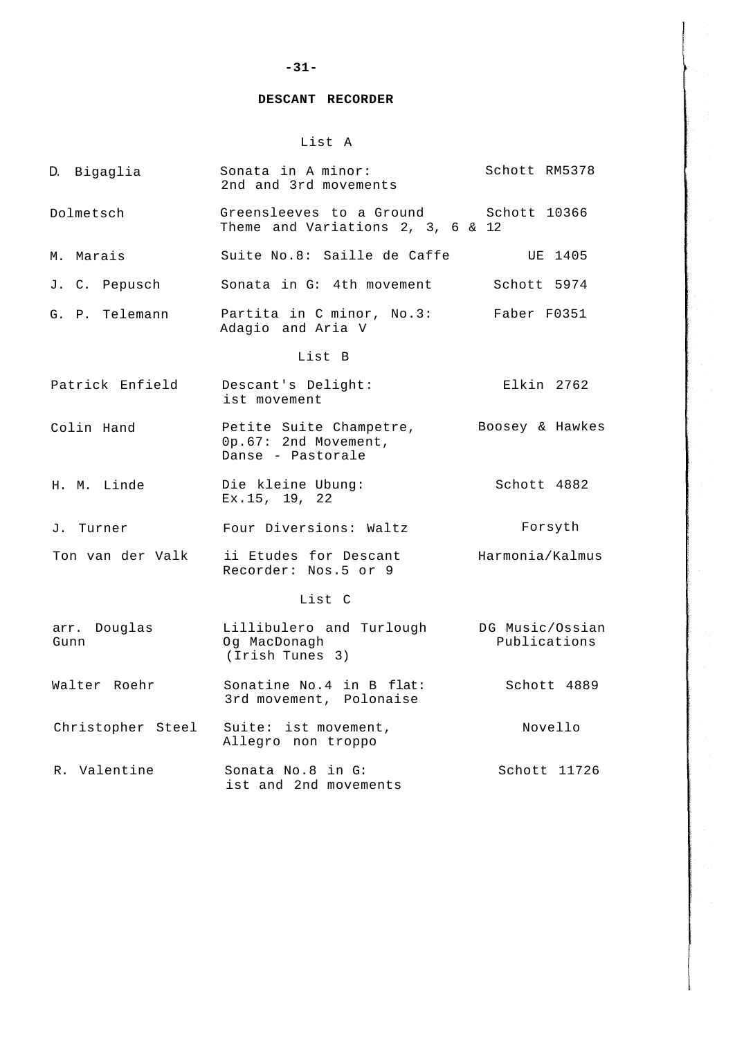## DESCANT RECORDER

### List A

| | | |
|---|---|---|
| D. Bigaglia | Sonata in A minor: 2nd and 3rd movements | Schott RM5378 |
| Dolmetsch | Greensleeves to a Ground Theme and Variations 2, 3, 6 & 12 | Schott 10366 |
| M. Marais | Suite No.8: Saille de Caffe | UE 1405 |
| J. C. Pepusch | Sonata in G: 4th movement | Schott 5974 |
| G. P. Telemann | Partita in C minor, No.3: Adagio and Aria V | Faber F0351 |

### List B

| | | |
|---|---|---|
| Patrick Enfield | Descant's Delight: ist movement | Elkin 2762 |
| Colin Hand | Petite Suite Champetre, 0p.67: 2nd Movement, Danse - Pastorale | Boosey & Hawkes |
| H. M. Linde | Die kleine Ubung: Ex.15, 19, 22 | Schott 4882 |
| J. Turner | Four Diversions: Waltz | Forsyth |
| Ton van der Valk | ii Etudes for Descant Recorder: Nos.5 or 9 | Harmonia/Kalmus |

### List C

| | | |
|---|---|---|
| arr. Douglas Gunn | Lillibulero and Turlough Og MacDonagh (Irish Tunes 3) | DG Music/Ossian Publications |
| Walter Roehr | Sonatine No.4 in B flat: 3rd movement, Polonaise | Schott 4889 |
| Christopher Steel | Suite: ist movement, Allegro non troppo | Novello |
| R. Valentine | Sonata No.8 in G: ist and 2nd movements | Schott 11726 |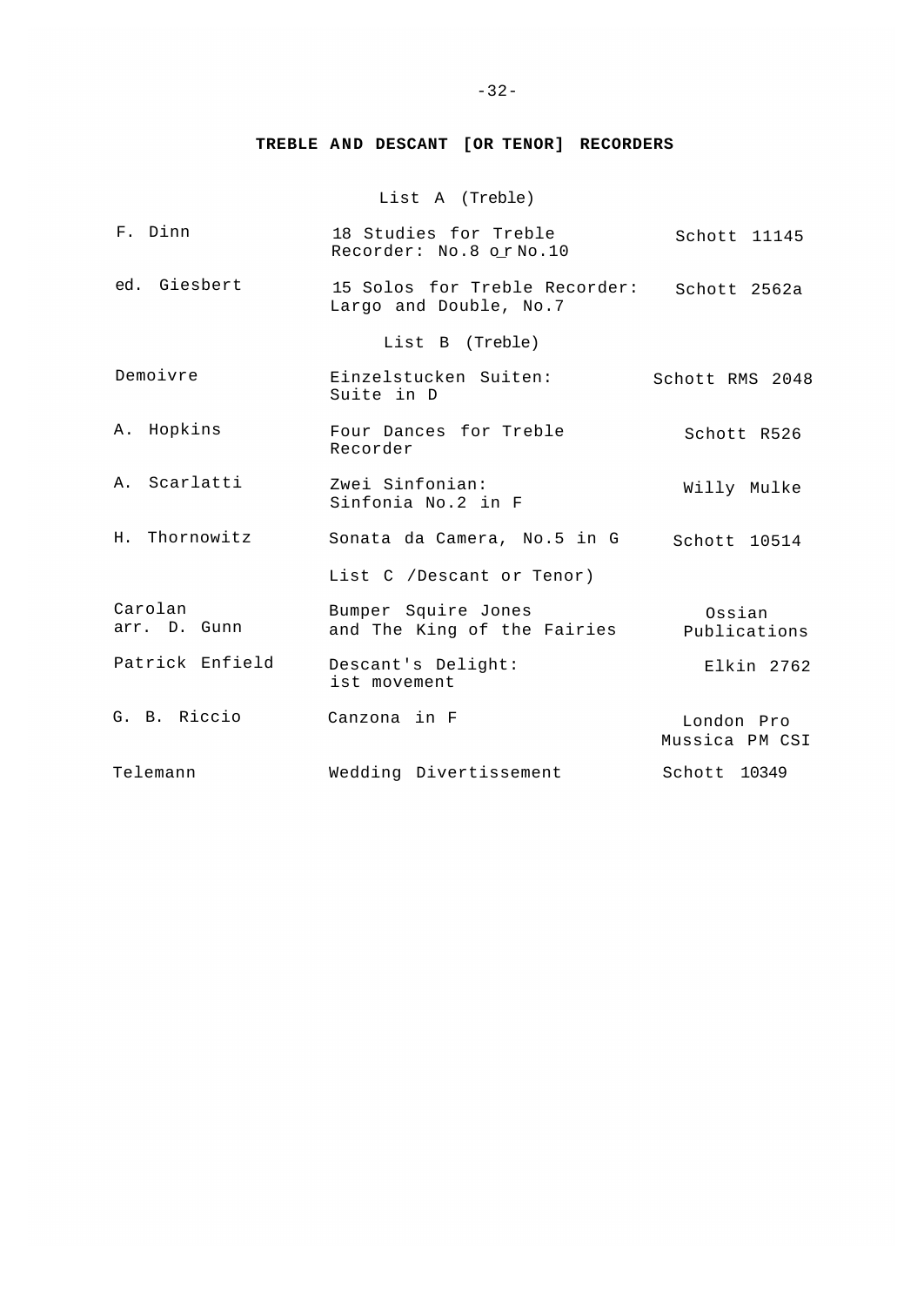## TREBLE AND DESCANT [OR TENOR] RECORDERS

List A (Treble)

| | | |
|---|---|---|
| F. Dinn | 18 Studies for Treble Recorder: No.8 or No.10 | Schott 11145 |
| ed. Giesbert | 15 Solos for Treble Recorder: Largo and Double, No.7 | Schott 2562a |

List B (Treble)

| | | |
|---|---|---|
| Demoivre | Einzelstucken Suiten: Suite in D | Schott RMS 2048 |
| A. Hopkins | Four Dances for Treble Recorder | Schott R526 |
| A. Scarlatti | Zwei Sinfonian: Sinfonia No.2 in F | Willy Mulke |
| H. Thornowitz | Sonata da Camera, No.5 in G | Schott 10514 |

List C /Descant or Tenor)

| | | |
|---|---|---|
| Carolan arr. D. Gunn | Bumper Squire Jones and The King of the Fairies | Ossian Publications |
| Patrick Enfield | Descant's Delight: ist movement | Elkin 2762 |
| G. B. Riccio | Canzona in F | London Pro Mussica PM CSI |
| Telemann | Wedding Divertissement | Schott 10349 |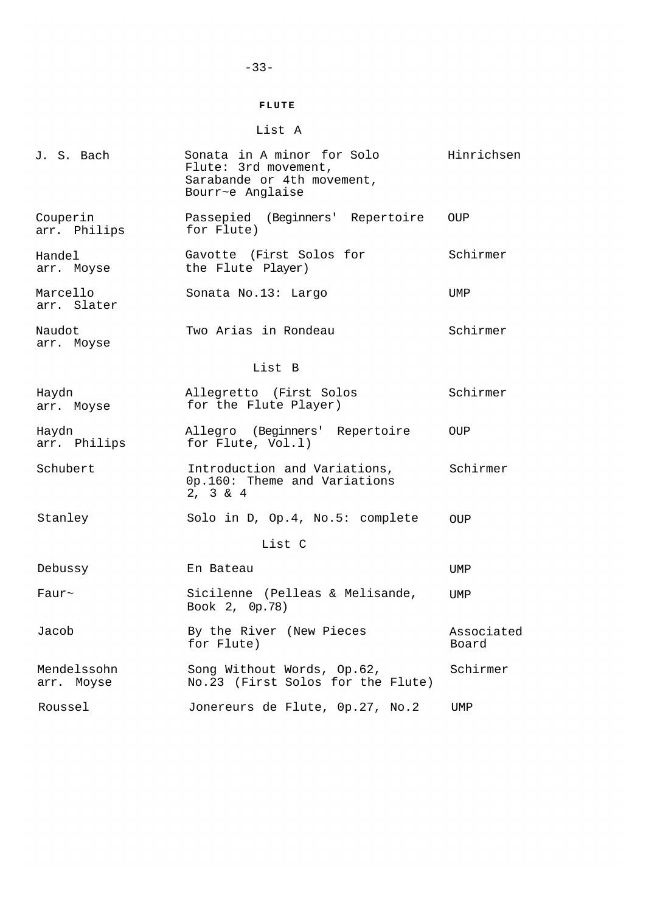## FLUTE

### List A

| | | |
|---|---|---|
| J. S. Bach | Sonata in A minor for Solo Flute: 3rd movement, Sarabande or 4th movement, Bourr~e Anglaise | Hinrichsen |
| Couperin arr. Philips | Passepied (Beginners' Repertoire for Flute) | OUP |
| Handel arr. Moyse | Gavotte (First Solos for the Flute Player) | Schirmer |
| Marcello arr. Slater | Sonata No.13: Largo | UMP |
| Naudot arr. Moyse | Two Arias in Rondeau | Schirmer |

### List B

| | | |
|---|---|---|
| Haydn arr. Moyse | Allegretto (First Solos for the Flute Player) | Schirmer |
| Haydn arr. Philips | Allegro (Beginners' Repertoire for Flute, Vol.l) | OUP |
| Schubert | Introduction and Variations, 0p.160: Theme and Variations 2, 3 & 4 | Schirmer |
| Stanley | Solo in D, Op.4, No.5: complete | OUP |

### List C

| | | |
|---|---|---|
| Debussy | En Bateau | UMP |
| Faur~ | Sicilenne (Pelleas & Melisande, Book 2, 0p.78) | UMP |
| Jacob | By the River (New Pieces for Flute) | Associated Board |
| Mendelssohn arr. Moyse | Song Without Words, Op.62, No.23 (First Solos for the Flute) | Schirmer |
| Roussel | Jonereurs de Flute, 0p.27, No.2 | UMP |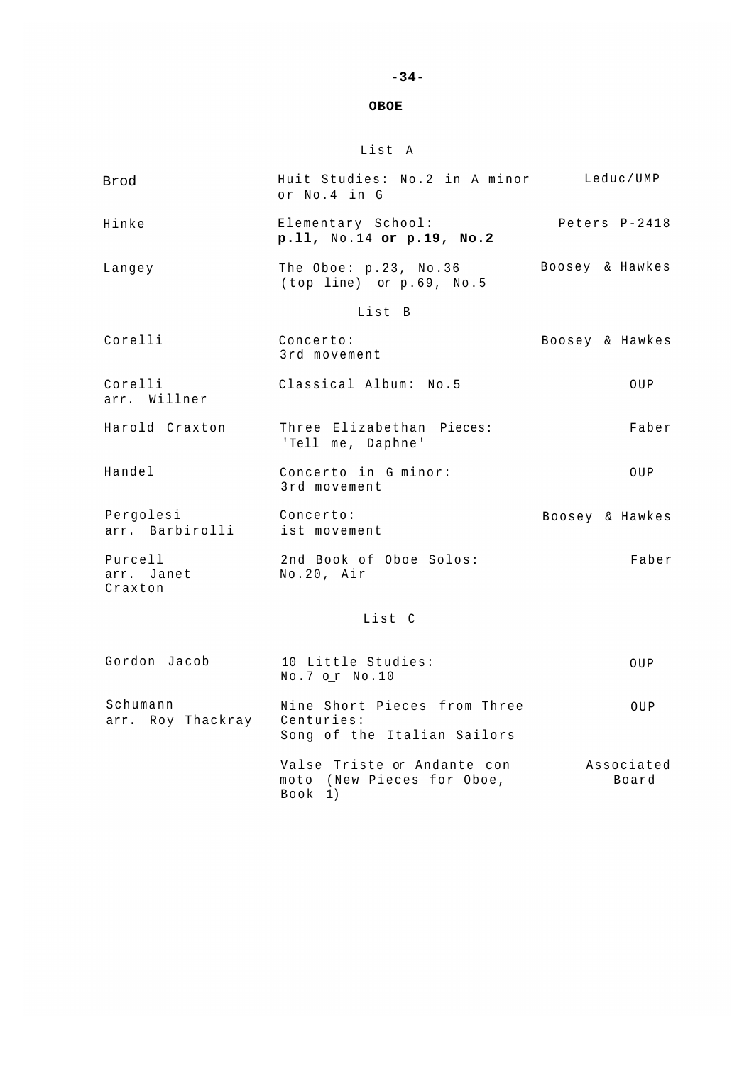## OBOE

### List A

| | | |
|---|---|---|
| Brod | Huit Studies: No.2 in A minor or No.4 in G | Leduc/UMP |
| Hinke | Elementary School: **p.ll,** No.14 **or p.19, No.2** | Peters P-2418 |
| Langey | The Oboe: p.23, No.36 (top line) or p.69, No.5 | Boosey & Hawkes |

### List B

| | | |
|---|---|---|
| Corelli | Concerto: 3rd movement | Boosey & Hawkes |
| Corelli arr. Willner | Classical Album: No.5 | OUP |
| Harold Craxton | Three Elizabethan Pieces: 'Tell me, Daphne' | Faber |
| Handel | Concerto in G minor: 3rd movement | OUP |
| Pergolesi arr. Barbirolli | Concerto: ist movement | Boosey & Hawkes |
| Purcell arr. Janet Craxton | 2nd Book of Oboe Solos: No.20, Air | Faber |

### List C

| | | |
|---|---|---|
| Gordon Jacob | 10 Little Studies: No.7 or No.10 | OUP |
| Schumann arr. Roy Thackray | Nine Short Pieces from Three Centuries: Song of the Italian Sailors | OUP |
| | Valse Triste or Andante con moto (New Pieces for Oboe, Book 1) | Associated Board |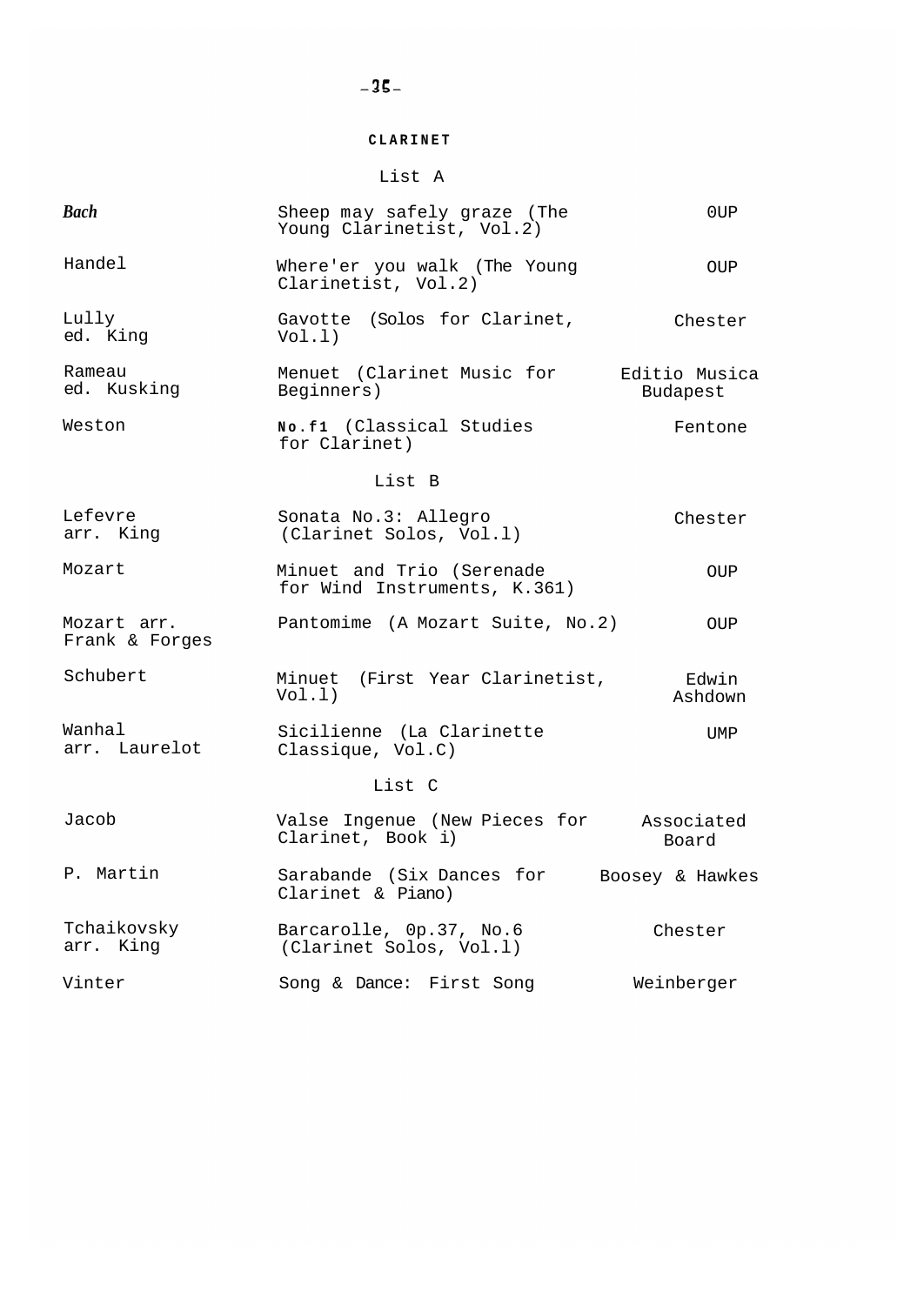## CLARINET

### List A

| | | |
|---|---|---|
| *Bach* | Sheep may safely graze (The Young Clarinetist, Vol.2) | OUP |
| Handel | Where'er you walk (The Young Clarinetist, Vol.2) | OUP |
| Lully ed. King | Gavotte (Solos for Clarinet, Vol.l) | Chester |
| Rameau ed. Kusking | Menuet (Clarinet Music for Beginners) | Editio Musica Budapest |
| Weston | **No.f1** (Classical Studies for Clarinet) | Fentone |

### List B

| | | |
|---|---|---|
| Lefevre arr. King | Sonata No.3: Allegro (Clarinet Solos, Vol.l) | Chester |
| Mozart | Minuet and Trio (Serenade for Wind Instruments, K.361) | OUP |
| Mozart arr. Frank & Forges | Pantomime (A Mozart Suite, No.2) | OUP |
| Schubert | Minuet (First Year Clarinetist, Vol.l) | Edwin Ashdown |
| Wanhal arr. Laurelot | Sicilienne (La Clarinette Classique, Vol.C) | UMP |

### List C

| | | |
|---|---|---|
| Jacob | Valse Ingenue (New Pieces for Clarinet, Book i) | Associated Board |
| P. Martin | Sarabande (Six Dances for Clarinet & Piano) | Boosey & Hawkes |
| Tchaikovsky arr. King | Barcarolle, 0p.37, No.6 (Clarinet Solos, Vol.l) | Chester |
| Vinter | Song & Dance: First Song | Weinberger |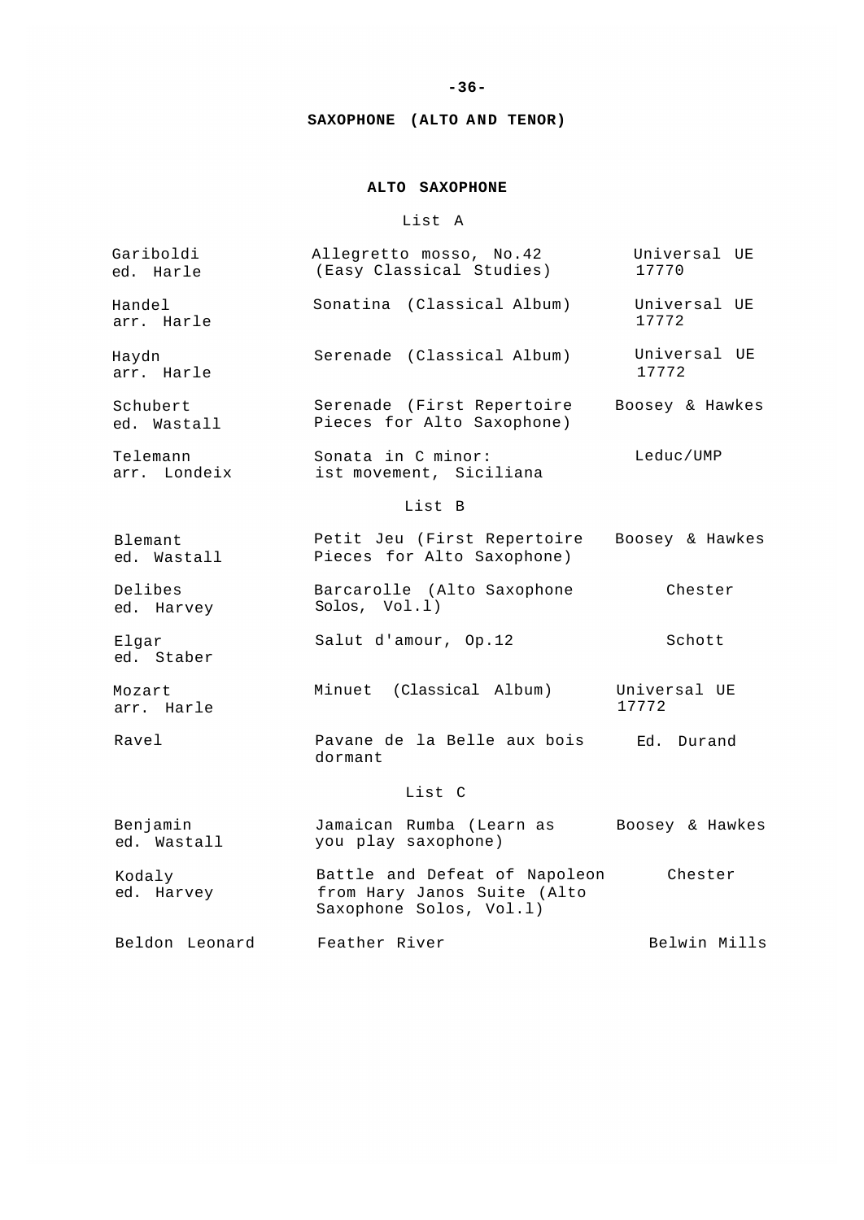# SAXOPHONE (ALTO AND TENOR)

## ALTO SAXOPHONE

### List A

| Composer | Work | Publisher |
|---|---|---|
| Gariboldi ed. Harle | Allegretto mosso, No.42 (Easy Classical Studies) | Universal UE 17770 |
| Handel arr. Harle | Sonatina (Classical Album) | Universal UE 17772 |
| Haydn arr. Harle | Serenade (Classical Album) | Universal UE 17772 |
| Schubert ed. Wastall | Serenade (First Repertoire Pieces for Alto Saxophone) | Boosey & Hawkes |
| Telemann arr. Londeix | Sonata in C minor: ist movement, Siciliana | Leduc/UMP |

### List B

| Composer | Work | Publisher |
|---|---|---|
| Blemant ed. Wastall | Petit Jeu (First Repertoire Pieces for Alto Saxophone) | Boosey & Hawkes |
| Delibes ed. Harvey | Barcarolle (Alto Saxophone Solos, Vol.l) | Chester |
| Elgar ed. Staber | Salut d'amour, Op.12 | Schott |
| Mozart arr. Harle | Minuet (Classical Album) | Universal UE 17772 |
| Ravel | Pavane de la Belle aux bois dormant | Ed. Durand |

### List C

| Composer | Work | Publisher |
|---|---|---|
| Benjamin ed. Wastall | Jamaican Rumba (Learn as you play saxophone) | Boosey & Hawkes |
| Kodaly ed. Harvey | Battle and Defeat of Napoleon from Hary Janos Suite (Alto Saxophone Solos, Vol.l) | Chester |
| Beldon Leonard | Feather River | Belwin Mills |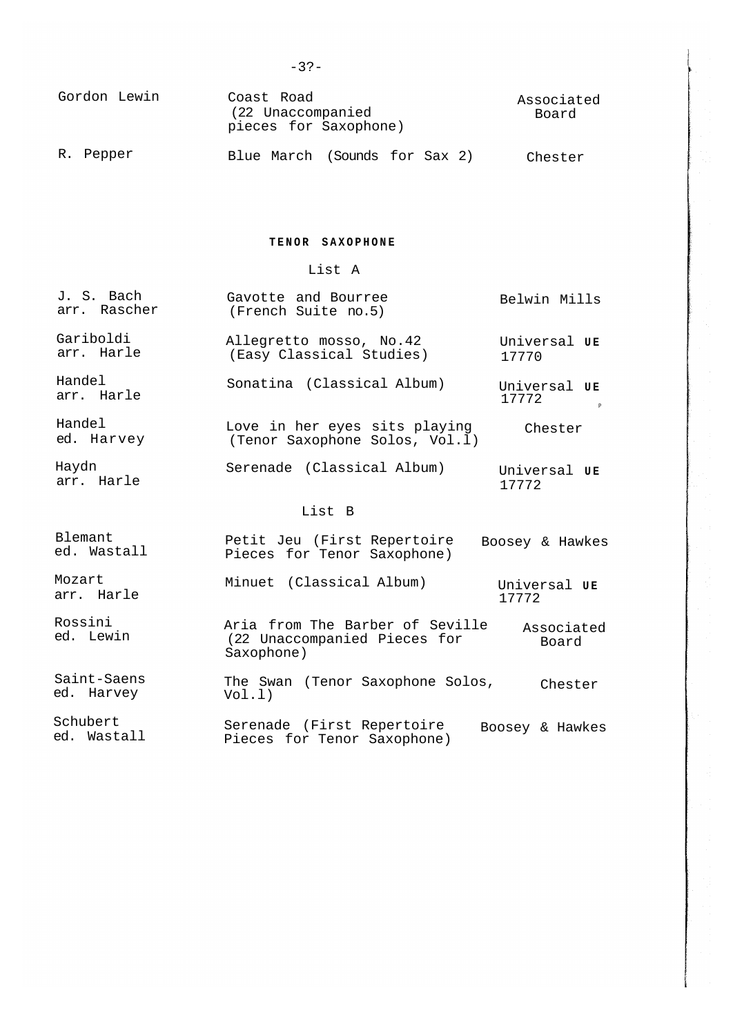| | | |
|---|---|---|
| Gordon Lewin | Coast Road (22 Unaccompanied pieces for Saxophone) | Associated Board |
| R. Pepper | Blue March (Sounds for Sax 2) | Chester |

## TENOR SAXOPHONE

### List A

| | | |
|---|---|---|
| J. S. Bach arr. Rascher | Gavotte and Bourree (French Suite no.5) | Belwin Mills |
| Gariboldi arr. Harle | Allegretto mosso, No.42 (Easy Classical Studies) | Universal **UE** 17770 |
| Handel arr. Harle | Sonatina (Classical Album) | Universal **UE** 17772 |
| Handel ed. Harvey | Love in her eyes sits playing (Tenor Saxophone Solos, Vol.l) | Chester |
| Haydn arr. Harle | Serenade (Classical Album) | Universal **UE** 17772 |

### List B

| | | |
|---|---|---|
| Blemant ed. Wastall | Petit Jeu (First Repertoire Pieces for Tenor Saxophone) | Boosey & Hawkes |
| Mozart arr. Harle | Minuet (Classical Album) | Universal **UE** 17772 |
| Rossini ed. Lewin | Aria from The Barber of Seville (22 Unaccompanied Pieces for Saxophone) | Associated Board |
| Saint-Saens ed. Harvey | The Swan (Tenor Saxophone Solos, Vol.l) | Chester |
| Schubert ed. Wastall | Serenade (First Repertoire Pieces for Tenor Saxophone) | Boosey & Hawkes |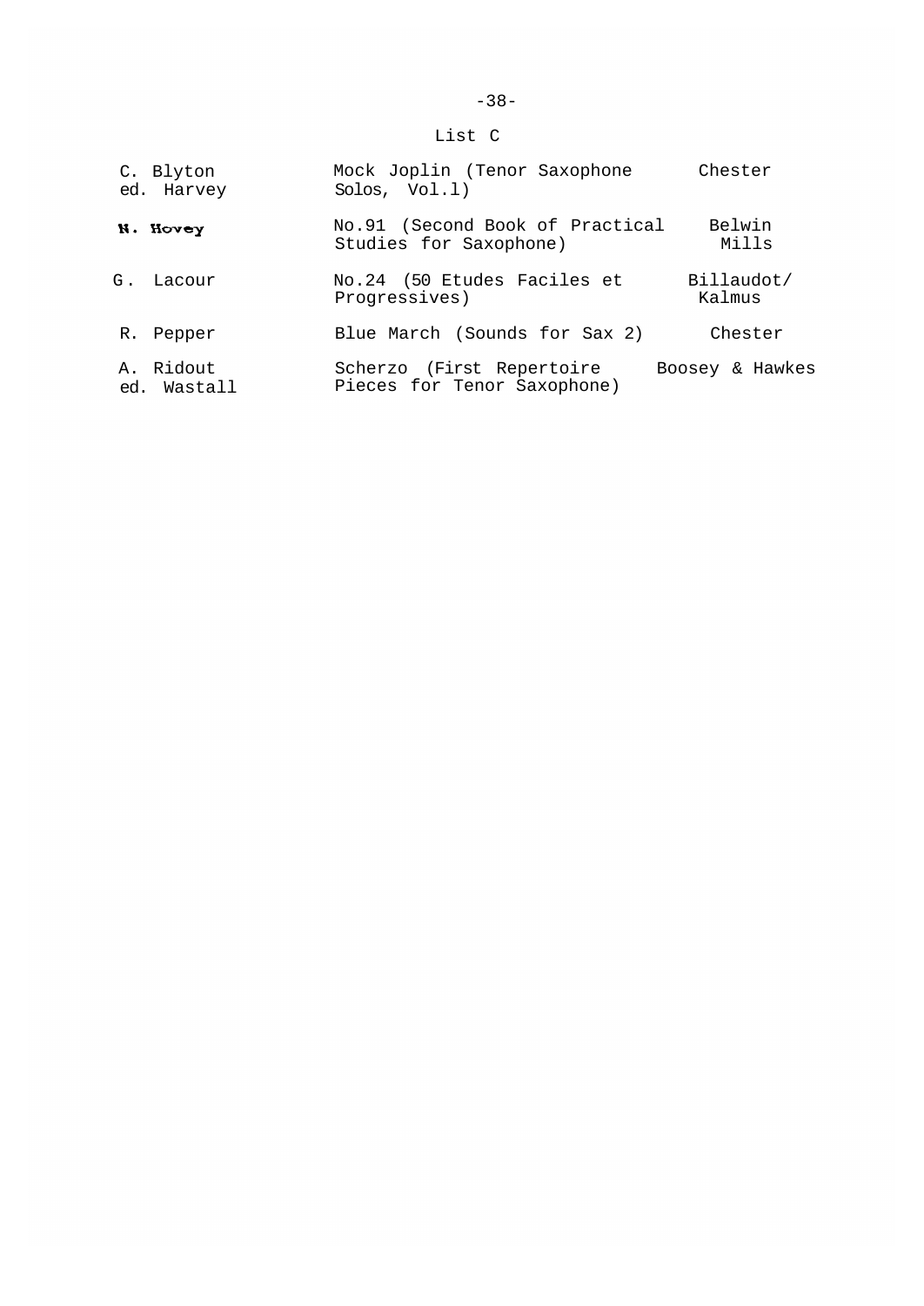### List C

| | | |
|---|---|---|
| C. Blyton ed. Harvey | Mock Joplin (Tenor Saxophone Solos, Vol.1) | Chester |
| N. Hovey | No.91 (Second Book of Practical Studies for Saxophone) | Belwin Mills |
| G. Lacour | No.24 (50 Etudes Faciles et Progressives) | Billaudot/ Kalmus |
| R. Pepper | Blue March (Sounds for Sax 2) | Chester |
| A. Ridout ed. Wastall | Scherzo (First Repertoire Pieces for Tenor Saxophone) | Boosey & Hawkes |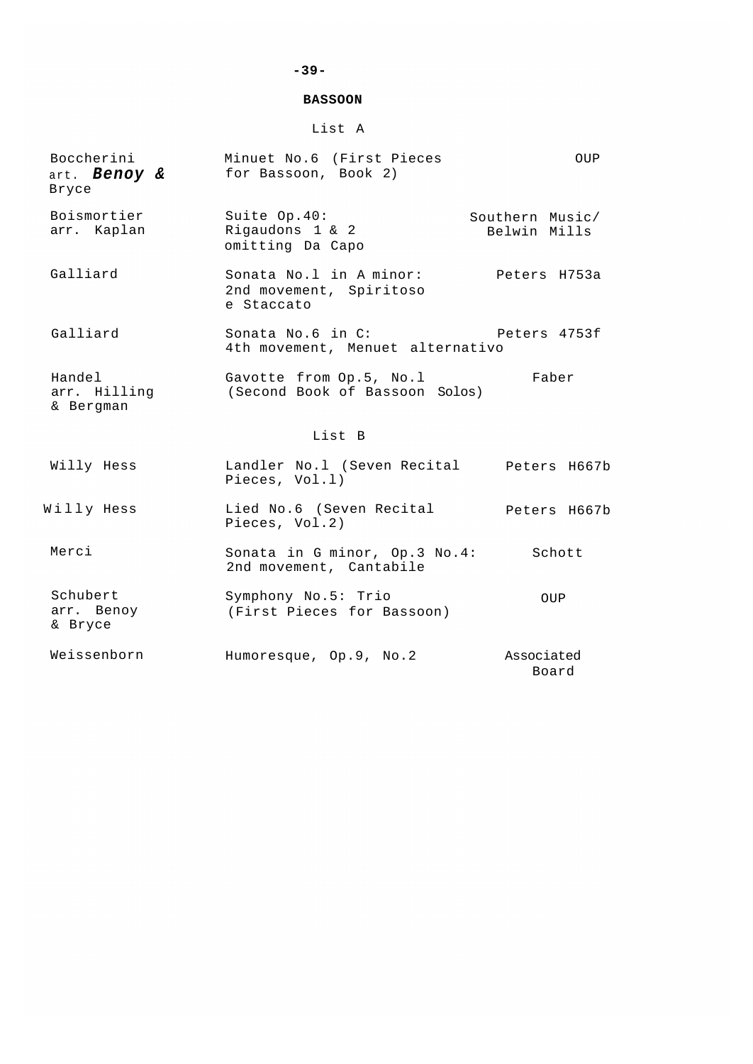## BASSOON

### List A

| | | |
|---|---|---|
| Boccherini art. ***Benoy &*** Bryce | Minuet No.6 (First Pieces for Bassoon, Book 2) | OUP |
| Boismortier arr. Kaplan | Suite Op.40: Rigaudons 1 & 2 omitting Da Capo | Southern Music/ Belwin Mills |
| Galliard | Sonata No.l in A minor: 2nd movement, Spiritoso e Staccato | Peters H753a |
| Galliard | Sonata No.6 in C: 4th movement, Menuet alternativo | Peters 4753f |
| Handel arr. Hilling & Bergman | Gavotte from Op.5, No.l (Second Book of Bassoon Solos) | Faber |

### List B

| | | |
|---|---|---|
| Willy Hess | Landler No.l (Seven Recital Pieces, Vol.l) | Peters H667b |
| Willy Hess | Lied No.6 (Seven Recital Pieces, Vol.2) | Peters H667b |
| Merci | Sonata in G minor, Op.3 No.4: 2nd movement, Cantabile | Schott |
| Schubert arr. Benoy & Bryce | Symphony No.5: Trio (First Pieces for Bassoon) | OUP |
| Weissenborn | Humoresque, Op.9, No.2 | Associated Board |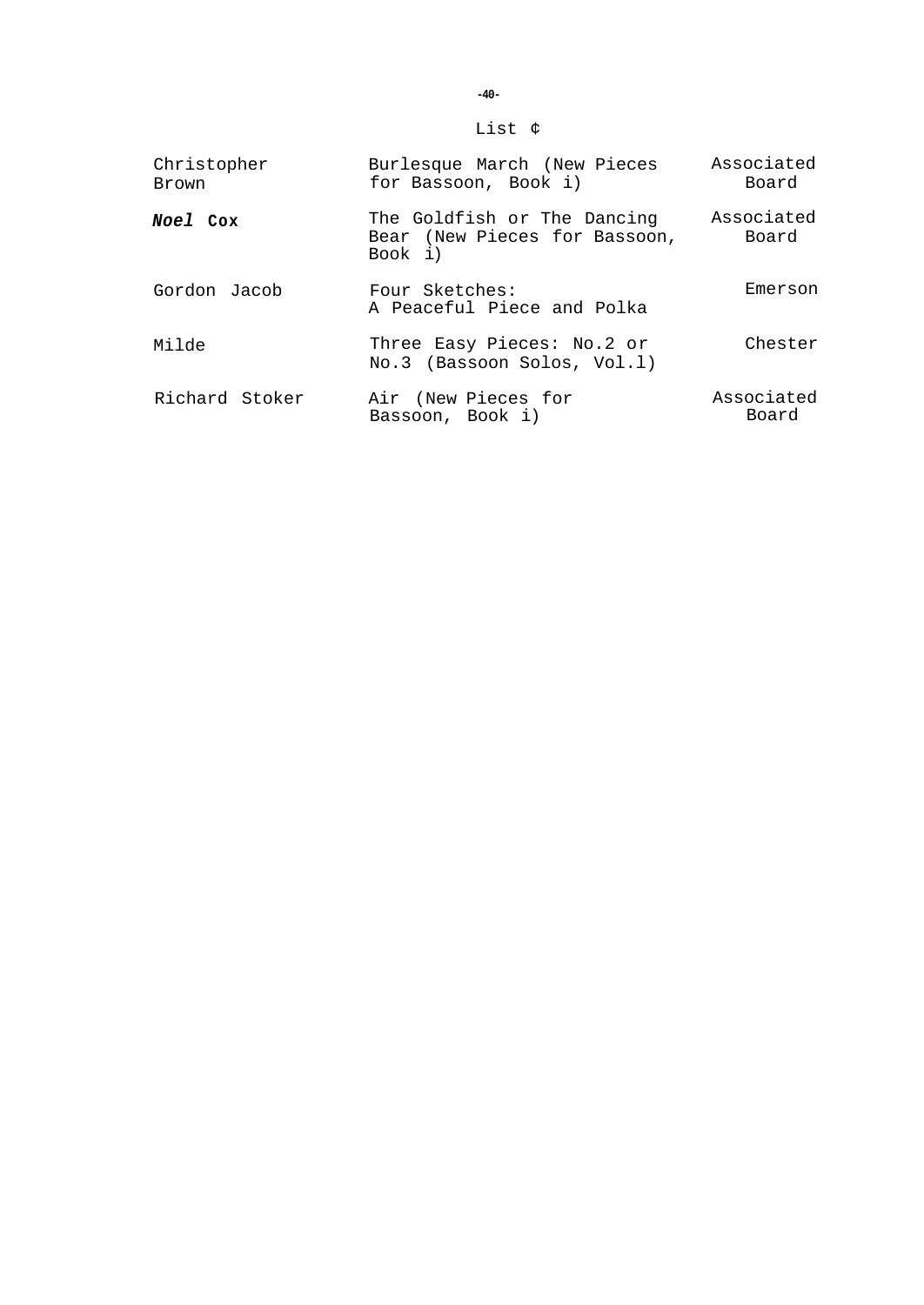List ¢

| Composer | Work | Publisher |
|---|---|---|
| Christopher Brown | Burlesque March (New Pieces for Bassoon, Book i) | Associated Board |
| ***Noel* Cox** | The Goldfish or The Dancing Bear (New Pieces for Bassoon, Book i) | Associated Board |
| Gordon Jacob | Four Sketches: A Peaceful Piece and Polka | Emerson |
| Milde | Three Easy Pieces: No.2 or No.3 (Bassoon Solos, Vol.l) | Chester |
| Richard Stoker | Air (New Pieces for Bassoon, Book i) | Associated Board |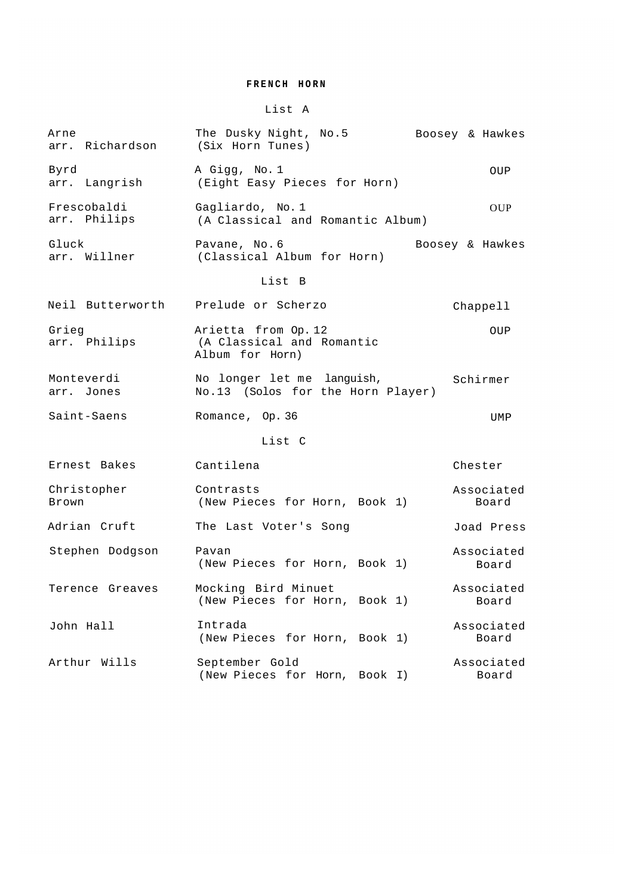# FRENCH HORN

## List A

| Composer | Title | Publisher |
|---|---|---|
| Arne arr. Richardson | The Dusky Night, No.5 (Six Horn Tunes) | Boosey & Hawkes |
| Byrd arr. Langrish | A Gigg, No.1 (Eight Easy Pieces for Horn) | OUP |
| Frescobaldi arr. Philips | Gagliardo, No.1 (A Classical and Romantic Album) | OUP |
| Gluck arr. Willner | Pavane, No.6 (Classical Album for Horn) | Boosey & Hawkes |

## List B

| Composer | Title | Publisher |
|---|---|---|
| Neil Butterworth | Prelude or Scherzo | Chappell |
| Grieg arr. Philips | Arietta from Op.12 (A Classical and Romantic Album for Horn) | OUP |
| Monteverdi arr. Jones | No longer let me languish, No.13 (Solos for the Horn Player) | Schirmer |
| Saint-Saens | Romance, Op.36 | UMP |

## List C

| Composer | Title | Publisher |
|---|---|---|
| Ernest Bakes | Cantilena | Chester |
| Christopher Brown | Contrasts (New Pieces for Horn, Book 1) | Associated Board |
| Adrian Cruft | The Last Voter's Song | Joad Press |
| Stephen Dodgson | Pavan (New Pieces for Horn, Book 1) | Associated Board |
| Terence Greaves | Mocking Bird Minuet (New Pieces for Horn, Book 1) | Associated Board |
| John Hall | Intrada (New Pieces for Horn, Book 1) | Associated Board |
| Arthur Wills | September Gold (New Pieces for Horn, Book I) | Associated Board |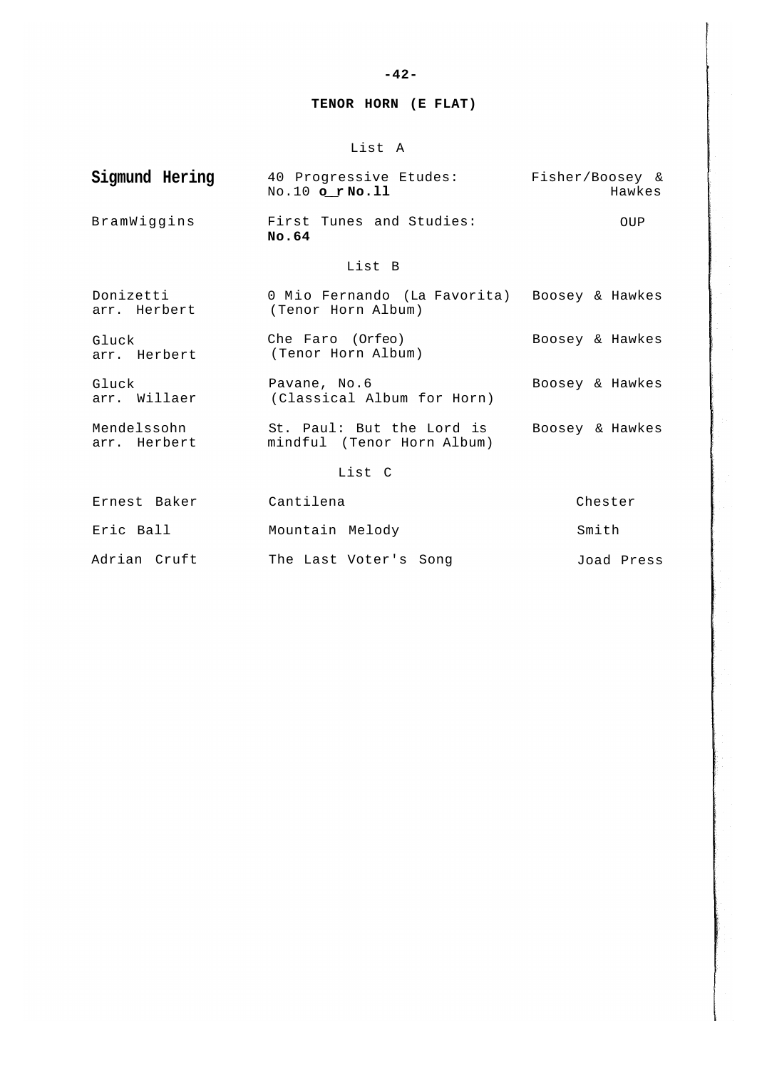## TENOR HORN (E FLAT)

### List A

| | | |
|---|---|---|
| **Sigmund Hering** | 40 Progressive Etudes: No.10 **or No.11** | Fisher/Boosey & Hawkes |
| BramWiggins | First Tunes and Studies: **No.64** | OUP |

### List B

| | | |
|---|---|---|
| Donizetti arr. Herbert | 0 Mio Fernando (La Favorita) (Tenor Horn Album) | Boosey & Hawkes |
| Gluck arr. Herbert | Che Faro (Orfeo) (Tenor Horn Album) | Boosey & Hawkes |
| Gluck arr. Willaer | Pavane, No.6 (Classical Album for Horn) | Boosey & Hawkes |
| Mendelssohn arr. Herbert | St. Paul: But the Lord is mindful (Tenor Horn Album) | Boosey & Hawkes |

### List C

| | | |
|---|---|---|
| Ernest Baker | Cantilena | Chester |
| Eric Ball | Mountain Melody | Smith |
| Adrian Cruft | The Last Voter's Song | Joad Press |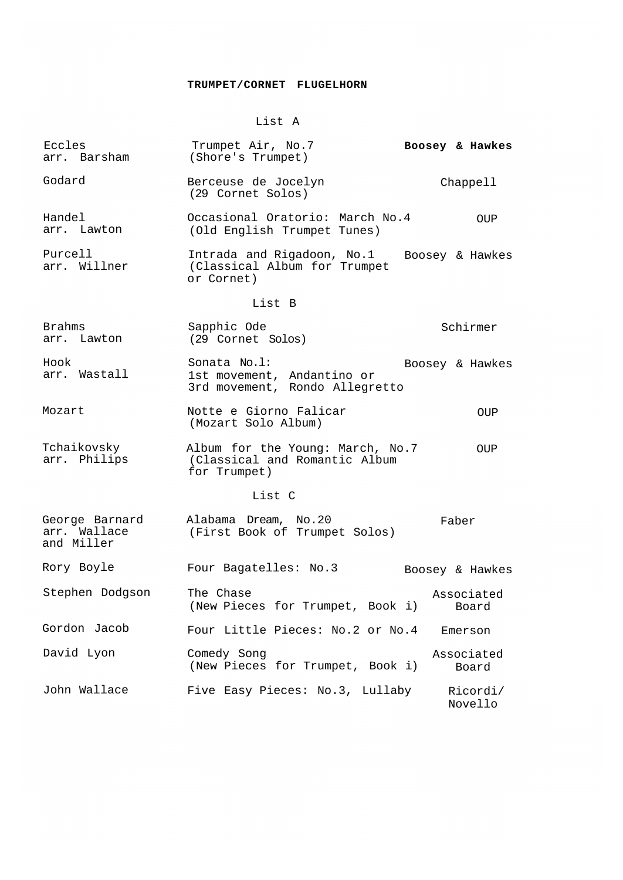## TRUMPET/CORNET FLUGELHORN

### List A

| Composer | Piece | Publisher |
|---|---|---|
| Eccles arr. Barsham | Trumpet Air, No.7 (Shore's Trumpet) | **Boosey & Hawkes** |
| Godard | Berceuse de Jocelyn (29 Cornet Solos) | Chappell |
| Handel arr. Lawton | Occasional Oratorio: March No.4 (Old English Trumpet Tunes) | OUP |
| Purcell arr. Willner | Intrada and Rigadoon, No.1 (Classical Album for Trumpet or Cornet) | Boosey & Hawkes |

### List B

| Composer | Piece | Publisher |
|---|---|---|
| Brahms arr. Lawton | Sapphic Ode (29 Cornet Solos) | Schirmer |
| Hook arr. Wastall | Sonata No.l: 1st movement, Andantino or 3rd movement, Rondo Allegretto | Boosey & Hawkes |
| Mozart | Notte e Giorno Falicar (Mozart Solo Album) | OUP |
| Tchaikovsky arr. Philips | Album for the Young: March, No.7 (Classical and Romantic Album for Trumpet) | OUP |

### List C

| Composer | Piece | Publisher |
|---|---|---|
| George Barnard arr. Wallace and Miller | Alabama Dream, No.20 (First Book of Trumpet Solos) | Faber |
| Rory Boyle | Four Bagatelles: No.3 | Boosey & Hawkes |
| Stephen Dodgson | The Chase (New Pieces for Trumpet, Book i) | Associated Board |
| Gordon Jacob | Four Little Pieces: No.2 or No.4 | Emerson |
| David Lyon | Comedy Song (New Pieces for Trumpet, Book i) | Associated Board |
| John Wallace | Five Easy Pieces: No.3, Lullaby | Ricordi/ Novello |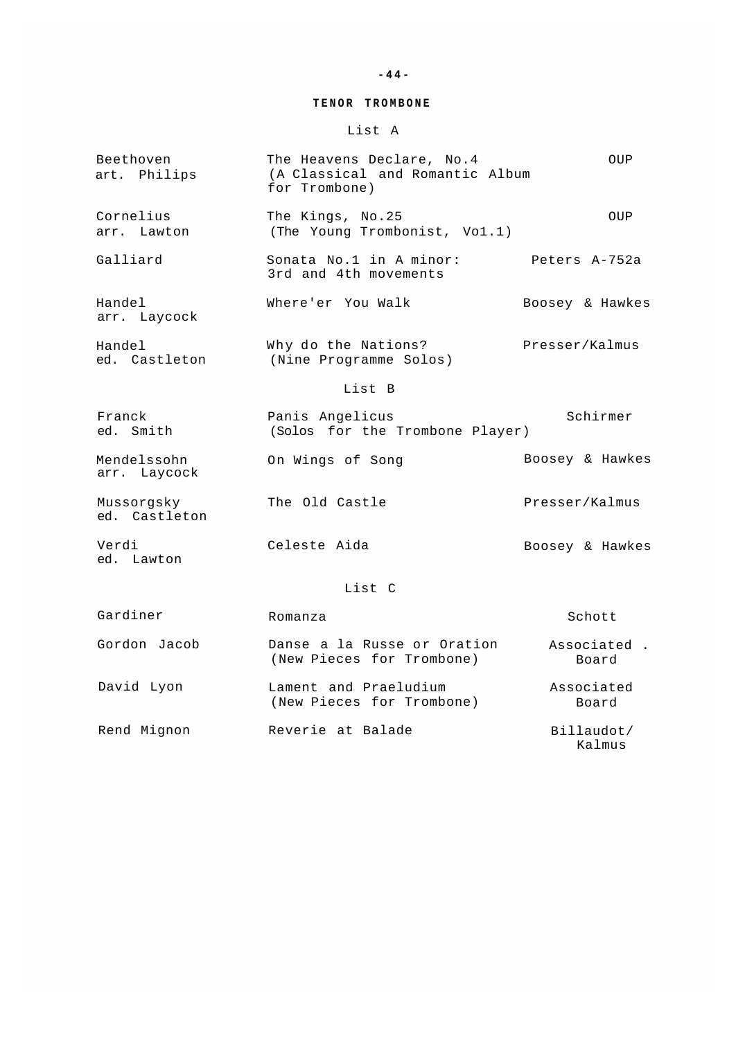## TENOR TROMBONE

### List A

| | | |
|---|---|---|
| Beethoven art. Philips | The Heavens Declare, No.4 (A Classical and Romantic Album for Trombone) | OUP |
| Cornelius arr. Lawton | The Kings, No.25 (The Young Trombonist, Vo1.1) | OUP |
| Galliard | Sonata No.1 in A minor: 3rd and 4th movements | Peters A-752a |
| Handel arr. Laycock | Where'er You Walk | Boosey & Hawkes |
| Handel ed. Castleton | Why do the Nations? (Nine Programme Solos) | Presser/Kalmus |

### List B

| | | |
|---|---|---|
| Franck ed. Smith | Panis Angelicus (Solos for the Trombone Player) | Schirmer |
| Mendelssohn arr. Laycock | On Wings of Song | Boosey & Hawkes |
| Mussorgsky ed. Castleton | The Old Castle | Presser/Kalmus |
| Verdi ed. Lawton | Celeste Aida | Boosey & Hawkes |

### List C

| | | |
|---|---|---|
| Gardiner | Romanza | Schott |
| Gordon Jacob | Danse a la Russe or Oration (New Pieces for Trombone) | Associated . Board |
| David Lyon | Lament and Praeludium (New Pieces for Trombone) | Associated Board |
| Rend Mignon | Reverie at Balade | Billaudot/ Kalmus |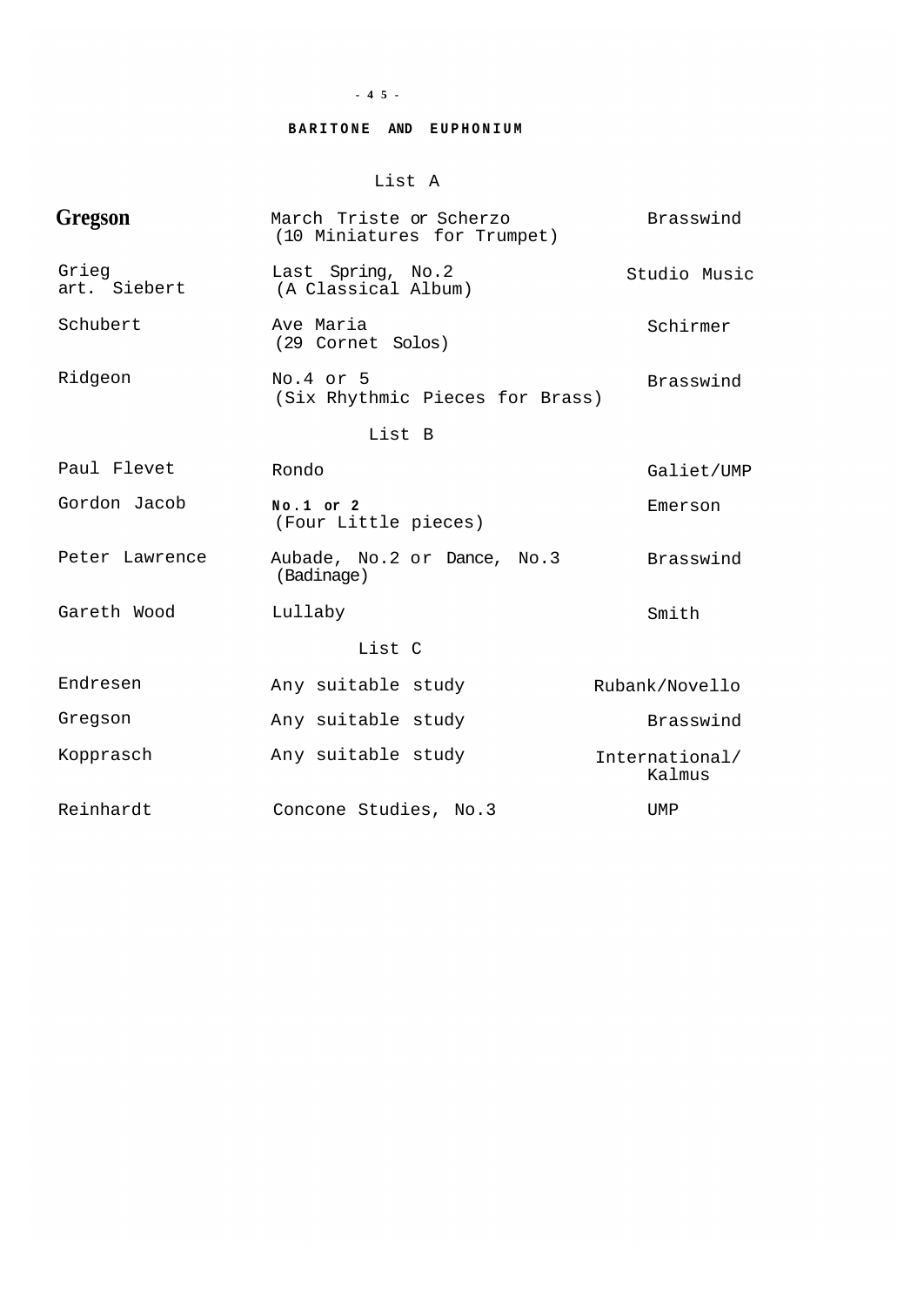## BARITONE AND EUPHONIUM

### List A

| | | |
|---|---|---|
| Gregson | March Triste or Scherzo (10 Miniatures for Trumpet) | Brasswind |
| Grieg art. Siebert | Last Spring, No.2 (A Classical Album) | Studio Music |
| Schubert | Ave Maria (29 Cornet Solos) | Schirmer |
| Ridgeon | No.4 or 5 (Six Rhythmic Pieces for Brass) | Brasswind |

### List B

| | | |
|---|---|---|
| Paul Flevet | Rondo | Galiet/UMP |
| Gordon Jacob | No.1 or 2 (Four Little pieces) | Emerson |
| Peter Lawrence | Aubade, No.2 or Dance, No.3 (Badinage) | Brasswind |
| Gareth Wood | Lullaby | Smith |

### List C

| | | |
|---|---|---|
| Endresen | Any suitable study | Rubank/Novello |
| Gregson | Any suitable study | Brasswind |
| Kopprasch | Any suitable study | International/ Kalmus |
| Reinhardt | Concone Studies, No.3 | UMP |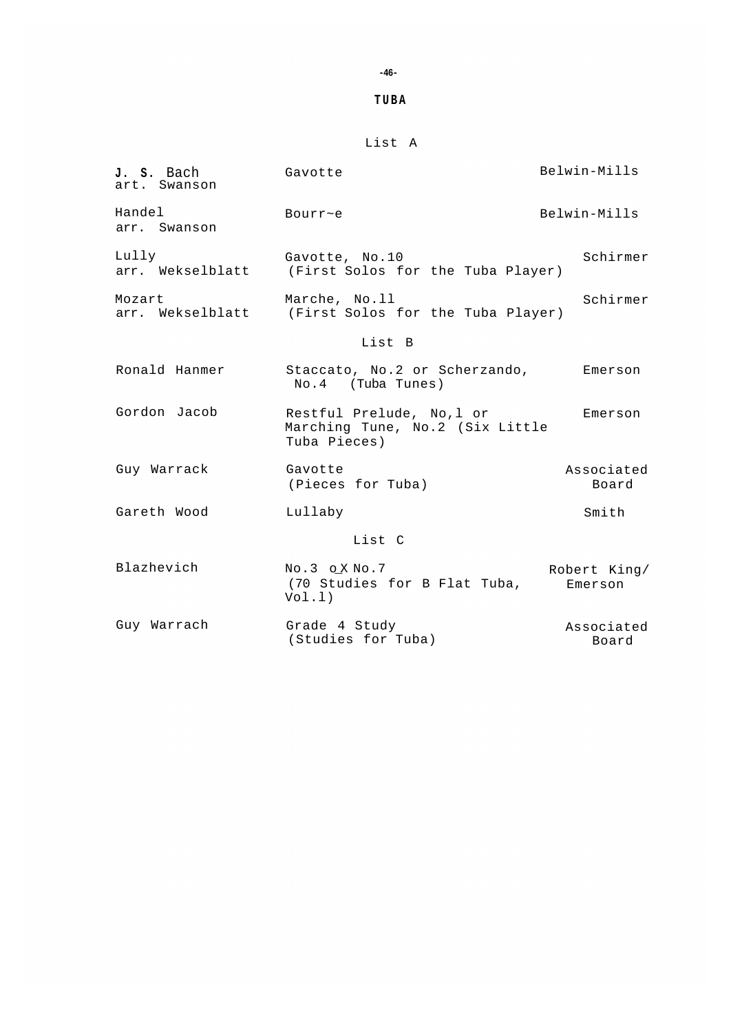# TUBA

## List A

| | | |
|---|---|---|
| J. S. Bach<br>art. Swanson | Gavotte | Belwin-Mills |
| Handel<br>arr. Swanson | Bourr~e | Belwin-Mills |
| Lully<br>arr. Wekselblatt | Gavotte, No.10<br>(First Solos for the Tuba Player) | Schirmer |
| Mozart<br>arr. Wekselblatt | Marche, No.ll<br>(First Solos for the Tuba Player) | Schirmer |

## List B

| | | |
|---|---|---|
| Ronald Hanmer | Staccato, No.2 or Scherzando, No.4 (Tuba Tunes) | Emerson |
| Gordon Jacob | Restful Prelude, No,l or Marching Tune, No.2 (Six Little Tuba Pieces) | Emerson |
| Guy Warrack | Gavotte<br>(Pieces for Tuba) | Associated Board |
| Gareth Wood | Lullaby | Smith |

## List C

| | | |
|---|---|---|
| Blazhevich | No.3 oX No.7<br>(70 Studies for B Flat Tuba, Vol.l) | Robert King/ Emerson |
| Guy Warrach | Grade 4 Study<br>(Studies for Tuba) | Associated Board |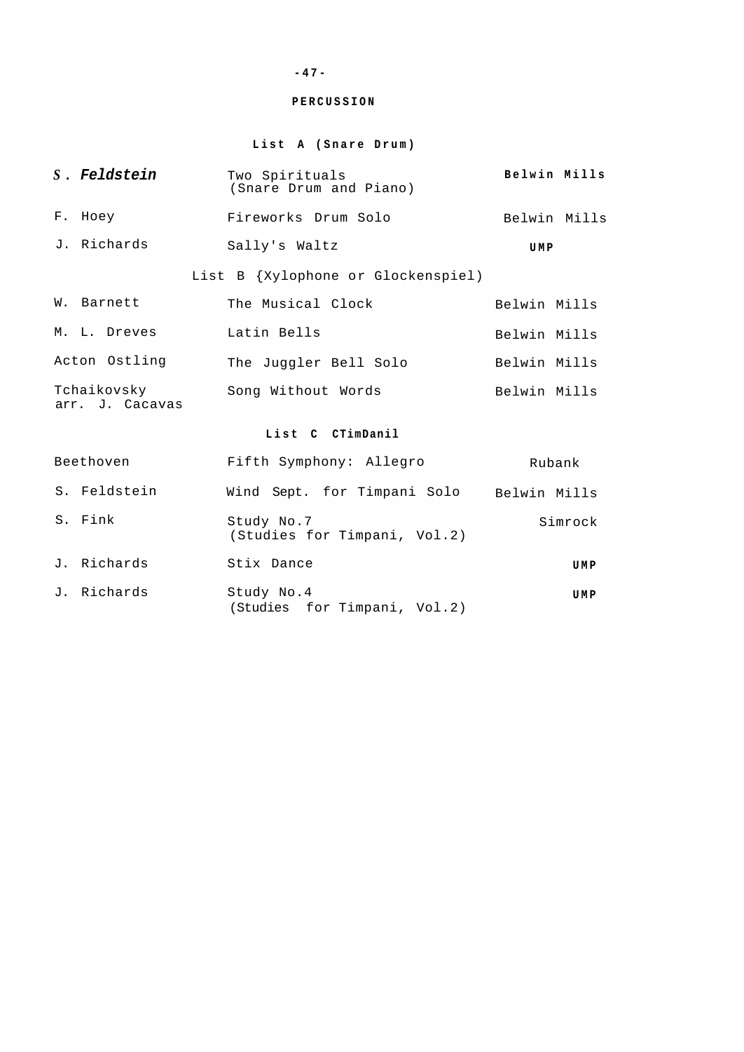## PERCUSSION

### List A (Snare Drum)

| | | |
|---|---|---|
| S. Feldstein | Two Spirituals (Snare Drum and Piano) | Belwin Mills |
| F. Hoey | Fireworks Drum Solo | Belwin Mills |
| J. Richards | Sally's Waltz | UMP |

### List B {Xylophone or Glockenspiel)

| | | |
|---|---|---|
| W. Barnett | The Musical Clock | Belwin Mills |
| M. L. Dreves | Latin Bells | Belwin Mills |
| Acton Ostling | The Juggler Bell Solo | Belwin Mills |
| Tchaikovsky arr. J. Cacavas | Song Without Words | Belwin Mills |

### List C CTimDanil

| | | |
|---|---|---|
| Beethoven | Fifth Symphony: Allegro | Rubank |
| S. Feldstein | Wind Sept. for Timpani Solo | Belwin Mills |
| S. Fink | Study No.7 (Studies for Timpani, Vol.2) | Simrock |
| J. Richards | Stix Dance | UMP |
| J. Richards | Study No.4 (Studies for Timpani, Vol.2) | UMP |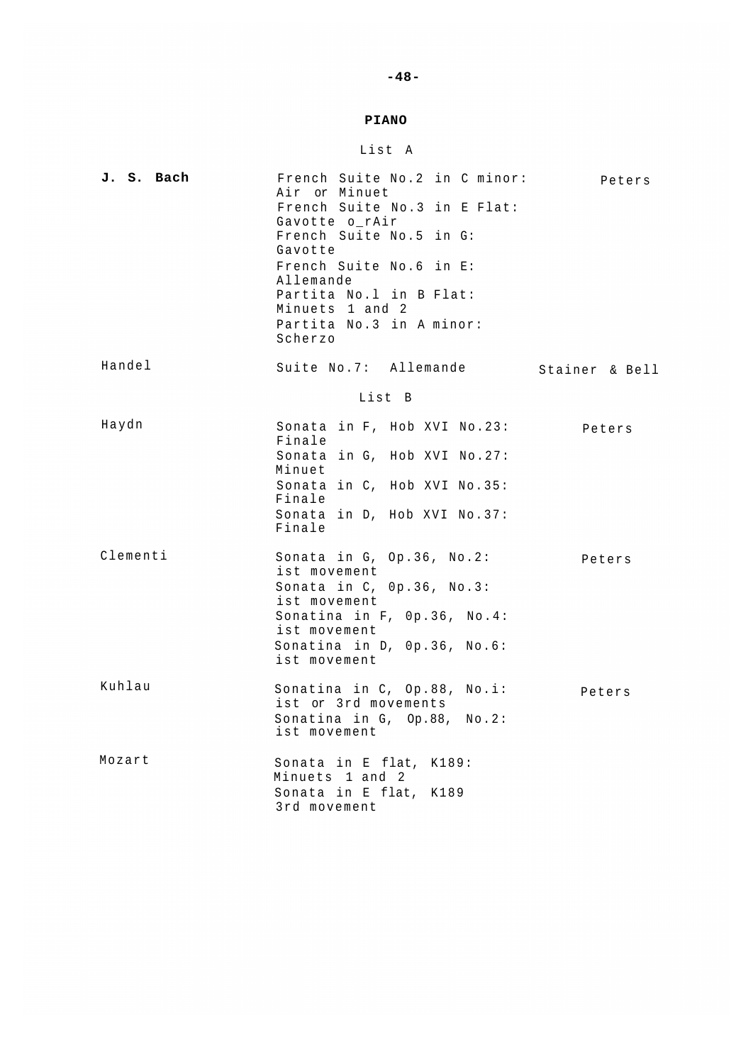## PIANO

### List A

| | | |
|---|---|---|
| **J. S. Bach** | French Suite No.2 in C minor: Air or Minuet<br>French Suite No.3 in E Flat: Gavotte o_rAir<br>French Suite No.5 in G: Gavotte<br>French Suite No.6 in E: Allemande<br>Partita No.l in B Flat: Minuets 1 and 2<br>Partita No.3 in A minor: Scherzo | Peters |
| Handel | Suite No.7: Allemande | Stainer & Bell |

### List B

| | | |
|---|---|---|
| Haydn | Sonata in F, Hob XVI No.23: Finale<br>Sonata in G, Hob XVI No.27: Minuet<br>Sonata in C, Hob XVI No.35: Finale<br>Sonata in D, Hob XVI No.37: Finale | Peters |
| Clementi | Sonata in G, Op.36, No.2: ist movement<br>Sonata in C, 0p.36, No.3: ist movement<br>Sonatina in F, 0p.36, No.4: ist movement<br>Sonatina in D, 0p.36, No.6: ist movement | Peters |
| Kuhlau | Sonatina in C, Op.88, No.i: ist or 3rd movements<br>Sonatina in G, Op.88, No.2: ist movement | Peters |
| Mozart | Sonata in E flat, K189: Minuets 1 and 2<br>Sonata in E flat, K189 3rd movement | |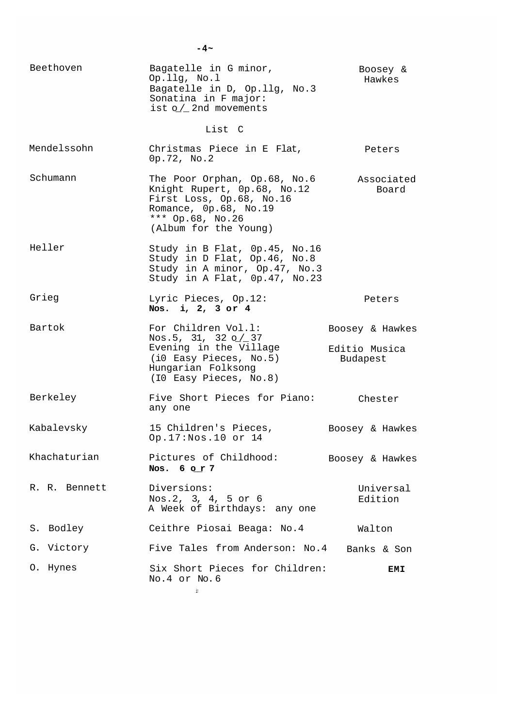| | | |
|---|---|---|
| Beethoven | Bagatelle in G minor, Op.llg, No.l<br>Bagatelle in D, Op.llg, No.3<br>Sonatina in F major: ist o/ 2nd movements | Boosey & Hawkes |

List C

| | | |
|---|---|---|
| Mendelssohn | Christmas Piece in E Flat, 0p.72, No.2 | Peters |
| Schumann | The Poor Orphan, Op.68, No.6<br>Knight Rupert, 0p.68, No.12<br>First Loss, Op.68, No.16<br>Romance, 0p.68, No.19<br>*** Op.68, No.26<br>(Album for the Young) | Associated Board |
| Heller | Study in B Flat, 0p.45, No.16<br>Study in D Flat, Op.46, No.8<br>Study in A minor, Op.47, No.3<br>Study in A Flat, 0p.47, No.23 | |
| Grieg | Lyric Pieces, Op.12: **Nos. i, 2, 3 or 4** | Peters |
| Bartok | For Children Vol.l: Nos.5, 31, 32 o/ 37<br>Evening in the Village (i0 Easy Pieces, No.5)<br>Hungarian Folksong (I0 Easy Pieces, No.8) | Boosey & Hawkes<br>Editio Musica Budapest |
| Berkeley | Five Short Pieces for Piano: any one | Chester |
| Kabalevsky | 15 Children's Pieces, Op.17:Nos.10 or 14 | Boosey & Hawkes |
| Khachaturian | Pictures of Childhood: **Nos. 6 or 7** | Boosey & Hawkes |
| R. R. Bennett | Diversions: Nos.2, 3, 4, 5 or 6<br>A Week of Birthdays: any one | Universal Edition |
| S. Bodley | Ceithre Piosai Beaga: No.4 | Walton |
| G. Victory | Five Tales from Anderson: No.4 | Banks & Son |
| O. Hynes | Six Short Pieces for Children: No.4 or No.6 | **EMI** |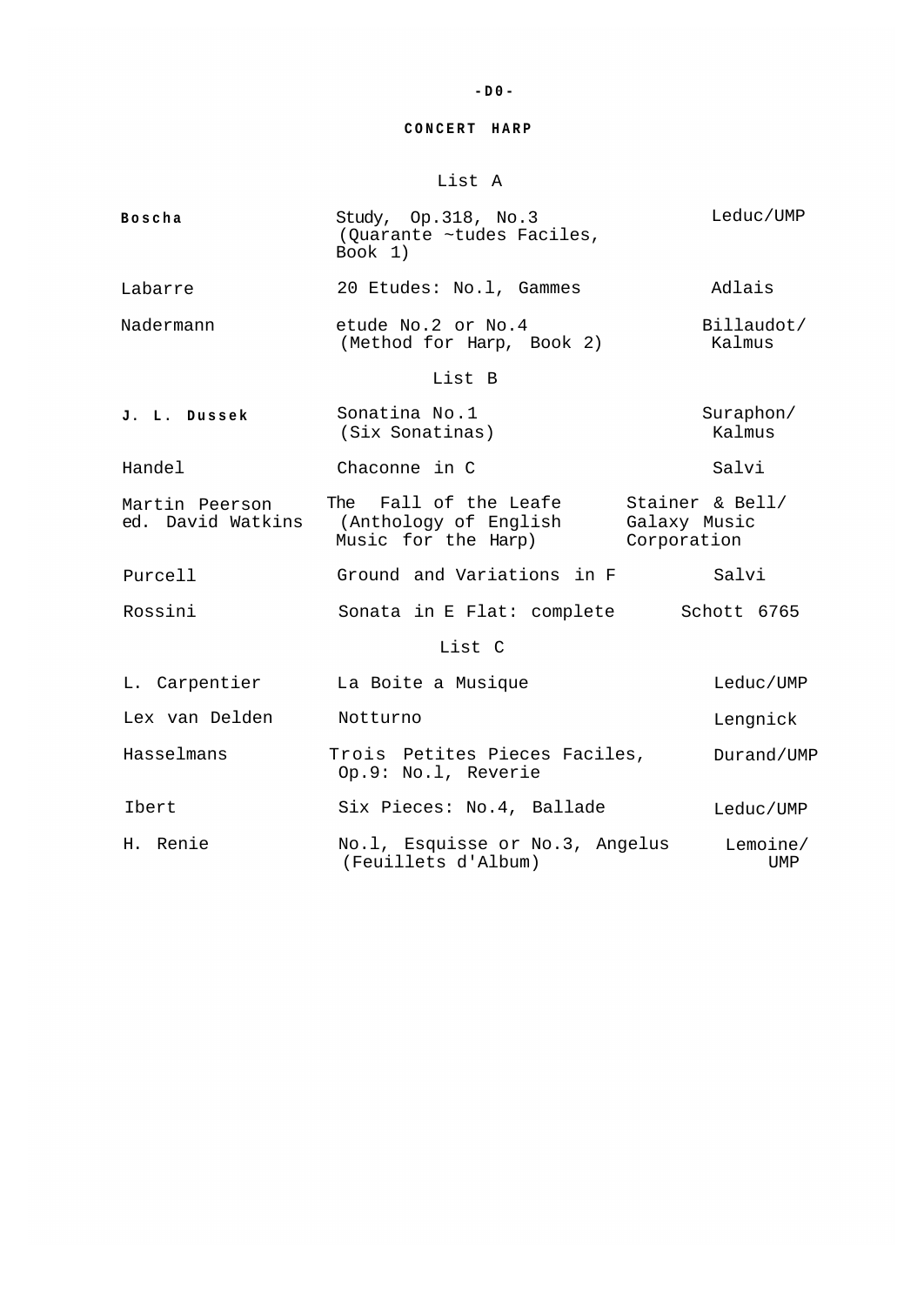# CONCERT HARP

## List A

| Composer | Work | Publisher |
|---|---|---|
| **Boscha** | Study, Op.318, No.3 (Quarante ~tudes Faciles, Book 1) | Leduc/UMP |
| Labarre | 20 Etudes: No.l, Gammes | Adlais |
| Nadermann | etude No.2 or No.4 (Method for Harp, Book 2) | Billaudot/ Kalmus |

## List B

| Composer | Work | Publisher |
|---|---|---|
| **J. L. Dussek** | Sonatina No.1 (Six Sonatinas) | Suraphon/ Kalmus |
| Handel | Chaconne in C | Salvi |
| Martin Peerson ed. David Watkins | The Fall of the Leafe (Anthology of English Music for the Harp) | Stainer & Bell/ Galaxy Music Corporation |
| Purcell | Ground and Variations in F | Salvi |
| Rossini | Sonata in E Flat: complete | Schott 6765 |

## List C

| Composer | Work | Publisher |
|---|---|---|
| L. Carpentier | La Boite a Musique | Leduc/UMP |
| Lex van Delden | Notturno | Lengnick |
| Hasselmans | Trois Petites Pieces Faciles, Op.9: No.l, Reverie | Durand/UMP |
| Ibert | Six Pieces: No.4, Ballade | Leduc/UMP |
| H. Renie | No.l, Esquisse or No.3, Angelus (Feuillets d'Album) | Lemoine/ UMP |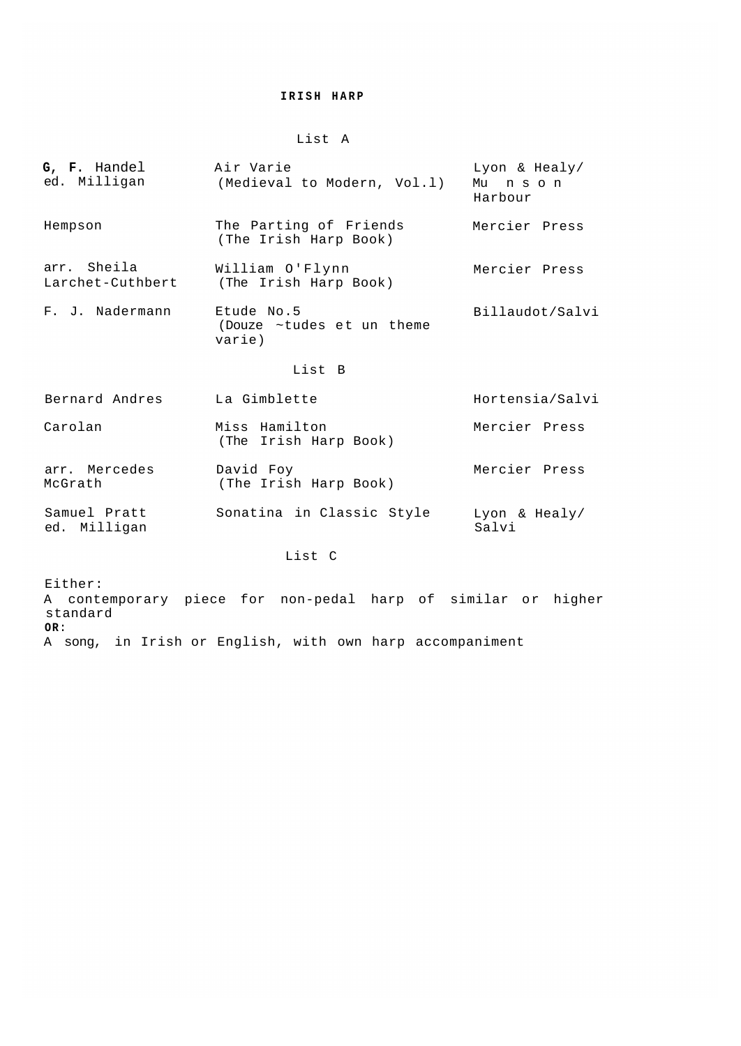# IRISH HARP

## List A

| | | |
|---|---|---|
| G, F. Handel ed. Milligan | Air Varie (Medieval to Modern, Vol.l) | Lyon & Healy/ Mu n s o n Harbour |
| Hempson | The Parting of Friends (The Irish Harp Book) | Mercier Press |
| arr. Sheila Larchet-Cuthbert | William O'Flynn (The Irish Harp Book) | Mercier Press |
| F. J. Nadermann | Etude No.5 (Douze ~tudes et un theme varie) | Billaudot/Salvi |

## List B

| | | |
|---|---|---|
| Bernard Andres | La Gimblette | Hortensia/Salvi |
| Carolan | Miss Hamilton (The Irish Harp Book) | Mercier Press |
| arr. Mercedes McGrath | David Foy (The Irish Harp Book) | Mercier Press |
| Samuel Pratt ed. Milligan | Sonatina in Classic Style | Lyon & Healy/ Salvi |

## List C

Either:
A contemporary piece for non-pedal harp of similar or higher standard
**OR**:
A song, in Irish or English, with own harp accompaniment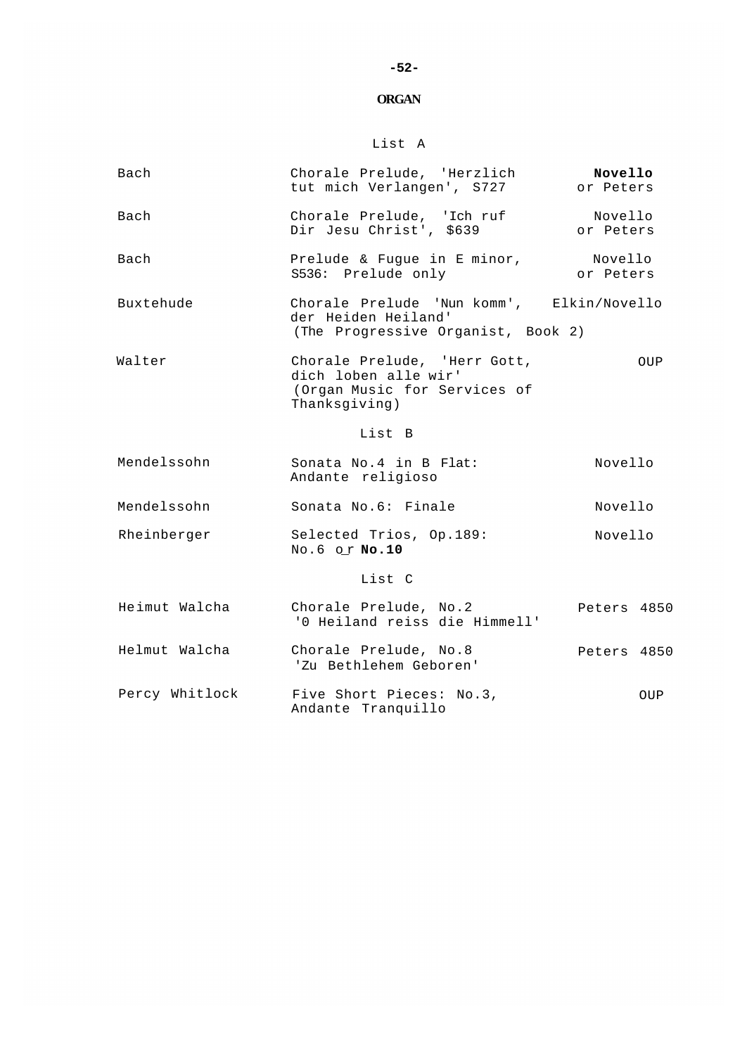## ORGAN

### List A

| | | |
|---|---|---|
| Bach | Chorale Prelude, 'Herzlich tut mich Verlangen', S727 | **Novello** or Peters |
| Bach | Chorale Prelude, 'Ich ruf Dir Jesu Christ', $639 | Novello or Peters |
| Bach | Prelude & Fugue in E minor, S536: Prelude only | Novello or Peters |
| Buxtehude | Chorale Prelude 'Nun komm', der Heiden Heiland' (The Progressive Organist, Book 2) | Elkin/Novello |
| Walter | Chorale Prelude, 'Herr Gott, dich loben alle wir' (Organ Music for Services of Thanksgiving) | OUP |

### List B

| | | |
|---|---|---|
| Mendelssohn | Sonata No.4 in B Flat: Andante religioso | Novello |
| Mendelssohn | Sonata No.6: Finale | Novello |
| Rheinberger | Selected Trios, Op.189: No.6 or **No.10** | Novello |

### List C

| | | |
|---|---|---|
| Heimut Walcha | Chorale Prelude, No.2 '0 Heiland reiss die Himmell' | Peters 4850 |
| Helmut Walcha | Chorale Prelude, No.8 'Zu Bethlehem Geboren' | Peters 4850 |
| Percy Whitlock | Five Short Pieces: No.3, Andante Tranquillo | OUP |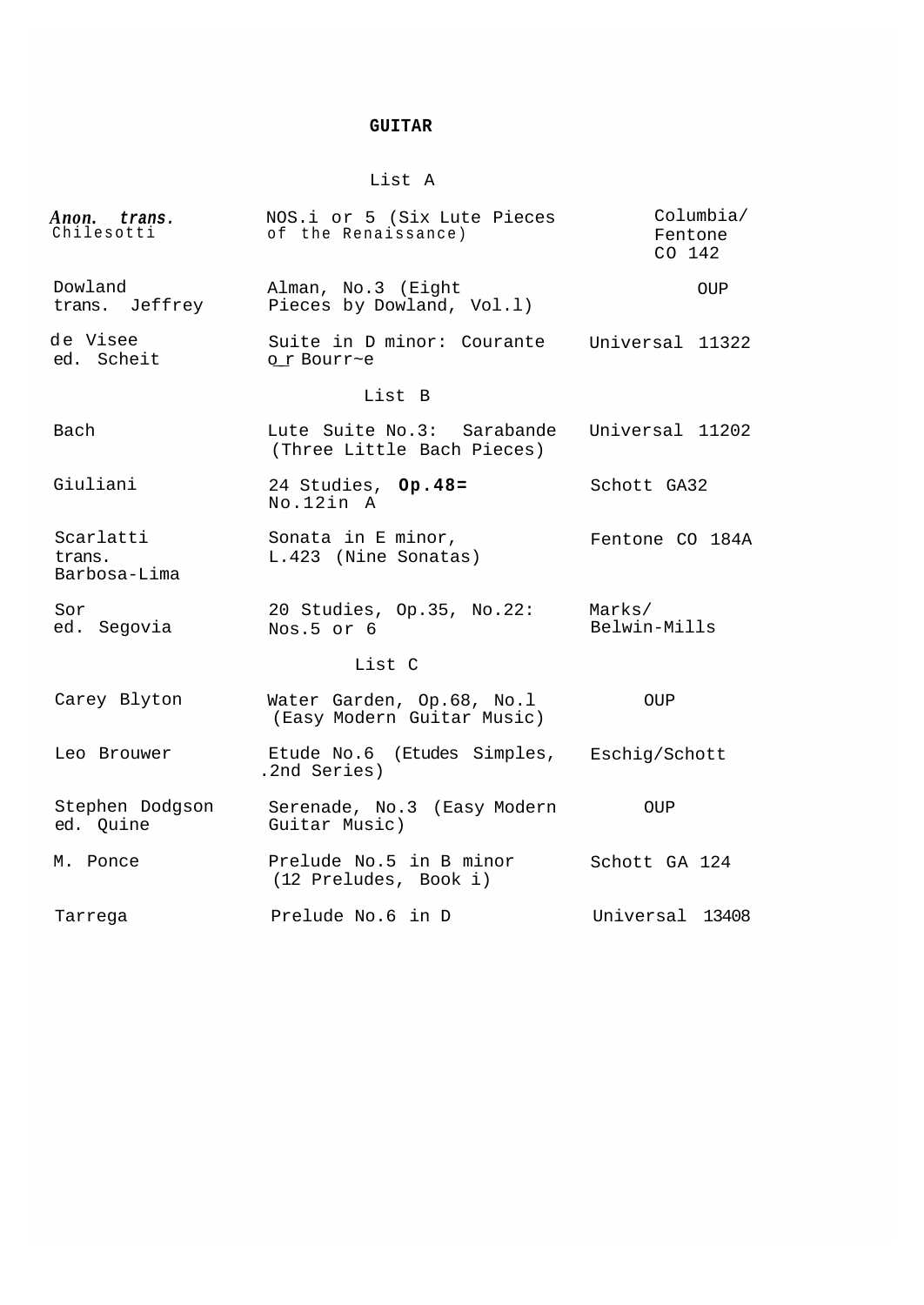# GUITAR

## List A

| | | |
|---|---|---|
| *Anon. trans.* Chilesotti | NOS.i or 5 (Six Lute Pieces of the Renaissance) | Columbia/ Fentone CO 142 |
| Dowland trans. Jeffrey | Alman, No.3 (Eight Pieces by Dowland, Vol.l) | OUP |
| de Visee ed. Scheit | Suite in D minor: Courante o_r Bourr~e | Universal 11322 |

## List B

| | | |
|---|---|---|
| Bach | Lute Suite No.3: Sarabande (Three Little Bach Pieces) | Universal 11202 |
| Giuliani | 24 Studies, **Op.48=** No.12in A | Schott GA32 |
| Scarlatti trans. Barbosa-Lima | Sonata in E minor, L.423 (Nine Sonatas) | Fentone CO 184A |
| Sor ed. Segovia | 20 Studies, Op.35, No.22: Nos.5 or 6 | Marks/ Belwin-Mills |

## List C

| | | |
|---|---|---|
| Carey Blyton | Water Garden, Op.68, No.l (Easy Modern Guitar Music) | OUP |
| Leo Brouwer | Etude No.6 (Etudes Simples, .2nd Series) | Eschig/Schott |
| Stephen Dodgson ed. Quine | Serenade, No.3 (Easy Modern Guitar Music) | OUP |
| M. Ponce | Prelude No.5 in B minor (12 Preludes, Book i) | Schott GA 124 |
| Tarrega | Prelude No.6 in D | Universal 13408 |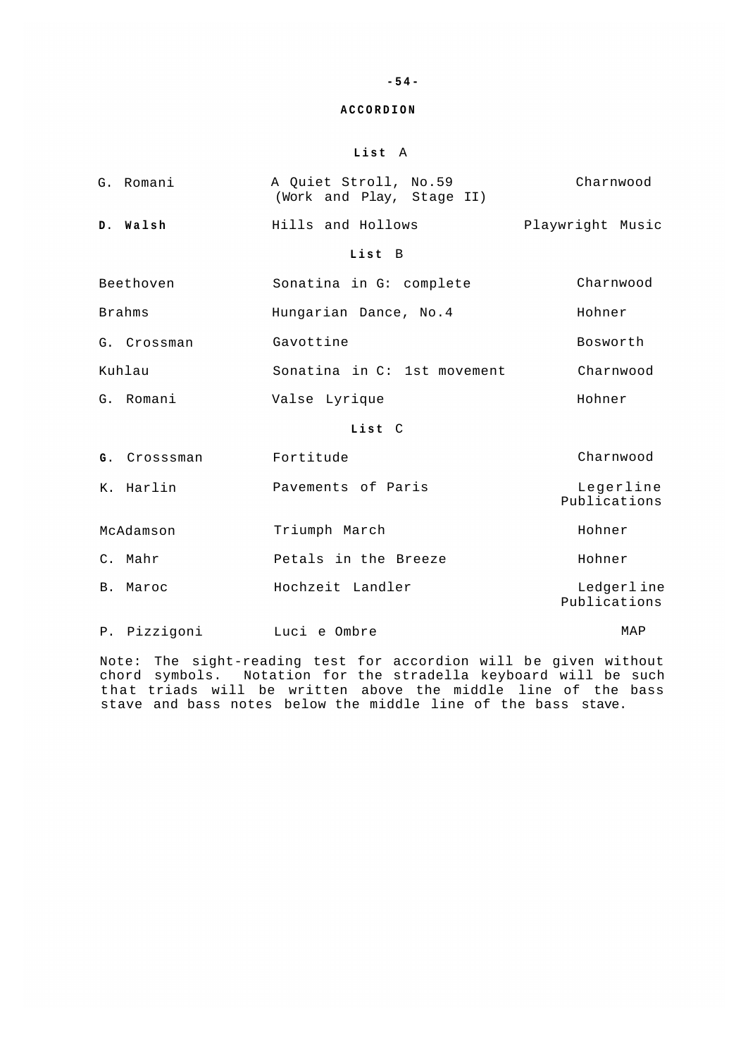# ACCORDION

## List A

| | | |
|---|---|---|
| G. Romani | A Quiet Stroll, No.59 (Work and Play, Stage II) | Charnwood |
| D. Walsh | Hills and Hollows | Playwright Music |

## List B

| | | |
|---|---|---|
| Beethoven | Sonatina in G: complete | Charnwood |
| Brahms | Hungarian Dance, No.4 | Hohner |
| G. Crossman | Gavottine | Bosworth |
| Kuhlau | Sonatina in C: 1st movement | Charnwood |
| G. Romani | Valse Lyrique | Hohner |

## List C

| | | |
|---|---|---|
| G. Crosssman | Fortitude | Charnwood |
| K. Harlin | Pavements of Paris | Legerline Publications |
| McAdamson | Triumph March | Hohner |
| C. Mahr | Petals in the Breeze | Hohner |
| B. Maroc | Hochzeit Landler | Ledgerline Publications |
| P. Pizzigoni | Luci e Ombre | MAP |

Note: The sight-reading test for accordion will be given without chord symbols. Notation for the stradella keyboard will be such that triads will be written above the middle line of the bass stave and bass notes below the middle line of the bass stave.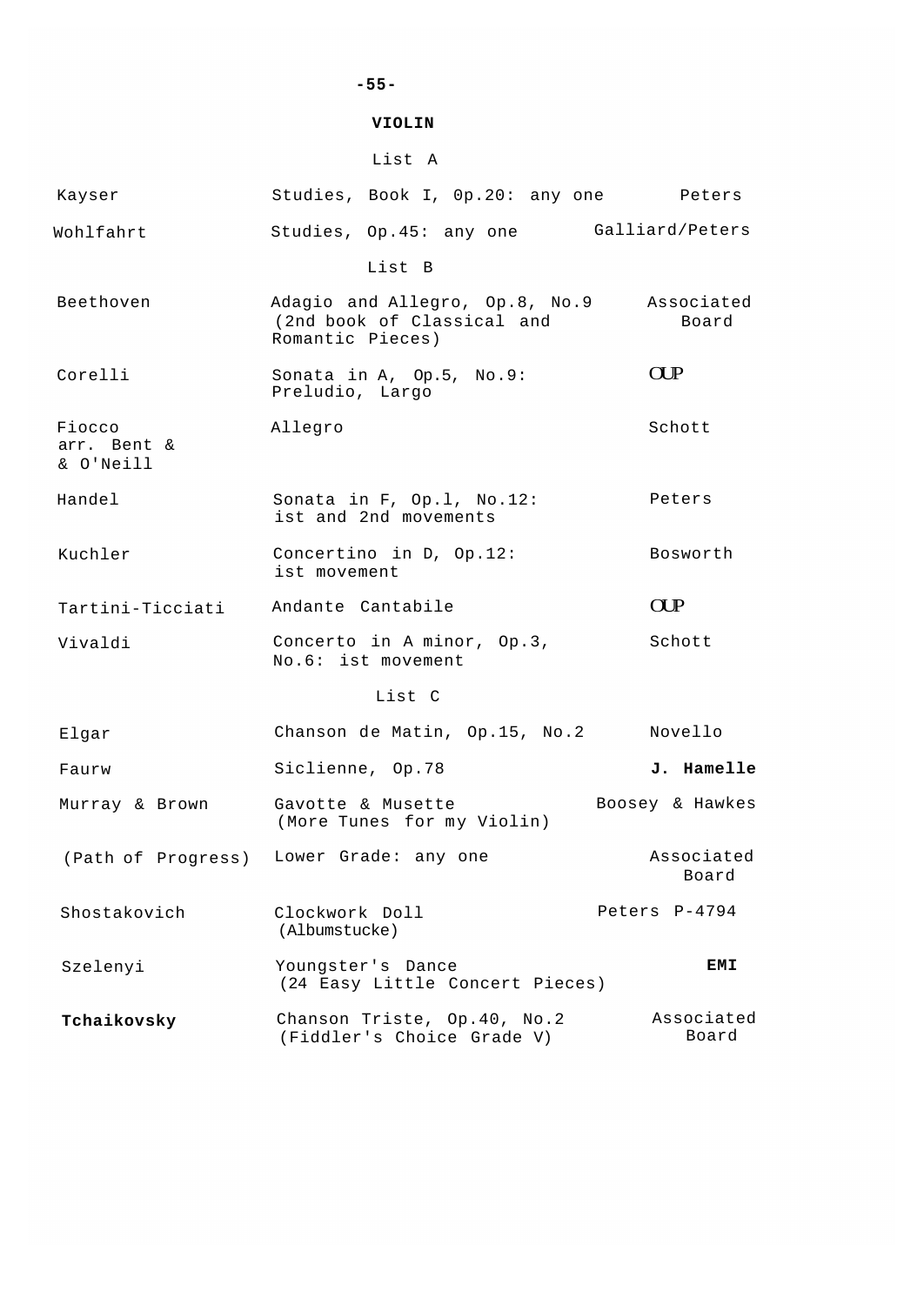## VIOLIN

### List A

| | | |
|---|---|---|
| Kayser | Studies, Book I, 0p.20: any one | Peters |
| Wohlfahrt | Studies, Op.45: any one | Galliard/Peters |

### List B

| | | |
|---|---|---|
| Beethoven | Adagio and Allegro, Op.8, No.9 (2nd book of Classical and Romantic Pieces) | Associated Board |
| Corelli | Sonata in A, Op.5, No.9: Preludio, Largo | OUP |
| Fiocco arr. Bent & & O'Neill | Allegro | Schott |
| Handel | Sonata in F, Op.l, No.12: ist and 2nd movements | Peters |
| Kuchler | Concertino in D, Op.12: ist movement | Bosworth |
| Tartini-Ticciati | Andante Cantabile | OUP |
| Vivaldi | Concerto in A minor, Op.3, No.6: ist movement | Schott |

### List C

| | | |
|---|---|---|
| Elgar | Chanson de Matin, Op.15, No.2 | Novello |
| Faurw | Siclienne, Op.78 | **J. Hamelle** |
| Murray & Brown | Gavotte & Musette (More Tunes for my Violin) | Boosey & Hawkes |
| (Path of Progress) | Lower Grade: any one | Associated Board |
| Shostakovich | Clockwork Doll (Albumstucke) | Peters P-4794 |
| Szelenyi | Youngster's Dance (24 Easy Little Concert Pieces) | **EMI** |
| **Tchaikovsky** | Chanson Triste, Op.40, No.2 (Fiddler's Choice Grade V) | Associated Board |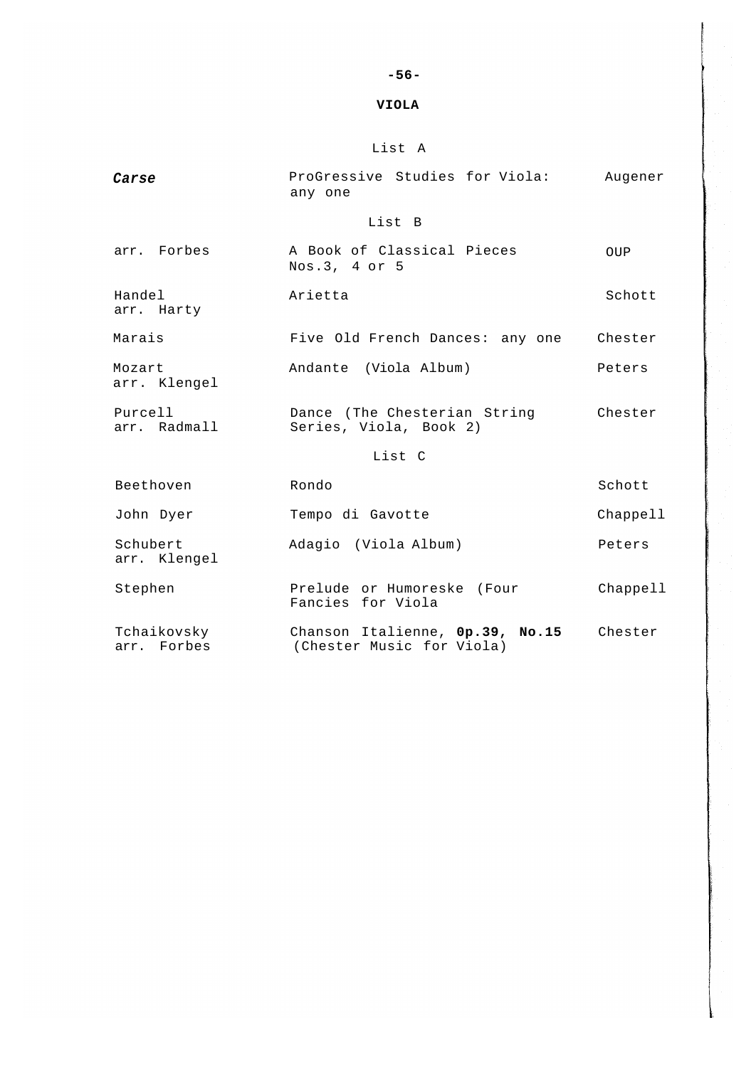# VIOLA

## List A

| | | |
|---|---|---|
| *Carse* | ProGressive Studies for Viola: any one | Augener |

## List B

| | | |
|---|---|---|
| arr. Forbes | A Book of Classical Pieces Nos.3, 4 or 5 | OUP |
| Handel arr. Harty | Arietta | Schott |
| Marais | Five Old French Dances: any one | Chester |
| Mozart arr. Klengel | Andante (Viola Album) | Peters |
| Purcell arr. Radmall | Dance (The Chesterian String Series, Viola, Book 2) | Chester |

## List C

| | | |
|---|---|---|
| Beethoven | Rondo | Schott |
| John Dyer | Tempo di Gavotte | Chappell |
| Schubert arr. Klengel | Adagio (Viola Album) | Peters |
| Stephen | Prelude or Humoreske (Four Fancies for Viola | Chappell |
| Tchaikovsky arr. Forbes | Chanson Italienne, **0p.39, No.15** (Chester Music for Viola) | Chester |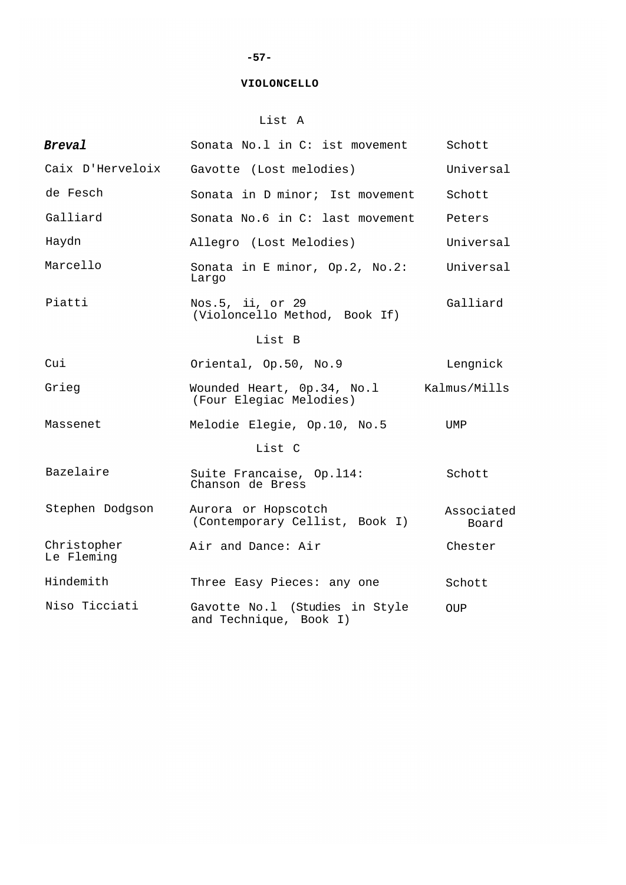## VIOLONCELLO

### List A

| | | |
|---|---|---|
| ***Breval*** | Sonata No.l in C: ist movement | Schott |
| Caix D'Herveloix | Gavotte (Lost melodies) | Universal |
| de Fesch | Sonata in D minor; Ist movement | Schott |
| Galliard | Sonata No.6 in C: last movement | Peters |
| Haydn | Allegro (Lost Melodies) | Universal |
| Marcello | Sonata in E minor, Op.2, No.2: Largo | Universal |
| Piatti | Nos.5, ii, or 29 (Violoncello Method, Book If) | Galliard |

### List B

| | | |
|---|---|---|
| Cui | Oriental, Op.50, No.9 | Lengnick |
| Grieg | Wounded Heart, 0p.34, No.l (Four Elegiac Melodies) | Kalmus/Mills |
| Massenet | Melodie Elegie, Op.10, No.5 | UMP |

### List C

| | | |
|---|---|---|
| Bazelaire | Suite Francaise, Op.l14: Chanson de Bress | Schott |
| Stephen Dodgson | Aurora or Hopscotch (Contemporary Cellist, Book I) | Associated Board |
| Christopher Le Fleming | Air and Dance: Air | Chester |
| Hindemith | Three Easy Pieces: any one | Schott |
| Niso Ticciati | Gavotte No.l (Studies in Style and Technique, Book I) | OUP |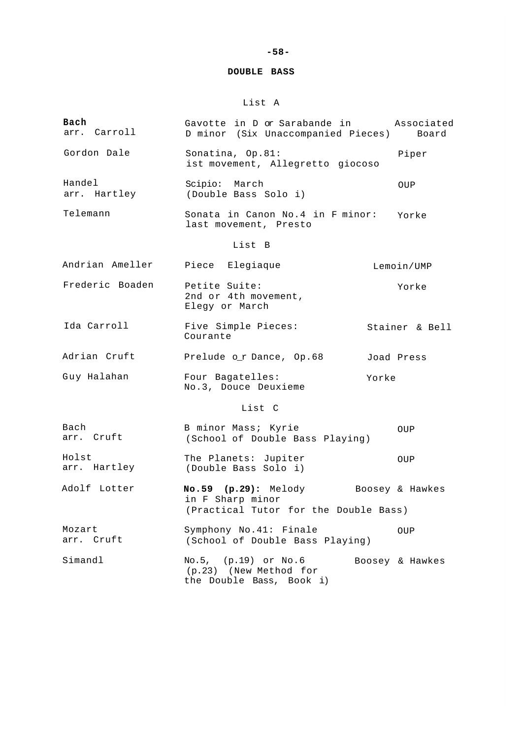## DOUBLE BASS

### List A

| Composer | Work | Publisher |
|---|---|---|
| **Bach** arr. Carroll | Gavotte in D or Sarabande in D minor (Six Unaccompanied Pieces) | Associated Board |
| Gordon Dale | Sonatina, Op.81: ist movement, Allegretto giocoso | Piper |
| Handel arr. Hartley | Scipio: March (Double Bass Solo i) | OUP |
| Telemann | Sonata in Canon No.4 in F minor: last movement, Presto | Yorke |

### List B

| Composer | Work | Publisher |
|---|---|---|
| Andrian Ameller | Piece Elegiaque | Lemoin/UMP |
| Frederic Boaden | Petite Suite: 2nd or 4th movement, Elegy or March | Yorke |
| Ida Carroll | Five Simple Pieces: Courante | Stainer & Bell |
| Adrian Cruft | Prelude o_r Dance, Op.68 | Joad Press |
| Guy Halahan | Four Bagatelles: No.3, Douce Deuxieme | Yorke |

### List C

| Composer | Work | Publisher |
|---|---|---|
| Bach arr. Cruft | B minor Mass; Kyrie (School of Double Bass Playing) | OUP |
| Holst arr. Hartley | The Planets: Jupiter (Double Bass Solo i) | OUP |
| Adolf Lotter | **No.59 (p.29):** Melody in F Sharp minor (Practical Tutor for the Double Bass) | Boosey & Hawkes |
| Mozart arr. Cruft | Symphony No.41: Finale (School of Double Bass Playing) | OUP |
| Simandl | No.5, (p.19) or No.6 (p.23) (New Method for the Double Bass, Book i) | Boosey & Hawkes |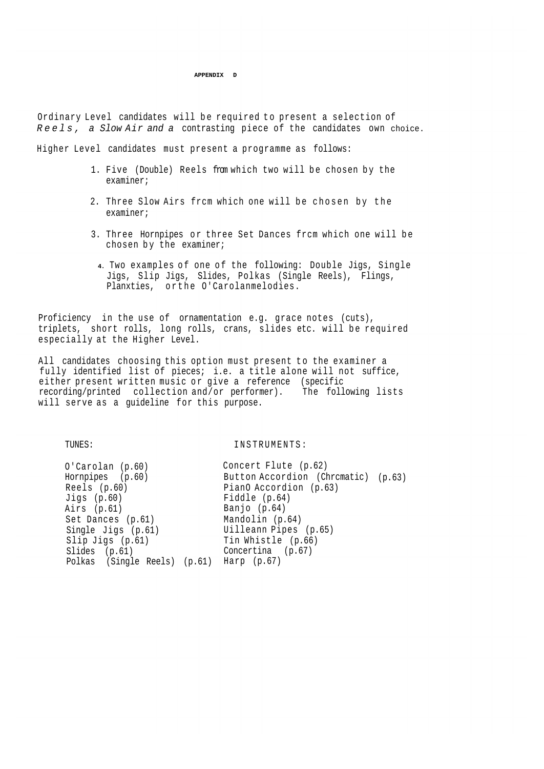**APPENDIX D**

Ordinary Level candidates will be required to present a selection of *Reels, a Slow Air and a* contrasting piece of the candidates own choice.

Higher Level candidates must present a programme as follows:

1. Five (Double) Reels from which two will be chosen by the examiner;
2. Three Slow Airs frcm which one will be chosen by the examiner;
3. Three Hornpipes or three Set Dances frcm which one will be chosen by the examiner;
4. Two examples of one of the following: Double Jigs, Single Jigs, Slip Jigs, Slides, Polkas (Single Reels), Flings, Planxties, or the O'Carolan melodies.

Proficiency in the use of ornamentation e.g. grace notes (cuts), triplets, short rolls, long rolls, crans, slides etc. will be required especially at the Higher Level.

All candidates choosing this option must present to the examiner a fully identified list of pieces; i.e. a title alone will not suffice, either present written music or give a reference (specific recording/printed collection and/or performer). The following lists will serve as a guideline for this purpose.

| TUNES: | INSTRUMENTS: |
|---|---|
| O'Carolan (p.60) | Concert Flute (p.62) |
| Hornpipes (p.60) | Button Accordion (Chrcmatic) (p.63) |
| Reels (p.60) | PianO Accordion (p.63) |
| Jigs (p.60) | Fiddle (p.64) |
| Airs (p.61) | Banjo (p.64) |
| Set Dances (p.61) | Mandolin (p.64) |
| Single Jigs (p.61) | Uilleann Pipes (p.65) |
| Slip Jigs (p.61) | Tin Whistle (p.66) |
| Slides (p.61) | Concertina (p.67) |
| Polkas (Single Reels) (p.61) | Harp (p.67) |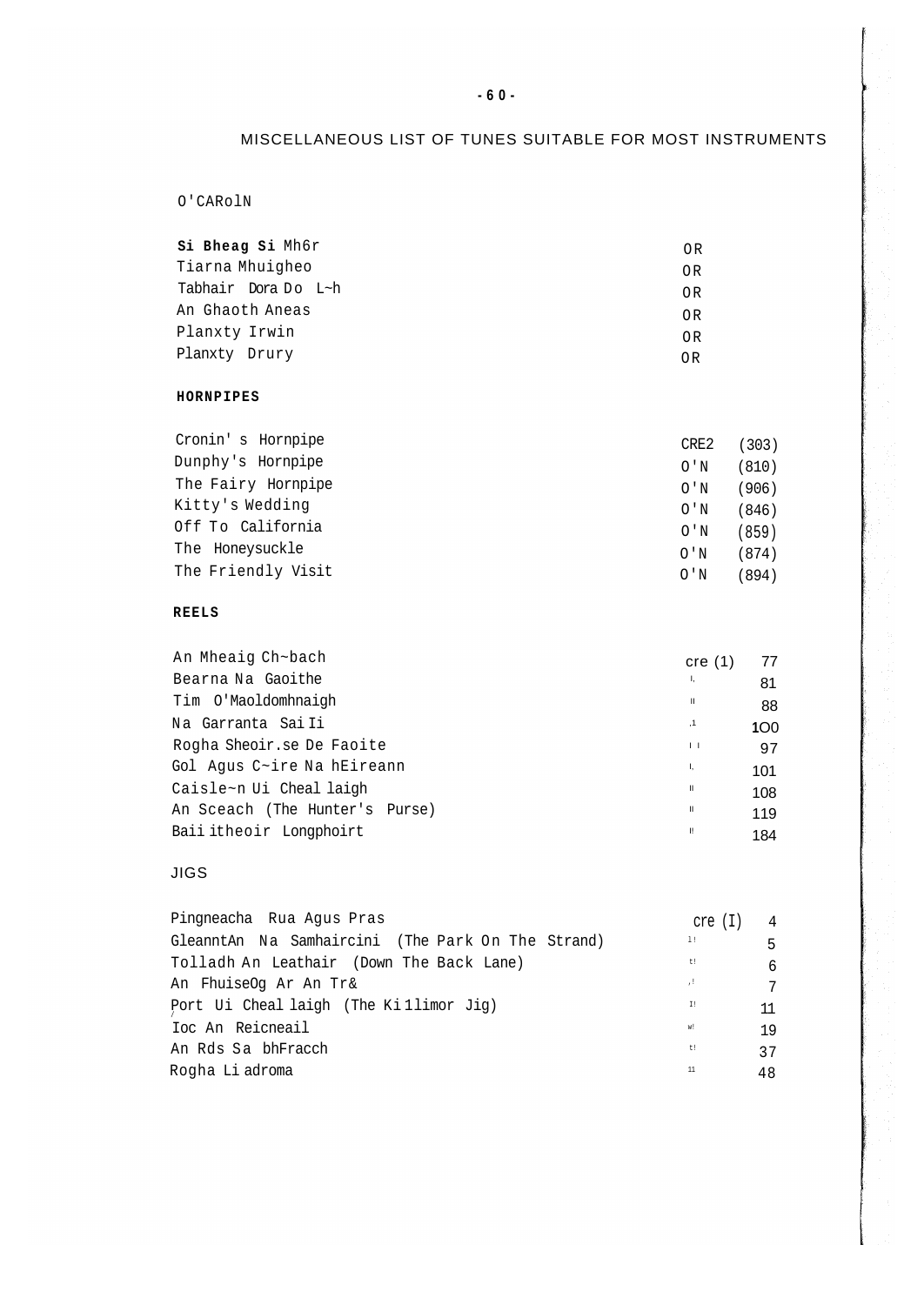## MISCELLANEOUS LIST OF TUNES SUITABLE FOR MOST INSTRUMENTS

### O'CARolN

| | |
|---|---|
| **Si Bheag Si** Mh6r | OR |
| Tiarna Mhuigheo | OR |
| Tabhair Dora Do L~h | OR |
| An Ghaoth Aneas | OR |
| Planxty Irwin | OR |
| Planxty Drury | OR |

### HORNPIPES

| | | |
|---|---|---|
| Cronin' s Hornpipe | CRE2 | (303) |
| Dunphy's Hornpipe | O'N | (810) |
| The Fairy Hornpipe | O'N | (906) |
| Kitty's Wedding | O'N | (846) |
| Off To California | O'N | (859) |
| The Honeysuckle | O'N | (874) |
| The Friendly Visit | O'N | (894) |

### REELS

| | | |
|---|---|---|
| An Mheaig Ch~bach | cre (1) | 77 |
| Bearna Na Gaoithe | " | 81 |
| Tim O'Maoldomhnaigh | " | 88 |
| Na Garranta Sai Ii | " | 1O0 |
| Rogha Sheoir.se De Faoite | " | 97 |
| Gol Agus C~ire Na hEireann | " | 101 |
| Caisle~n Ui Cheal laigh | " | 108 |
| An Sceach (The Hunter's Purse) | " | 119 |
| Baii itheoir Longphoirt | " | 184 |

### JIGS

| | | |
|---|---|---|
| Pingneacha Rua Agus Pras | cre (I) | 4 |
| GleanntAn Na Samhaircini (The Park On The Strand) | " | 5 |
| Tolladh An Leathair (Down The Back Lane) | " | 6 |
| An FhuiseOg Ar An Tr& | " | 7 |
| Port Ui Cheal laigh (The Ki1limor Jig) | " | 11 |
| Ioc An Reicneail | " | 19 |
| An Rds Sa bhFracch | " | 37 |
| Rogha Li adroma | " | 48 |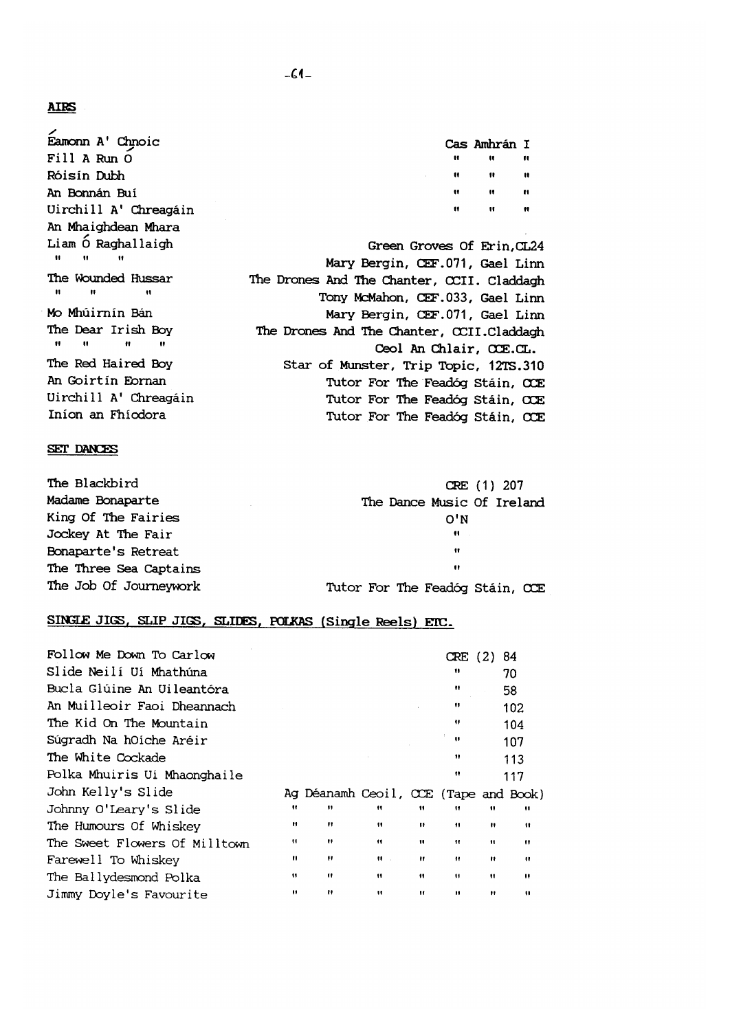**AIRS**

| | |
|---|---|
| Éamonn A' Chnoic | Cas Amhrán I |
| Fill A Run Ó | " " " |
| Róisín Dubh | " " " |
| An Bonnán Buí | " " " |
| Uirchill A' Chreagáin | " " " |
| An Mhaighdean Mhara | |
| Liam Ó Raghallaigh | Green Groves Of Erin, CL24 |
| " " " | Mary Bergin, CEF.071, Gael Linn |
| The Wounded Hussar | The Drones And The Chanter, CCII. Claddagh |
| " " " | Tony McMahon, CEF.033, Gael Linn |
| Mo Mhúirnín Bán | Mary Bergin, CEF.071, Gael Linn |
| The Dear Irish Boy | The Drones And The Chanter, CCII.Claddagh |
| " " " " | Ceol An Chlair, CCE.CL. |
| The Red Haired Boy | Star of Munster, Trip Topic, 12TS.310 |
| An Goirtín Eornan | Tutor For The Feadóg Stáin, CCE |
| Uirchill A' Chreagáin | Tutor For The Feadóg Stáin, CCE |
| Iníon an Fhíodora | Tutor For The Feadóg Stáin, CCE |

**SET DANCES**

| | |
|---|---|
| The Blackbird | CRE (1) 207 |
| Madame Bonaparte | The Dance Music Of Ireland |
| King Of The Fairies | O'N |
| Jockey At The Fair | " |
| Bonaparte's Retreat | " |
| The Three Sea Captains | " |
| The Job Of Journeywork | Tutor For The Feadóg Stáin, CCE |

**SINGLE JIGS, SLIP JIGS, SLIDES, POLKAS (Single Reels) ETC.**

| | |
|---|---|
| Follow Me Down To Carlow | CRE (2) 84 |
| Slide Neili Uí Mhathúna | " 70 |
| Bucla Glúine An Uileantóra | " 58 |
| An Muilleoir Faoi Dheannach | " 102 |
| The Kid On The Mountain | " 104 |
| Súgradh Na hOíche Aréir | " 107 |
| The White Cockade | " 113 |
| Polka Mhuiris Uí Mhaonghaile | " 117 |
| John Kelly's Slide | Ag Déanamh Ceoil, CCE (Tape and Book) |
| Johnny O'Leary's Slide | " " " " " " " |
| The Humours Of Whiskey | " " " " " " " |
| The Sweet Flowers Of Milltown | " " " " " " " |
| Farewell To Whiskey | " " " " " " " |
| The Ballydesmond Polka | " " " " " " " |
| Jimmy Doyle's Favourite | " " " " " " " |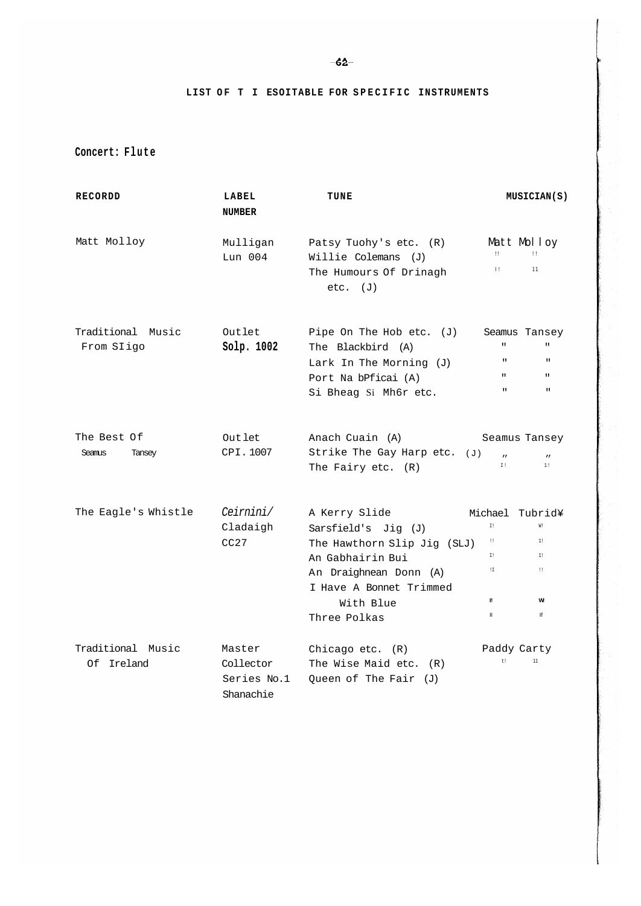## LIST OF T I ESOITABLE FOR SPECIFIC INSTRUMENTS

### Concert: Flute

| RECORDD | LABEL NUMBER | TUNE | MUSICIAN(S) |
|---|---|---|---|
| Matt Molloy | Mulligan Lun 004 | Patsy Tuohy's etc. (R) | Matt Molloy |
| | | Willie Colemans (J) | " " |
| | | The Humours Of Drinagh etc. (J) | " " |
| Traditional Music From SIigo | Outlet Solp. 1002 | Pipe On The Hob etc. (J) | Seamus Tansey |
| | | The Blackbird (A) | " " |
| | | Lark In The Morning (J) | " " |
| | | Port Na bPficai (A) | " " |
| | | Si Bheag Si Mh6r etc. | " " |
| The Best Of Seamus Tansey | Outlet CPI. 1007 | Anach Cuain (A) | Seamus Tansey |
| | | Strike The Gay Harp etc. (J) | " " |
| | | The Fairy etc. (R) | " " |
| The Eagle's Whistle | Ceirnini/ Cladaigh CC27 | A Kerry Slide | Michael Tubrid¥ |
| | | Sarsfield's Jig (J) | " " |
| | | The Hawthorn Slip Jig (SLJ) | " " |
| | | An Gabhairin Bui | " " |
| | | An Draighnean Donn (A) | " " |
| | | I Have A Bonnet Trimmed With Blue | " " |
| | | Three Polkas | " " |
| Traditional Music Of Ireland | Master Collector Series No.1 Shanachie | Chicago etc. (R) | Paddy Carty |
| | | The Wise Maid etc. (R) | " " |
| | | Queen of The Fair (J) | |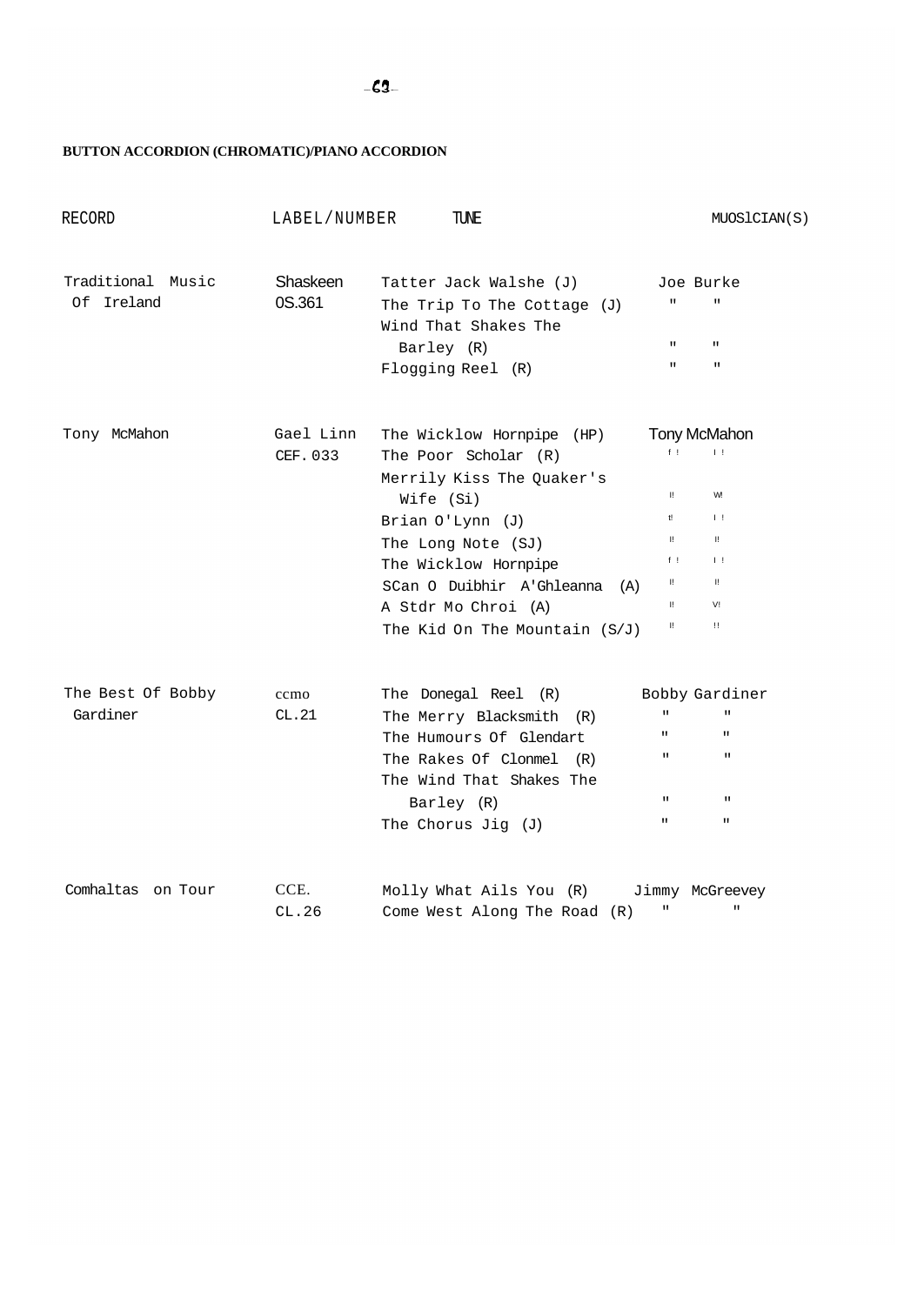**BUTTON ACCORDION (CHROMATIC)/PIANO ACCORDION**

| RECORD | LABEL/NUMBER | TUNE | MUOSlCIAN(S) |
|---|---|---|---|
| Traditional Music Of Ireland | Shaskeen OS.361 | Tatter Jack Walshe (J) | Joe Burke |
| | | The Trip To The Cottage (J) | " " |
| | | Wind That Shakes The Barley (R) | " " |
| | | Flogging Reel (R) | " " |
| Tony McMahon | Gael Linn CEF. 033 | The Wicklow Hornpipe (HP) | Tony McMahon |
| | | The Poor Scholar (R) | " " |
| | | Merrily Kiss The Quaker's Wife (Si) | " " |
| | | Brian O'Lynn (J) | " " |
| | | The Long Note (SJ) | " " |
| | | The Wicklow Hornpipe | " " |
| | | SCan O Duibhir A'Ghleanna (A) | " " |
| | | A Stdr Mo Chroi (A) | " " |
| | | The Kid On The Mountain (S/J) | " " |
| The Best Of Bobby Gardiner | ccmo CL.21 | The Donegal Reel (R) | Bobby Gardiner |
| | | The Merry Blacksmith (R) | " " |
| | | The Humours Of Glendart | " " |
| | | The Rakes Of Clonmel (R) | " " |
| | | The Wind That Shakes The Barley (R) | " " |
| | | The Chorus Jig (J) | " " |
| Comhaltas on Tour | CCE. CL.26 | Molly What Ails You (R) | Jimmy McGreevey |
| | | Come West Along The Road (R) | " " |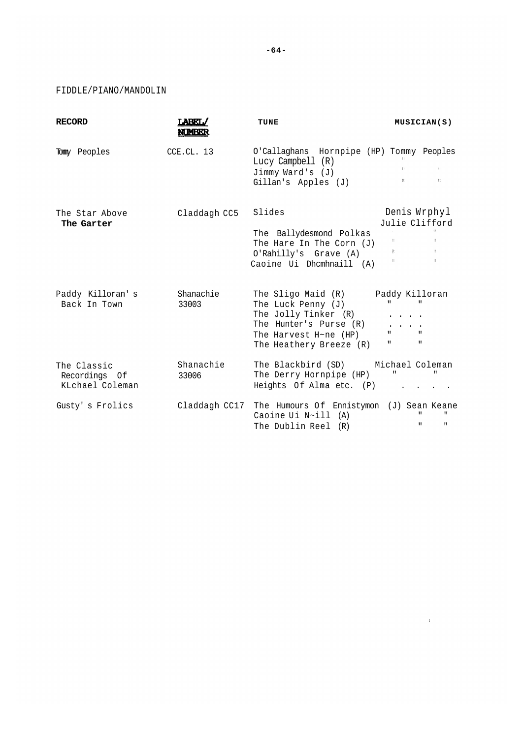FIDDLE/PIANO/MANDOLIN

| RECORD | LABEL/ NUMBER | TUNE | MUSICIAN(S) |
|---|---|---|---|
| Tomy Peoples | CCE.CL. 13 | O'Callaghans Hornpipe (HP) | Tommy Peoples |
| | | Lucy Campbell (R) | " |
| | | Jimmy Ward's (J) | " " |
| | | Gillan's Apples (J) | " " |
| The Star Above The Garter | Claddagh CC5 | Slides | Denis Wrphyl Julie Clifford |
| | | The Ballydesmond Polkas | " " |
| | | The Hare In The Corn (J) | " " |
| | | O'Rahilly's Grave (A) | " " |
| | | Caoine Ui Dhcmhnaill (A) | " " |
| Paddy Killoran's Back In Town | Shanachie 33003 | The Sligo Maid (R) | Paddy Killoran |
| | | The Luck Penny (J) | " " |
| | | The Jolly Tinker (R) | . . . . |
| | | The Hunter's Purse (R) | . . . . |
| | | The Harvest H~ne (HP) | " " |
| | | The Heathery Breeze (R) | " " |
| The Classic Recordings Of KLchael Coleman | Shanachie 33006 | The Blackbird (SD) | Michael Coleman |
| | | The Derry Hornpipe (HP) | " " |
| | | Heights Of Alma etc. (P) | . . . . |
| Gusty's Frolics | Claddagh CC17 | The Humours Of Ennistymon (J) | Sean Keane |
| | | Caoine Ui N~ill (A) | " " |
| | | The Dublin Reel (R) | " " |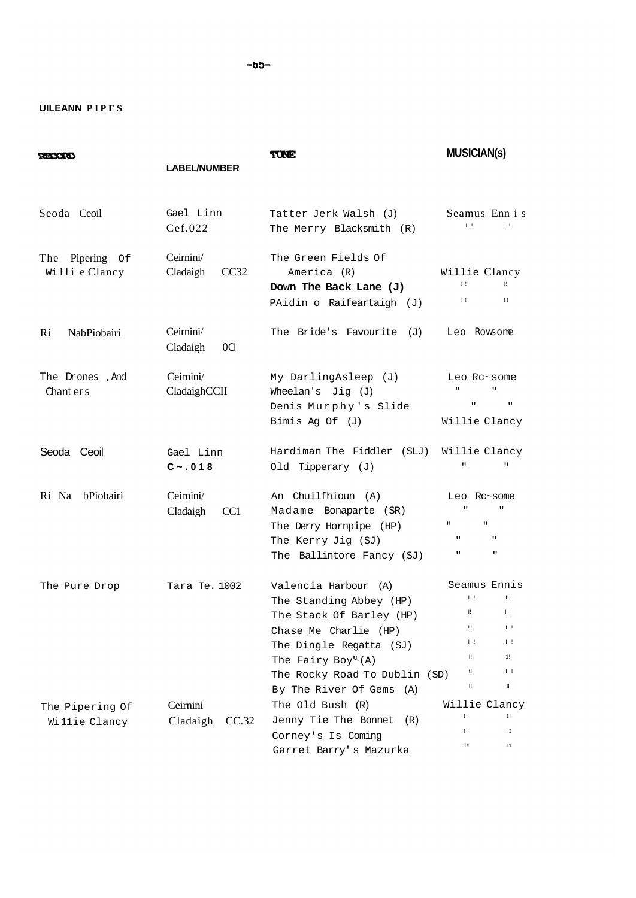## UILEANN PIPES

| RECORD | LABEL/NUMBER | TUNE | MUSICIAN(s) |
|---|---|---|---|
| Seoda Ceoil | Gael Linn Cef.022 | Tatter Jerk Walsh (J) | Seamus Ennis |
| | | The Merry Blacksmith (R) | " " |
| The Piping Of Willie Clancy | Ceirnini/ Cladaigh CC32 | The Green Fields Of America (R) | Willie Clancy |
| | | **Down The Back Lane (J)** | " " |
| | | PAidin o Raifeartaigh (J) | " " |
| Ri NabPiobairi | Ceirnini/ Cladaigh OCI | The Bride's Favourite (J) | Leo Rowsome |
| The Drones ,And Chanters | Ceirnini/ CladaighCCII | My DarlingAsleep (J) | Leo Rc~some |
| | | Wheelan's Jig (J) | " " |
| | | Denis Murphy's Slide | " " |
| | | Bimis Ag Of (J) | Willie Clancy |
| Seoda Ceoil | Gael Linn C~.018 | Hardiman The Fiddler (SLJ) | Willie Clancy |
| | | Old Tipperary (J) | " " |
| Ri Na bPiobairi | Ceirnini/ Cladaigh CC1 | An Chuilfhioun (A) | Leo Rc~some |
| | | Madame Bonaparte (SR) | " " |
| | | The Derry Hornpipe (HP) | " " |
| | | The Kerry Jig (SJ) | " " |
| | | The Ballintore Fancy (SJ) | " " |
| The Pure Drop | Tara Te. 1002 | Valencia Harbour (A) | Seamus Ennis |
| | | The Standing Abbey (HP) | " " |
| | | The Stack Of Barley (HP) | " " |
| | | Chase Me Charlie (HP) | " " |
| | | The Dingle Regatta (SJ) | " " |
| | | The Fairy Boy (A) | " " |
| | | The Rocky Road To Dublin (SD) | " " |
| | | By The River Of Gems (A) | " " |
| The Pipering Of Willie Clancy | Ceirnini Cladaigh CC.32 | The Old Bush (R) | Willie Clancy |
| | | Jenny Tie The Bonnet (R) | " " |
| | | Corney's Is Coming | " " |
| | | Garret Barry's Mazurka | " " |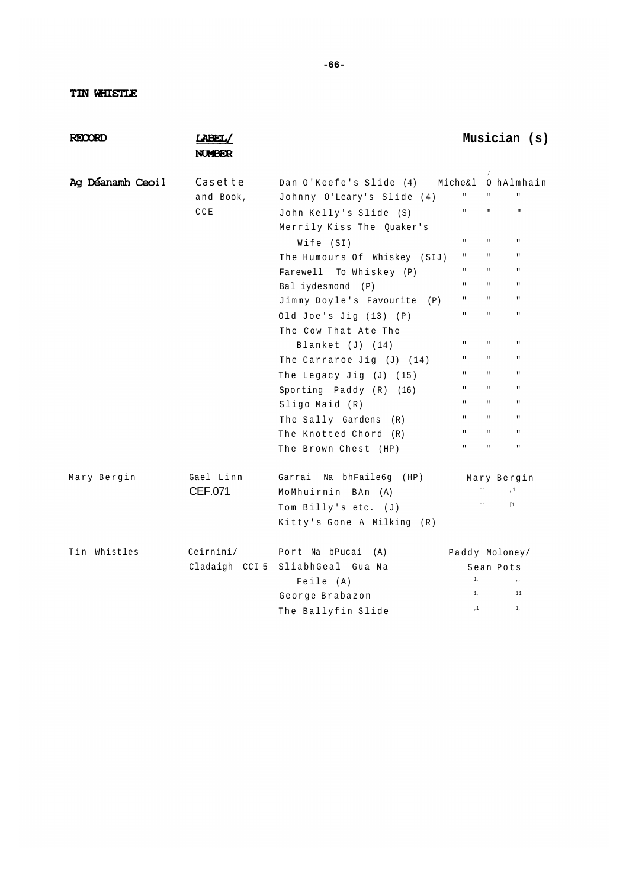## TIN WHISTLE

| RECORD | LABEL/ NUMBER | | Musician (s) |
|---|---|---|---|
| Ag Déanamh Ceoil | Casette and Book, CCE | Dan O'Keefe's Slide (4) | Michéal Ó hAlmhain |
| | | Johnny O'Leary's Slide (4) | " " " |
| | | John Kelly's Slide (S) | " " " |
| | | Merrily Kiss The Quaker's Wife (SI) | " " " |
| | | The Humours Of Whiskey (SIJ) | " " " |
| | | Farewell To Whiskey (P) | " " " |
| | | Bal iydesmond (P) | " " " |
| | | Jimmy Doyle's Favourite (P) | " " " |
| | | Old Joe's Jig (13) (P) | " " " |
| | | The Cow That Ate The Blanket (J) (14) | " " " |
| | | The Carraroe Jig (J) (14) | " " " |
| | | The Legacy Jig (J) (15) | " " " |
| | | Sporting Paddy (R) (16) | " " " |
| | | Sligo Maid (R) | " " " |
| | | The Sally Gardens (R) | " " " |
| | | The Knotted Chord (R) | " " " |
| | | The Brown Chest (HP) | " " " |
| Mary Bergin | Gael Linn CEF.071 | Garrai Na bhFaile6g (HP) | Mary Bergin |
| | | MoMhuirnin BAn (A) | " " |
| | | Tom Billy's etc. (J) | " " |
| | | Kitty's Gone A Milking (R) | |
| Tin Whistles | Ceirnini/ Cladaigh CCI 5 | Port Na bPucai (A) | Paddy Moloney/ Sean Pots |
| | | SliabhGeal Gua Na Feile (A) | " " |
| | | George Brabazon | " " |
| | | The Ballyfin Slide | " " |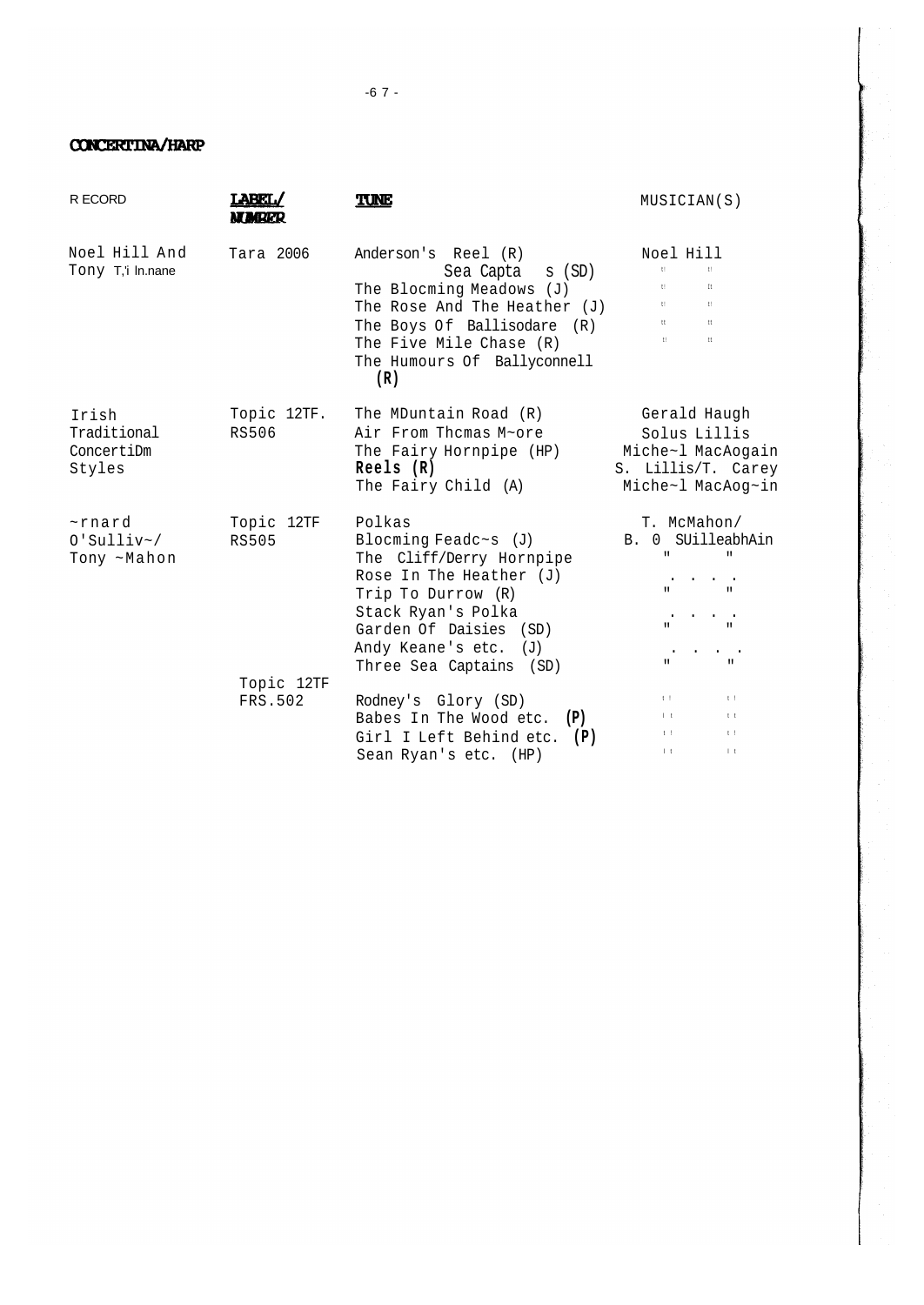## CONCERTINA/HARP

| RECORD | LABEL/ NUMBER | TUNE | MUSICIAN(S) |
|---|---|---|---|
| Noel Hill And Tony T,'i In.nane | Tara 2006 | Anderson's Reel (R) | Noel Hill |
| | | Sea Capta s (SD) | " " |
| | | The Blocming Meadows (J) | " " |
| | | The Rose And The Heather (J) | " " |
| | | The Boys Of Ballisodare (R) | " " |
| | | The Five Mile Chase (R) | " " |
| | | The Humours Of Ballyconnell (R) | |
| Irish Traditional ConcertiDm Styles | Topic 12TF. RS506 | The MDuntain Road (R) | Gerald Haugh |
| | | Air From Thcmas M~ore | Solus Lillis |
| | | The Fairy Hornpipe (HP) | Miche~l MacAogain |
| | | Reels (R) | S. Lillis/T. Carey |
| | | The Fairy Child (A) | Miche~l MacAog~in |
| ~rnard O'Sulliv~/ Tony ~Mahon | Topic 12TF RS505 | Polkas | T. McMahon/ B. 0 SUilleabhAin |
| | | Blocming Feadc~s (J) | " " |
| | | The Cliff/Derry Hornpipe | " " |
| | | Rose In The Heather (J) | " " |
| | | Trip To Durrow (R) | " " |
| | | Stack Ryan's Polka | " " |
| | | Garden Of Daisies (SD) | " " |
| | | Andy Keane's etc. (J) | " " |
| | | Three Sea Captains (SD) | " " |
| | Topic 12TF FRS.502 | Rodney's Glory (SD) | " " |
| | | Babes In The Wood etc. (P) | " " |
| | | Girl I Left Behind etc. (P) | " " |
| | | Sean Ryan's etc. (HP) | " " |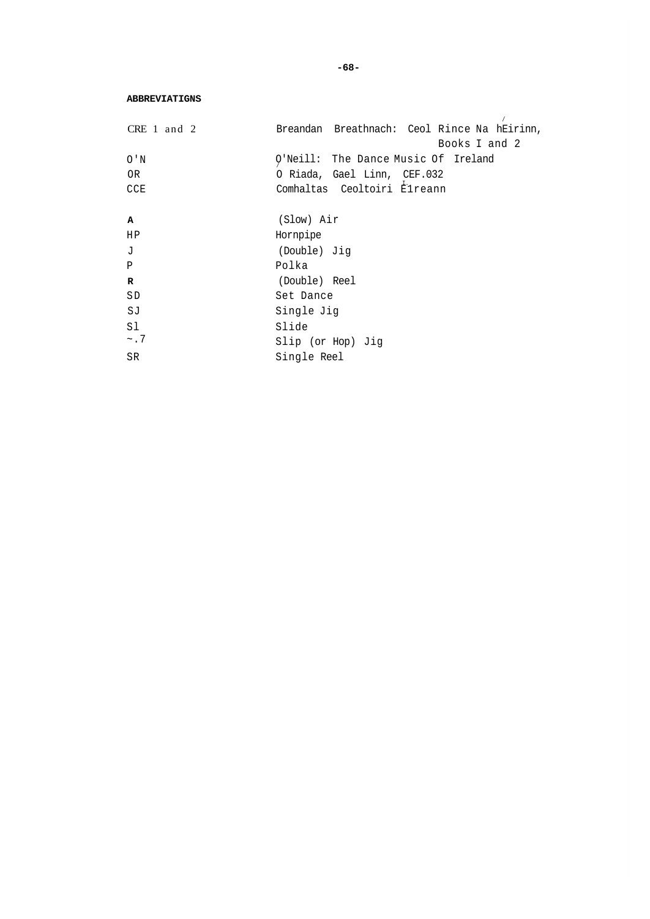## ABBREVIATIGNS

| | |
|---|---|
| CRE 1 and 2 | Breandan Breathnach: Ceol Rince Na hÉirinn, Books I and 2 |
| O'N | O'Neill: The Dance Music Of Ireland |
| OR | Ó Riada, Gael Linn, CEF.032 |
| CCE | Comhaltas Ceoltoiri Éireann |
| A | (Slow) Air |
| HP | Hornpipe |
| J | (Double) Jig |
| P | Polka |
| R | (Double) Reel |
| SD | Set Dance |
| SJ | Single Jig |
| Sl | Slide |
| ~.7 | Slip (or Hop) Jig |
| SR | Single Reel |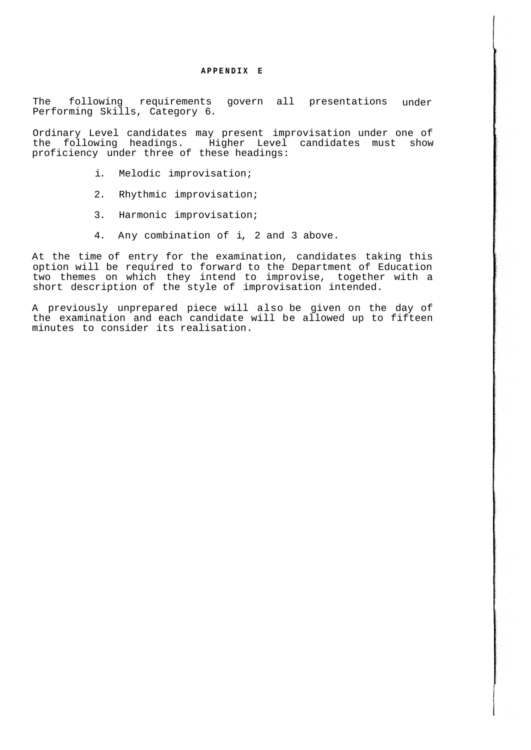# APPENDIX E

The following requirements govern all presentations under Performing Skills, Category 6.

Ordinary Level candidates may present improvisation under one of the following headings. Higher Level candidates must show proficiency under three of these headings:

i. Melodic improvisation;

2. Rhythmic improvisation;

3. Harmonic improvisation;

4. Any combination of i, 2 and 3 above.

At the time of entry for the examination, candidates taking this option will be required to forward to the Department of Education two themes on which they intend to improvise, together with a short description of the style of improvisation intended.

A previously unprepared piece will also be given on the day of the examination and each candidate will be allowed up to fifteen minutes to consider its realisation.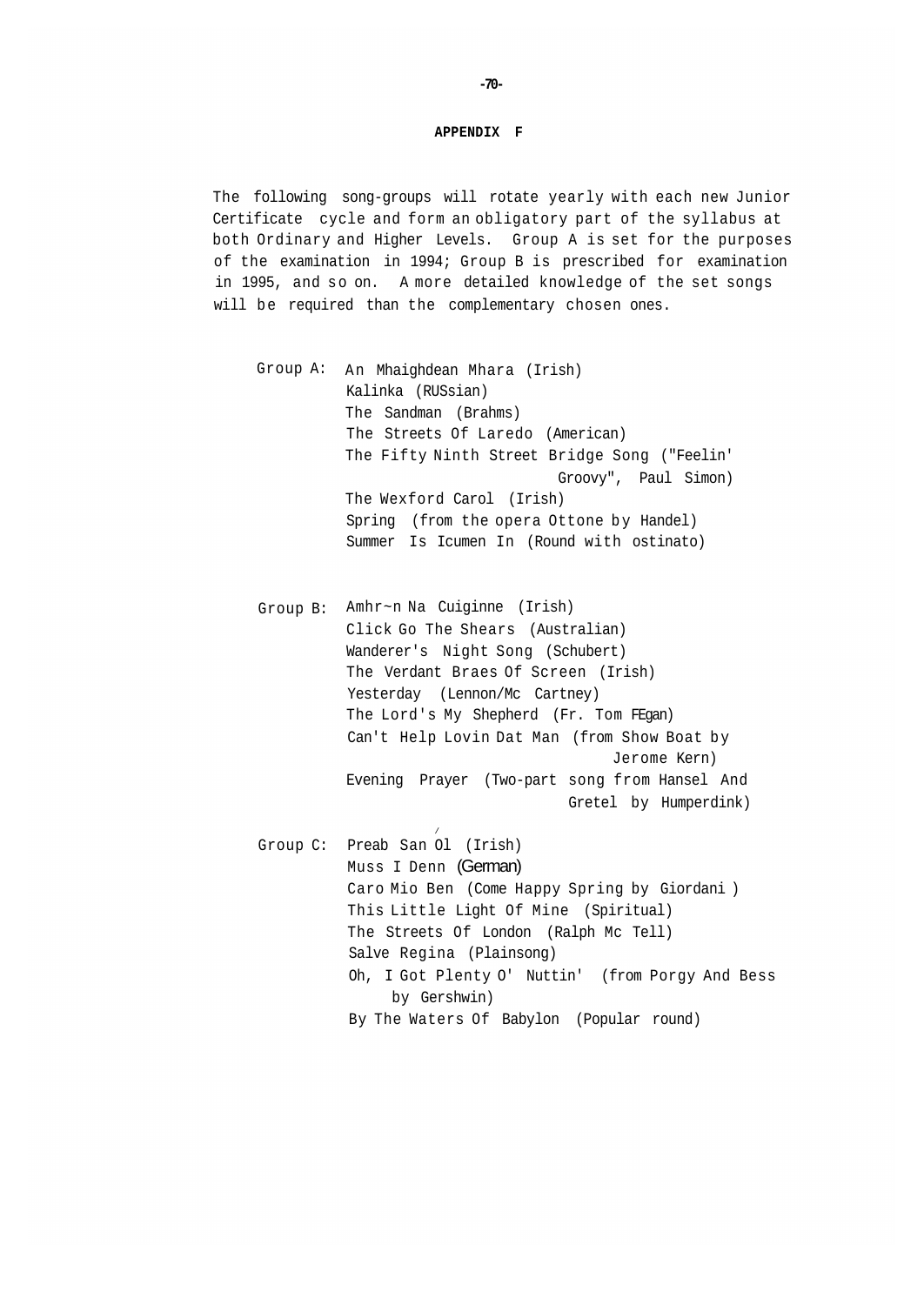# APPENDIX F

The following song-groups will rotate yearly with each new Junior Certificate cycle and form an obligatory part of the syllabus at both Ordinary and Higher Levels. Group A is set for the purposes of the examination in 1994; Group B is prescribed for examination in 1995, and so on. A more detailed knowledge of the set songs will be required than the complementary chosen ones.

**Group A:**
- An Mhaighdean Mhara (Irish)
- Kalinka (RUSsian)
- The Sandman (Brahms)
- The Streets Of Laredo (American)
- The Fifty Ninth Street Bridge Song ("Feelin' Groovy", Paul Simon)
- The Wexford Carol (Irish)
- Spring (from the opera Ottone by Handel)
- Summer Is Icumen In (Round with ostinato)

**Group B:**
- Amhr~n Na Cuiginne (Irish)
- Click Go The Shears (Australian)
- Wanderer's Night Song (Schubert)
- The Verdant Braes Of Screen (Irish)
- Yesterday (Lennon/Mc Cartney)
- The Lord's My Shepherd (Fr. Tom FEgan)
- Can't Help Lovin Dat Man (from Show Boat by Jerome Kern)
- Evening Prayer (Two-part song from Hansel And Gretel by Humperdink)

**Group C:**
- Preab San Ól (Irish)
- Muss I Denn (German)
- Caro Mio Ben (Come Happy Spring by Giordani )
- This Little Light Of Mine (Spiritual)
- The Streets Of London (Ralph Mc Tell)
- Salve Regina (Plainsong)
- Oh, I Got Plenty O' Nuttin' (from Porgy And Bess by Gershwin)
- By The Waters Of Babylon (Popular round)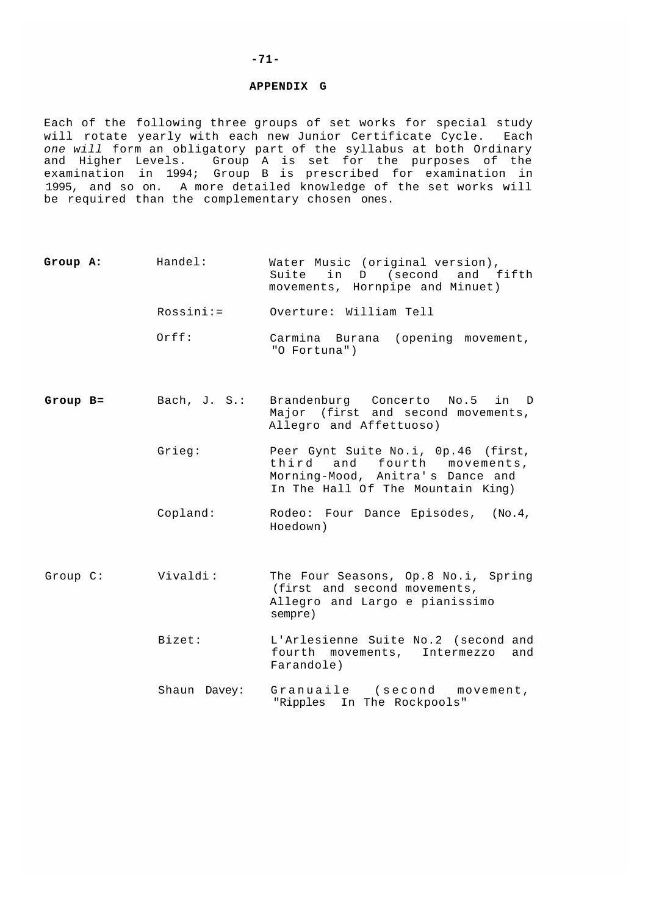## APPENDIX G

Each of the following three groups of set works for special study will rotate yearly with each new Junior Certificate Cycle. Each *one will* form an obligatory part of the syllabus at both Ordinary and Higher Levels. Group A is set for the purposes of the examination in 1994; Group B is prescribed for examination in 1995, and so on. A more detailed knowledge of the set works will be required than the complementary chosen ones.

| | | |
|---|---|---|
| **Group A:** | Handel: | Water Music (original version), Suite in D (second and fifth movements, Hornpipe and Minuet) |
| | Rossini:= | Overture: William Tell |
| | Orff: | Carmina Burana (opening movement, "O Fortuna") |
| **Group B=** | Bach, J. S.: | Brandenburg Concerto No.5 in D Major (first and second movements, Allegro and Affettuoso) |
| | Grieg: | Peer Gynt Suite No.i, 0p.46 (first, third and fourth movements, Morning-Mood, Anitra's Dance and In The Hall Of The Mountain King) |
| | Copland: | Rodeo: Four Dance Episodes, (No.4, Hoedown) |
| Group C: | Vivaldi: | The Four Seasons, Op.8 No.i, Spring (first and second movements, Allegro and Largo e pianissimo sempre) |
| | Bizet: | L'Arlesienne Suite No.2 (second and fourth movements, Intermezzo and Farandole) |
| | Shaun Davey: | Granuaile (second movement, "Ripples In The Rockpools" |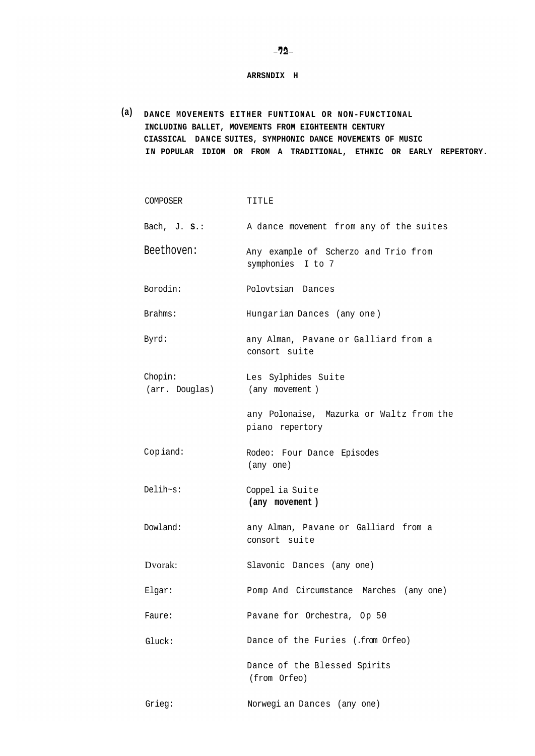## ARRSNDIX H

**(a) DANCE MOVEMENTS EITHER FUNTIONAL OR NON-FUNCTIONAL INCLUDING BALLET, MOVEMENTS FROM EIGHTEENTH CENTURY CIASSICAL DANCE SUITES, SYMPHONIC DANCE MOVEMENTS OF MUSIC IN POPULAR IDIOM OR FROM A TRADITIONAL, ETHNIC OR EARLY REPERTORY.**

| COMPOSER | TITLE |
|---|---|
| Bach, J. S.: | A dance movement from any of the suites |
| Beethoven: | Any example of Scherzo and Trio from symphonies I to 7 |
| Borodin: | Polovtsian Dances |
| Brahms: | Hungarian Dances (any one) |
| Byrd: | any Alman, Pavane or Galliard from a consort suite |
| Chopin: (arr. Douglas) | Les Sylphides Suite (any movement) |
| | any Polonaise, Mazurka or Waltz from the piano repertory |
| Copiand: | Rodeo: Four Dance Episodes (any one) |
| Delih~s: | Coppelia Suite **(any movement)** |
| Dowland: | any Alman, Pavane or Galliard from a consort suite |
| Dvorak: | Slavonic Dances (any one) |
| Elgar: | Pomp And Circumstance Marches (any one) |
| Faure: | Pavane for Orchestra, Op 50 |
| Gluck: | Dance of the Furies (.from Orfeo) |
| | Dance of the Blessed Spirits (from Orfeo) |
| Grieg: | Norwegian Dances (any one) |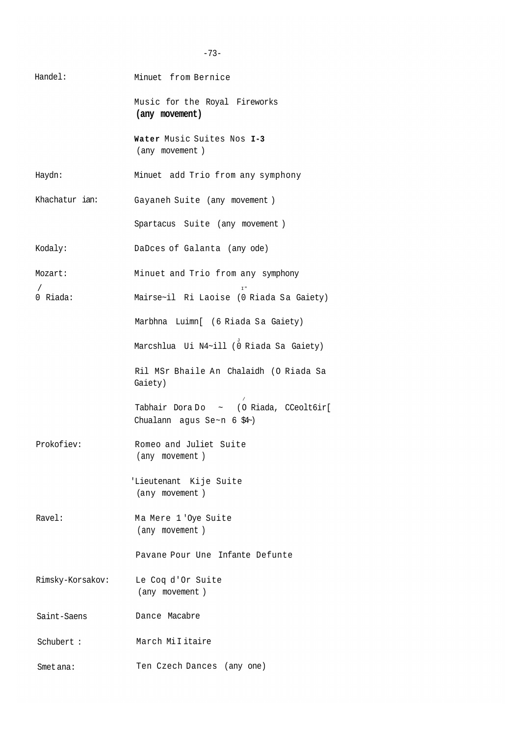| | |
|---|---|
| Handel: | Minuet from Bernice |
| | Music for the Royal Fireworks (any movement) |
| | Water Music Suites Nos I-3 (any movement ) |
| Haydn: | Minuet add Trio from any symphony |
| Khachatur ian: | Gayaneh Suite (any movement ) |
| | Spartacus Suite (any movement ) |
| Kodaly: | DaDces of Galanta (any ode) |
| Mozart: | Minuet and Trio from any symphony |
| Ó Riada: | Mairse~il Ri Laoise (Ó Riada Sa Gaiety) |
| | Marbhna Luimn[ (6 Riada Sa Gaiety) |
| | Marcshlua Ui N4~ill (Ó Riada Sa Gaiety) |
| | Ril MSr Bhaile An Chalaidh (O Riada Sa Gaiety) |
| | Tabhair Dora Do ~ (Ó Riada, CCeolt6ir[ Chualann agus Se~n 6 $4~) |
| Prokofiev: | Romeo and Juliet Suite (any movement ) |
| | 'Lieutenant Kije Suite (any movement ) |
| Ravel: | Ma Mere 1'Oye Suite (any movement ) |
| | Pavane Pour Une Infante Defunte |
| Rimsky-Korsakov: | Le Coq d'Or Suite (any movement ) |
| Saint-Saens | Dance Macabre |
| Schubert : | March MiIitaire |
| Smetana: | Ten Czech Dances (any one) |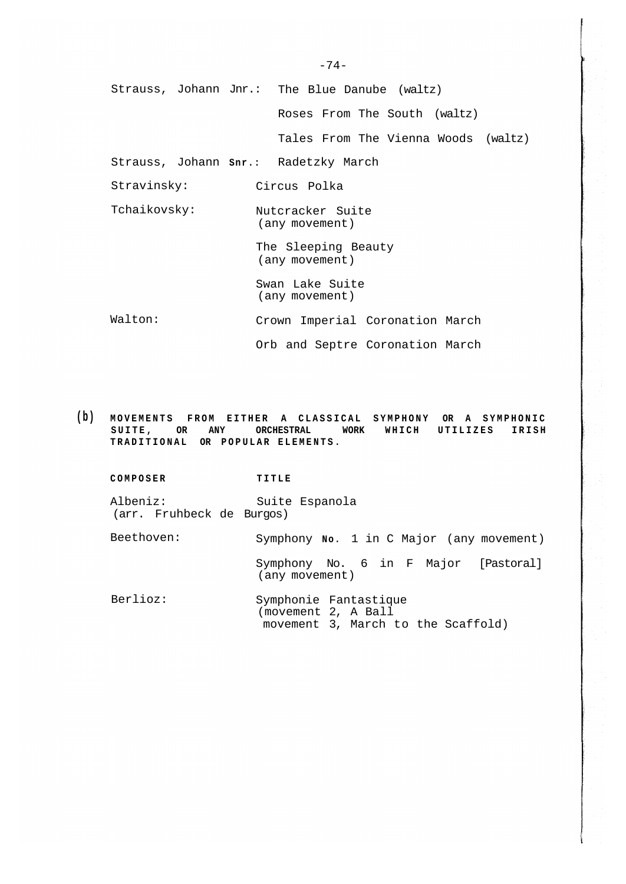| | |
|---|---|
| Strauss, Johann Jnr.: | The Blue Danube (waltz) |
| | Roses From The South (waltz) |
| | Tales From The Vienna Woods (waltz) |
| Strauss, Johann Snr.: | Radetzky March |
| Stravinsky: | Circus Polka |
| Tchaikovsky: | Nutcracker Suite (any movement) |
| | The Sleeping Beauty (any movement) |
| | Swan Lake Suite (any movement) |
| Walton: | Crown Imperial Coronation March |
| | Orb and Septre Coronation March |

**(b) MOVEMENTS FROM EITHER A CLASSICAL SYMPHONY OR A SYMPHONIC SUITE, OR ANY ORCHESTRAL WORK WHICH UTILIZES IRISH TRADITIONAL OR POPULAR ELEMENTS.**

| **COMPOSER** | **TITLE** |
|---|---|
| Albeniz: (arr. Fruhbeck de Burgos) | Suite Espanola |
| Beethoven: | Symphony No. 1 in C Major (any movement) |
| | Symphony No. 6 in F Major [Pastoral] (any movement) |
| Berlioz: | Symphonie Fantastique (movement 2, A Ball movement 3, March to the Scaffold) |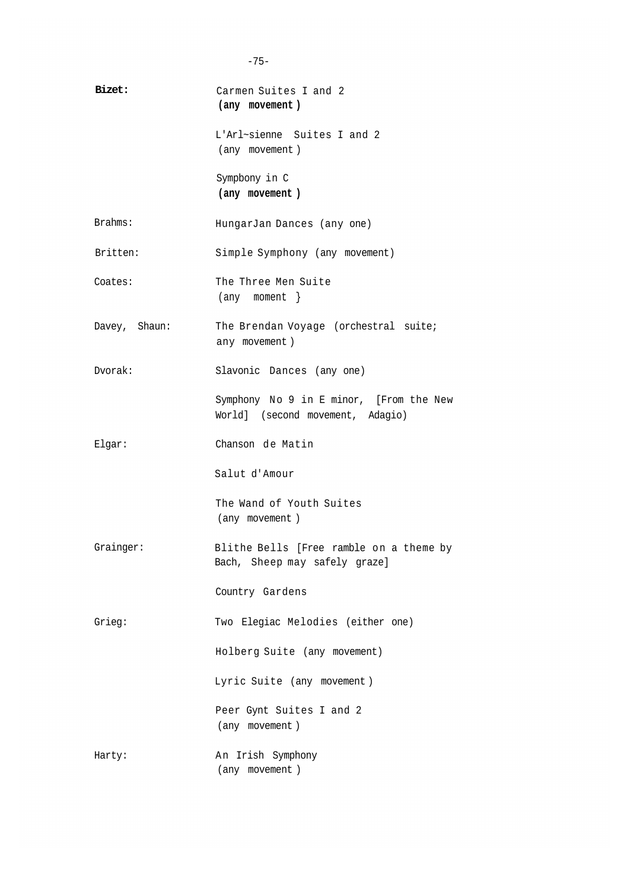| | |
|---|---|
| **Bizet:** | Carmen Suites I and 2 **(any movement)** |
| | L'Arl~sienne Suites I and 2 (any movement) |
| | Sympbony in C **(any movement)** |
| Brahms: | HungarJan Dances (any one) |
| Britten: | Simple Symphony (any movement) |
| Coates: | The Three Men Suite (any moment } |
| Davey, Shaun: | The Brendan Voyage (orchestral suite; any movement) |
| Dvorak: | Slavonic Dances (any one) |
| | Symphony No 9 in E minor, [From the New World] (second movement, Adagio) |
| Elgar: | Chanson de Matin |
| | Salut d'Amour |
| | The Wand of Youth Suites (any movement) |
| Grainger: | Blithe Bells [Free ramble on a theme by Bach, Sheep may safely graze] |
| | Country Gardens |
| Grieg: | Two Elegiac Melodies (either one) |
| | Holberg Suite (any movement) |
| | Lyric Suite (any movement) |
| | Peer Gynt Suites I and 2 (any movement) |
| Harty: | An Irish Symphony (any movement) |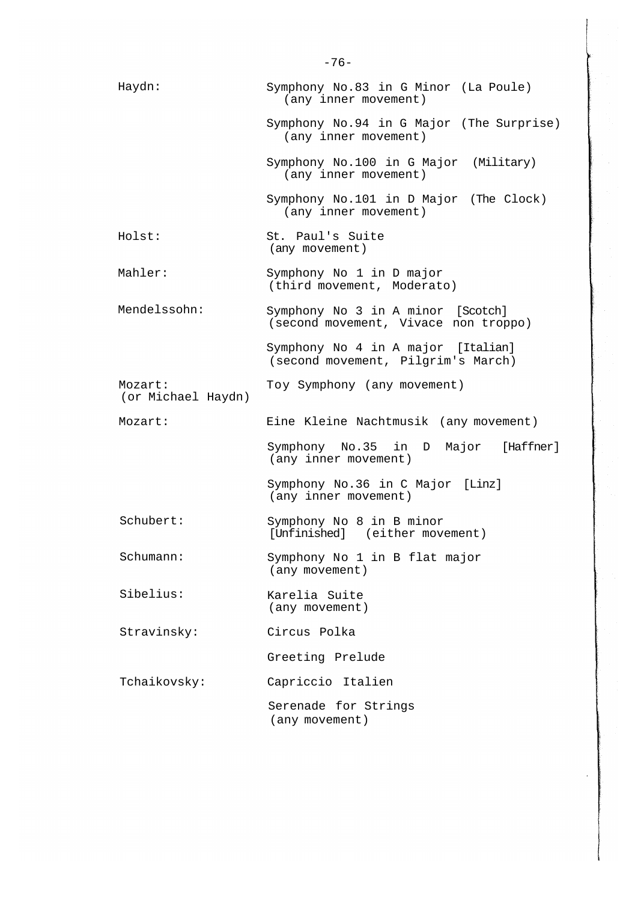| Composer | Work |
|---|---|
| Haydn: | Symphony No.83 in G Minor (La Poule) (any inner movement) |
| | Symphony No.94 in G Major (The Surprise) (any inner movement) |
| | Symphony No.100 in G Major (Military) (any inner movement) |
| | Symphony No.101 in D Major (The Clock) (any inner movement) |
| Holst: | St. Paul's Suite (any movement) |
| Mahler: | Symphony No 1 in D major (third movement, Moderato) |
| Mendelssohn: | Symphony No 3 in A minor [Scotch] (second movement, Vivace non troppo) |
| | Symphony No 4 in A major [Italian] (second movement, Pilgrim's March) |
| Mozart: (or Michael Haydn) | Toy Symphony (any movement) |
| Mozart: | Eine Kleine Nachtmusik (any movement) |
| | Symphony No.35 in D Major [Haffner] (any inner movement) |
| | Symphony No.36 in C Major [Linz] (any inner movement) |
| Schubert: | Symphony No 8 in B minor [Unfinished] (either movement) |
| Schumann: | Symphony No 1 in B flat major (any movement) |
| Sibelius: | Karelia Suite (any movement) |
| Stravinsky: | Circus Polka |
| | Greeting Prelude |
| Tchaikovsky: | Capriccio Italien |
| | Serenade for Strings (any movement) |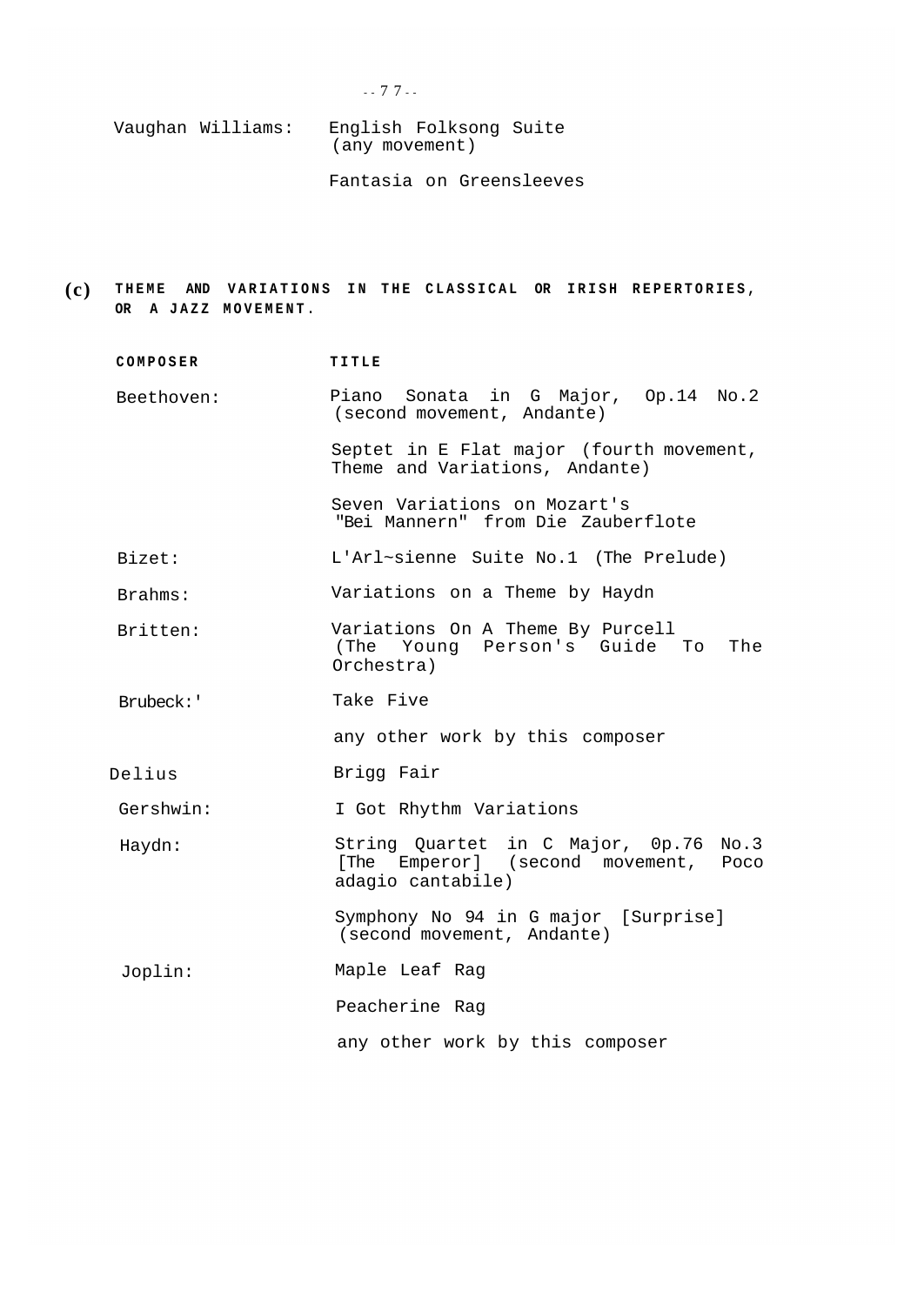| | |
|---|---|
| Vaughan Williams: | English Folksong Suite (any movement) |
| | Fantasia on Greensleeves |

**(c) THEME AND VARIATIONS IN THE CLASSICAL OR IRISH REPERTORIES, OR A JAZZ MOVEMENT.**

| COMPOSER | TITLE |
|---|---|
| Beethoven: | Piano Sonata in G Major, Op.14 No.2 (second movement, Andante) |
| | Septet in E Flat major (fourth movement, Theme and Variations, Andante) |
| | Seven Variations on Mozart's "Bei Mannern" from Die Zauberflote |
| Bizet: | L'Arl~sienne Suite No.1 (The Prelude) |
| Brahms: | Variations on a Theme by Haydn |
| Britten: | Variations On A Theme By Purcell (The Young Person's Guide To The Orchestra) |
| Brubeck:' | Take Five |
| | any other work by this composer |
| Delius | Brigg Fair |
| Gershwin: | I Got Rhythm Variations |
| Haydn: | String Quartet in C Major, 0p.76 No.3 [The Emperor] (second movement, Poco adagio cantabile) |
| | Symphony No 94 in G major [Surprise] (second movement, Andante) |
| Joplin: | Maple Leaf Rag |
| | Peacherine Rag |
| | any other work by this composer |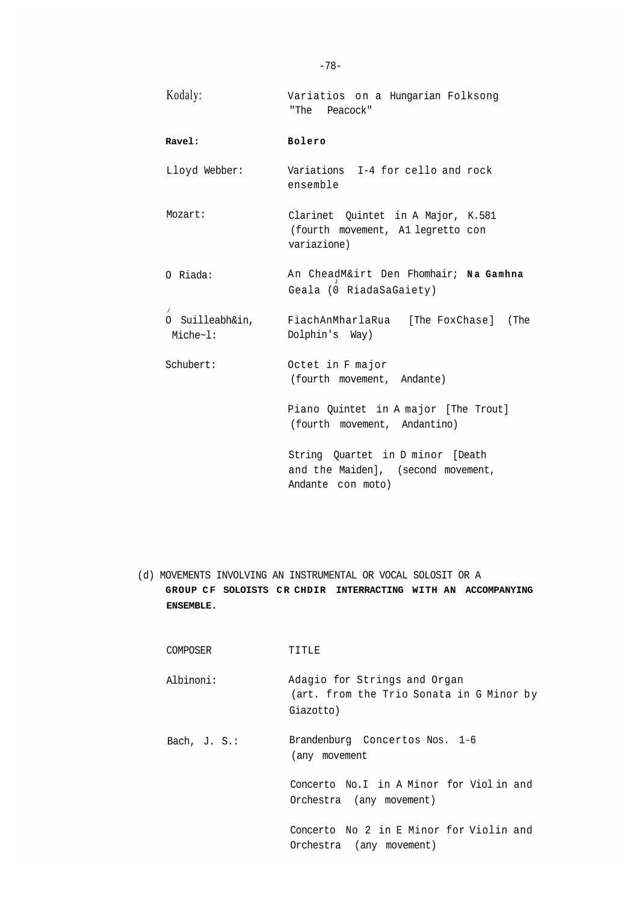| | |
|---|---|
| Kodaly: | Variatios on a Hungarian Folksong "The Peacock" |
| **Ravel:** | **Bolero** |
| Lloyd Webber: | Variations I-4 for cello and rock ensemble |
| Mozart: | Clarinet Quintet in A Major, K.581 (fourth movement, A1 legretto con variazione) |
| O Riada: | An CheadM&irt Den Fhomhair; **Na Gamhna** Geala (0 RiadaSaGaiety) |
| O Suilleabh&in, Miche~l: | FiachAnMharlaRua [The FoxChase] (The Dolphin's Way) |
| Schubert: | Octet in F major (fourth movement, Andante) |
| | Piano Quintet in A major [The Trout] (fourth movement, Andantino) |
| | String Quartet in D minor [Death and the Maiden], (second movement, Andante con moto) |

(d) MOVEMENTS INVOLVING AN INSTRUMENTAL OR VOCAL SOLOSIT OR A **GROUP CF SOLOISTS CR CHDIR INTERRACTING WITH AN ACCOMPANYING ENSEMBLE.**

| COMPOSER | TITLE |
|---|---|
| Albinoni: | Adagio for Strings and Organ (art. from the Trio Sonata in G Minor by Giazotto) |
| Bach, J. S.: | Brandenburg Concertos Nos. 1-6 (any movement |
| | Concerto No.I in A Minor for Violin and Orchestra (any movement) |
| | Concerto No 2 in E Minor for Violin and Orchestra (any movement) |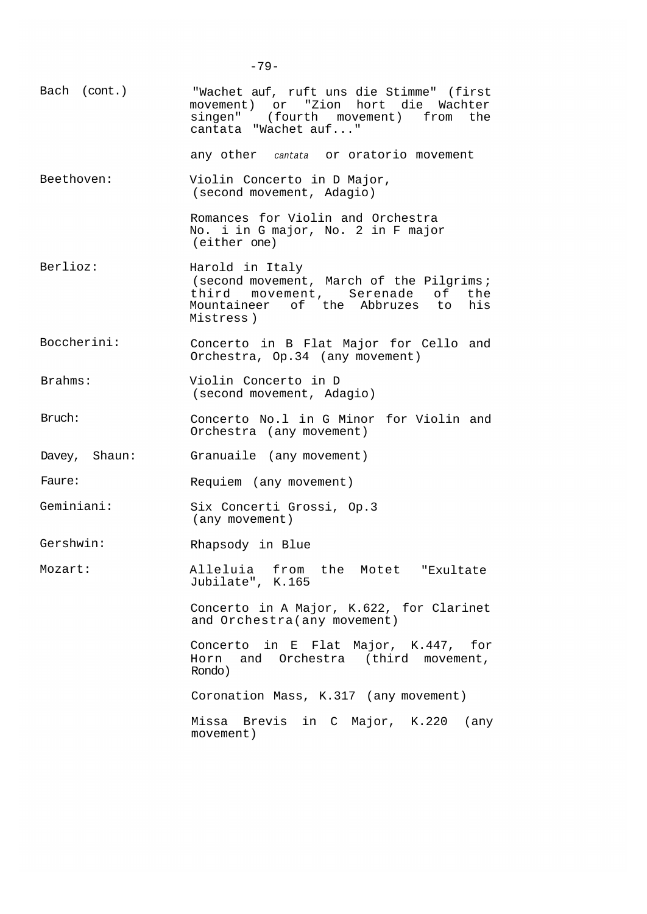| | |
|---|---|
| Bach (cont.) | "Wachet auf, ruft uns die Stimme" (first movement) or "Zion hort die Wachter singen" (fourth movement) from the cantata "Wachet auf..." |
| | any other *cantata* or oratorio movement |
| Beethoven: | Violin Concerto in D Major, (second movement, Adagio) |
| | Romances for Violin and Orchestra No. i in G major, No. 2 in F major (either one) |
| Berlioz: | Harold in Italy (second movement, March of the Pilgrims; third movement, Serenade of the Mountaineer of the Abbruzes to his Mistress) |
| Boccherini: | Concerto in B Flat Major for Cello and Orchestra, Op.34 (any movement) |
| Brahms: | Violin Concerto in D (second movement, Adagio) |
| Bruch: | Concerto No.l in G Minor for Violin and Orchestra (any movement) |
| Davey, Shaun: | Granuaile (any movement) |
| Faure: | Requiem (any movement) |
| Geminiani: | Six Concerti Grossi, Op.3 (any movement) |
| Gershwin: | Rhapsody in Blue |
| Mozart: | Alleluia from the Motet "Exultate Jubilate", K.165 |
| | Concerto in A Major, K.622, for Clarinet and Orchestra(any movement) |
| | Concerto in E Flat Major, K.447, for Horn and Orchestra (third movement, Rondo) |
| | Coronation Mass, K.317 (any movement) |
| | Missa Brevis in C Major, K.220 (any movement) |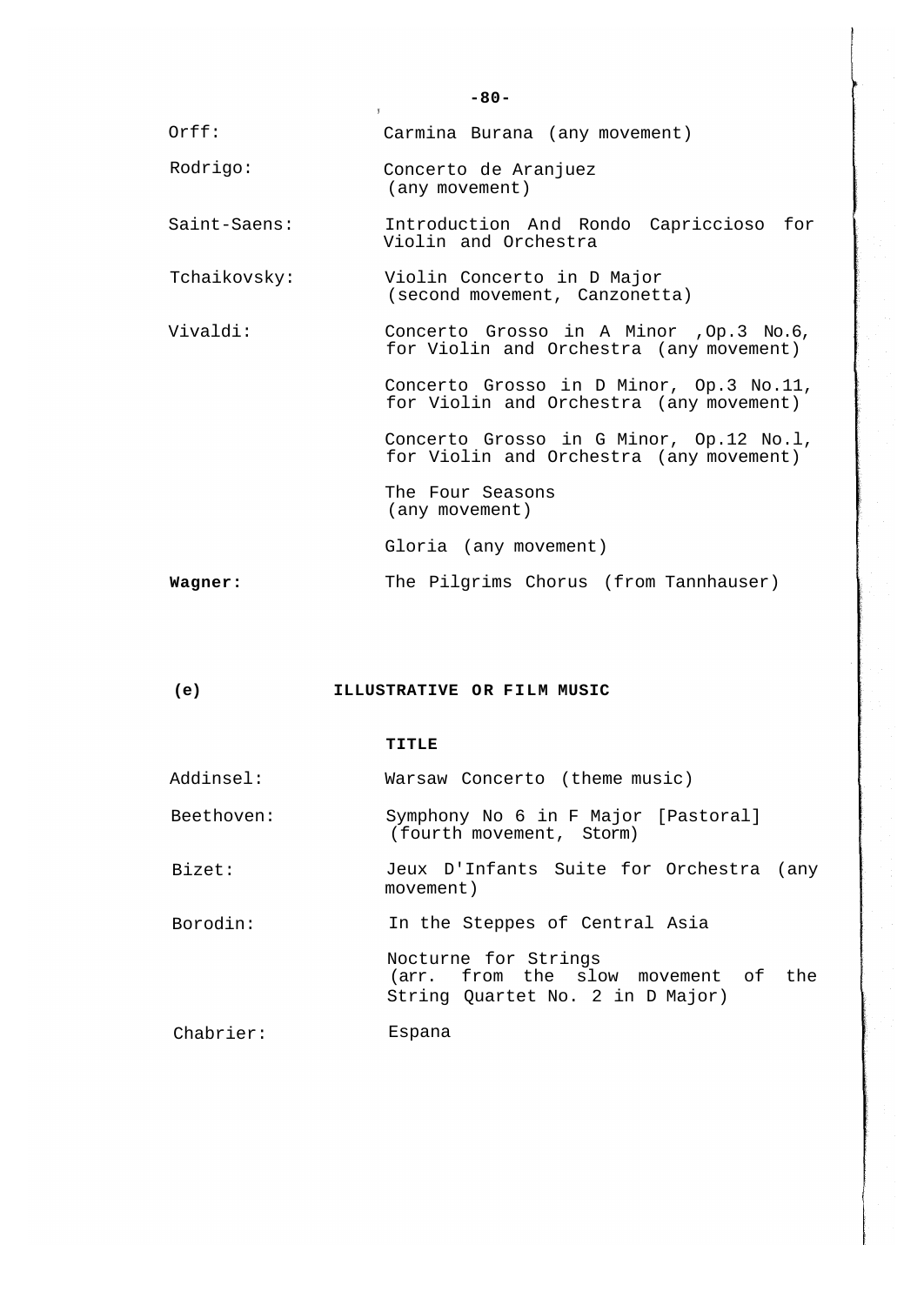| | |
|---|---|
| Orff: | Carmina Burana (any movement) |
| Rodrigo: | Concerto de Aranjuez (any movement) |
| Saint-Saens: | Introduction And Rondo Capriccioso for Violin and Orchestra |
| Tchaikovsky: | Violin Concerto in D Major (second movement, Canzonetta) |
| Vivaldi: | Concerto Grosso in A Minor ,Op.3 No.6, for Violin and Orchestra (any movement) |
| | Concerto Grosso in D Minor, Op.3 No.11, for Violin and Orchestra (any movement) |
| | Concerto Grosso in G Minor, Op.12 No.l, for Violin and Orchestra (any movement) |
| | The Four Seasons (any movement) |
| | Gloria (any movement) |
| **Wagner:** | The Pilgrims Chorus (from Tannhauser) |

## (e) ILLUSTRATIVE OR FILM MUSIC

| | **TITLE** |
|---|---|
| Addinsel: | Warsaw Concerto (theme music) |
| Beethoven: | Symphony No 6 in F Major [Pastoral] (fourth movement, Storm) |
| Bizet: | Jeux D'Infants Suite for Orchestra (any movement) |
| Borodin: | In the Steppes of Central Asia |
| | Nocturne for Strings (arr. from the slow movement of the String Quartet No. 2 in D Major) |
| Chabrier: | Espana |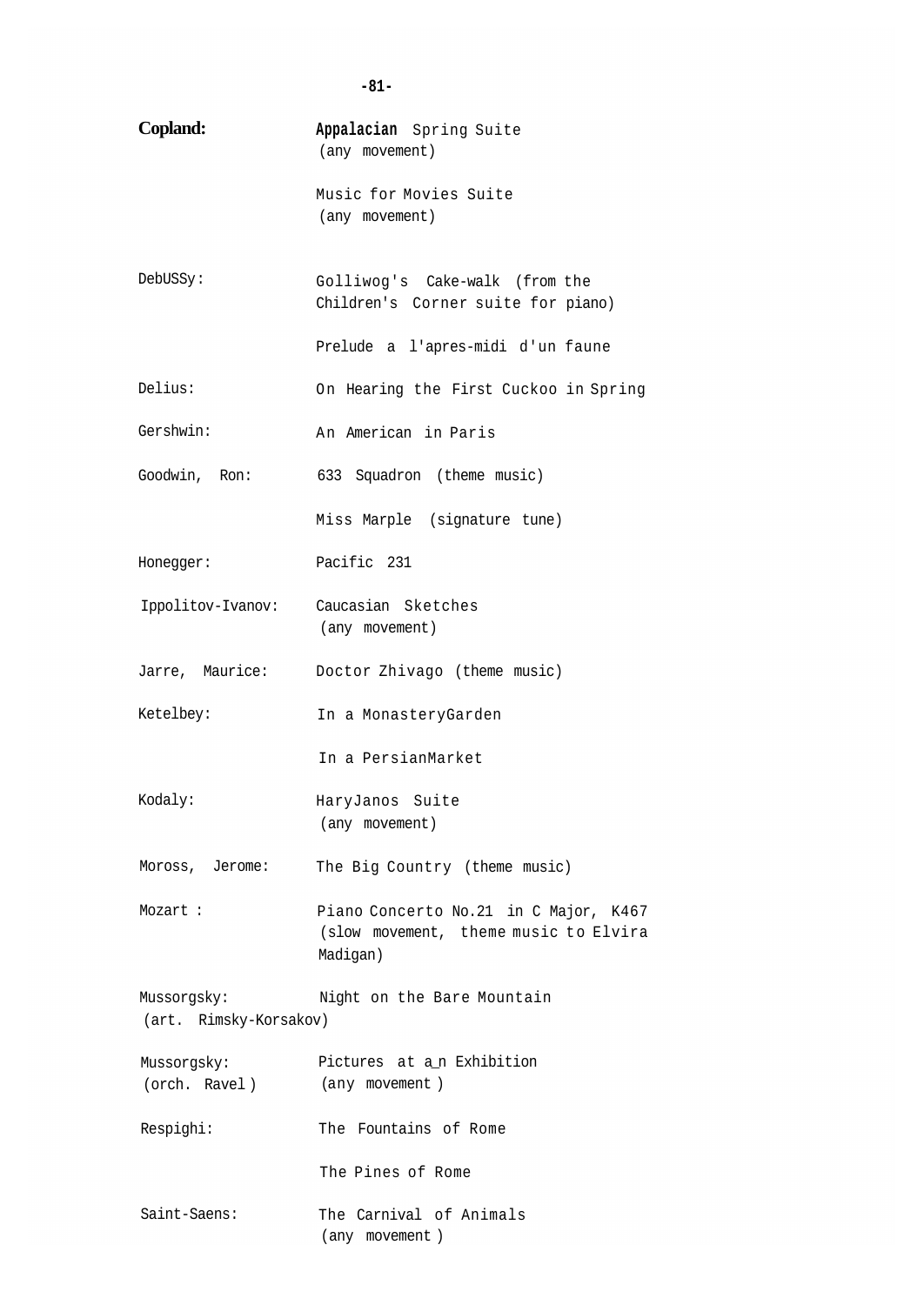| | |
|---|---|
| **Copland:** | **Appalacian** Spring Suite (any movement) |
| | Music for Movies Suite (any movement) |
| DebUSSy: | Golliwog's Cake-walk (from the Children's Corner suite for piano) |
| | Prelude a l'apres-midi d'un faune |
| Delius: | On Hearing the First Cuckoo in Spring |
| Gershwin: | An American in Paris |
| Goodwin, Ron: | 633 Squadron (theme music) |
| | Miss Marple (signature tune) |
| Honegger: | Pacific 231 |
| Ippolitov-Ivanov: | Caucasian Sketches (any movement) |
| Jarre, Maurice: | Doctor Zhivago (theme music) |
| Ketelbey: | In a MonasteryGarden |
| | In a PersianMarket |
| Kodaly: | HaryJanos Suite (any movement) |
| Moross, Jerome: | The Big Country (theme music) |
| Mozart : | Piano Concerto No.21 in C Major, K467 (slow movement, theme music to Elvira Madigan) |
| Mussorgsky: (art. Rimsky-Korsakov) | Night on the Bare Mountain |
| Mussorgsky: (orch. Ravel) | Pictures at a_n Exhibition (any movement) |
| Respighi: | The Fountains of Rome |
| | The Pines of Rome |
| Saint-Saens: | The Carnival of Animals (any movement) |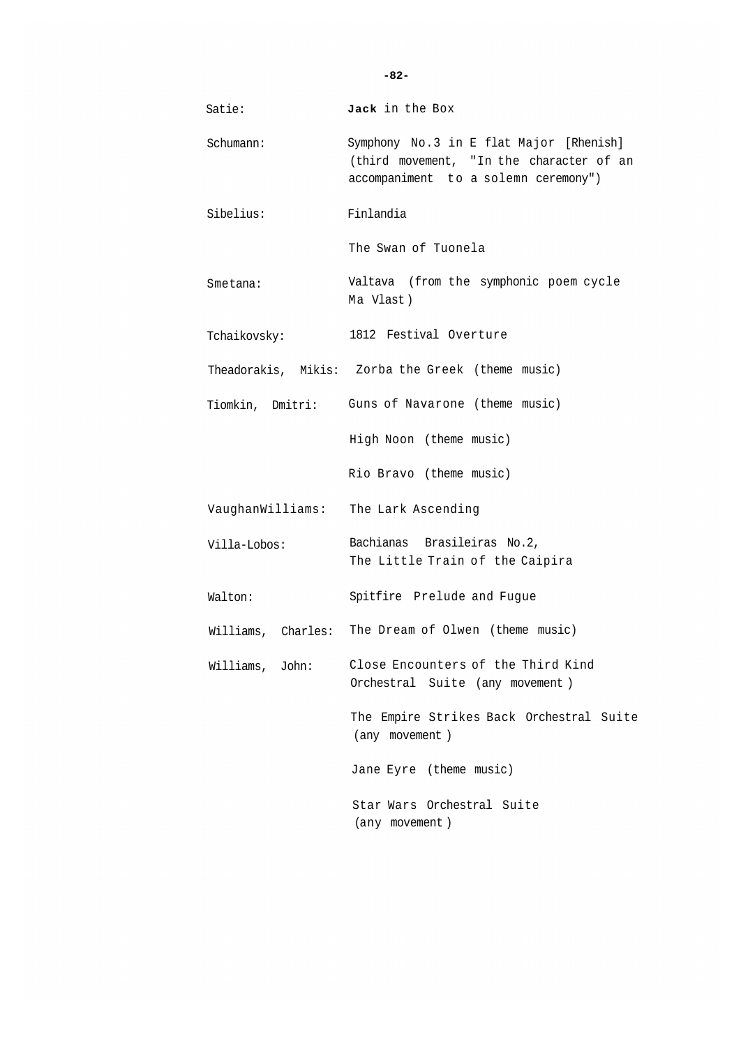| | |
|---|---|
| Satie: | **Jack** in the Box |
| Schumann: | Symphony No.3 in E flat Major [Rhenish] (third movement, "In the character of an accompaniment to a solemn ceremony") |
| Sibelius: | Finlandia |
| | The Swan of Tuonela |
| Smetana: | Valtava (from the symphonic poem cycle Ma Vlast) |
| Tchaikovsky: | 1812 Festival Overture |
| Theadorakis, Mikis: | Zorba the Greek (theme music) |
| Tiomkin, Dmitri: | Guns of Navarone (theme music) |
| | High Noon (theme music) |
| | Rio Bravo (theme music) |
| VaughanWilliams: | The Lark Ascending |
| Villa-Lobos: | Bachianas Brasileiras No.2, The Little Train of the Caipira |
| Walton: | Spitfire Prelude and Fugue |
| Williams, Charles: | The Dream of Olwen (theme music) |
| Williams, John: | Close Encounters of the Third Kind Orchestral Suite (any movement) |
| | The Empire Strikes Back Orchestral Suite (any movement) |
| | Jane Eyre (theme music) |
| | Star Wars Orchestral Suite (any movement) |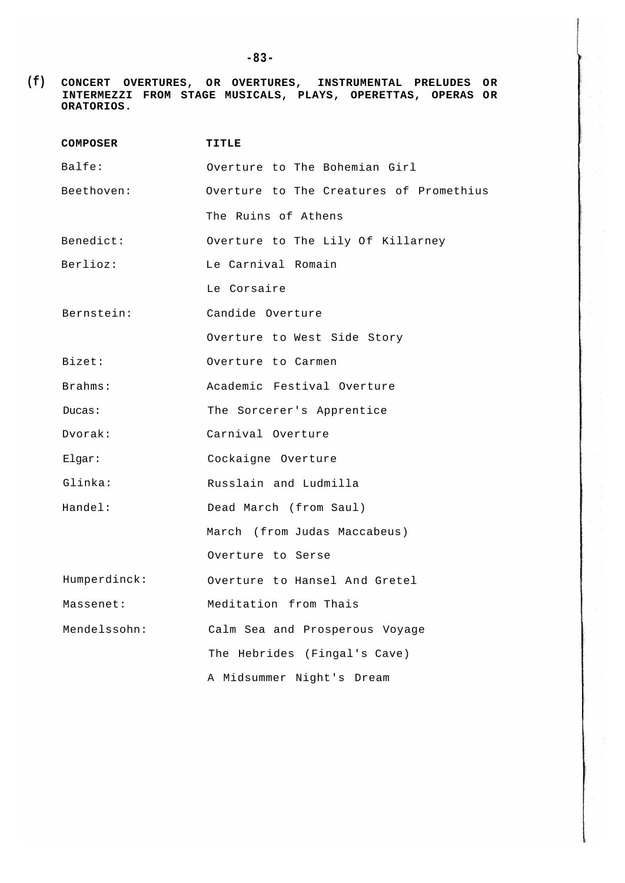**(f) CONCERT OVERTURES, OR OVERTURES, INSTRUMENTAL PRELUDES OR INTERMEZZI FROM STAGE MUSICALS, PLAYS, OPERETTAS, OPERAS OR ORATORIOS.**

| COMPOSER | TITLE |
|---|---|
| Balfe: | Overture to The Bohemian Girl |
| Beethoven: | Overture to The Creatures of Promethius |
| | The Ruins of Athens |
| Benedict: | Overture to The Lily Of Killarney |
| Berlioz: | Le Carnival Romain |
| | Le Corsaire |
| Bernstein: | Candide Overture |
| | Overture to West Side Story |
| Bizet: | Overture to Carmen |
| Brahms: | Academic Festival Overture |
| Ducas: | The Sorcerer's Apprentice |
| Dvorak: | Carnival Overture |
| Elgar: | Cockaigne Overture |
| Glinka: | Russlain and Ludmilla |
| Handel: | Dead March (from Saul) |
| | March (from Judas Maccabeus) |
| | Overture to Serse |
| Humperdinck: | Overture to Hansel And Gretel |
| Massenet: | Meditation from Thais |
| Mendelssohn: | Calm Sea and Prosperous Voyage |
| | The Hebrides (Fingal's Cave) |
| | A Midsummer Night's Dream |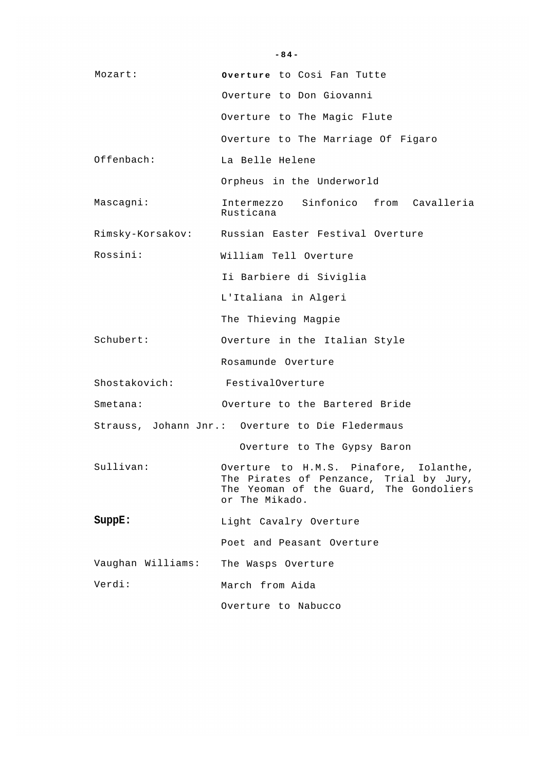| | |
|---|---|
| Mozart: | Overture to Cosi Fan Tutte |
| | Overture to Don Giovanni |
| | Overture to The Magic Flute |
| | Overture to The Marriage Of Figaro |
| Offenbach: | La Belle Helene |
| | Orpheus in the Underworld |
| Mascagni: | Intermezzo Sinfonico from Cavalleria Rusticana |
| Rimsky-Korsakov: | Russian Easter Festival Overture |
| Rossini: | William Tell Overture |
| | Ii Barbiere di Siviglia |
| | L'Italiana in Algeri |
| | The Thieving Magpie |
| Schubert: | Overture in the Italian Style |
| | Rosamunde Overture |
| Shostakovich: | FestivalOverture |
| Smetana: | Overture to the Bartered Bride |
| Strauss, Johann Jnr.: | Overture to Die Fledermaus |
| | Overture to The Gypsy Baron |
| Sullivan: | Overture to H.M.S. Pinafore, Iolanthe, The Pirates of Penzance, Trial by Jury, The Yeoman of the Guard, The Gondoliers or The Mikado. |
| **SuppE:** | Light Cavalry Overture |
| | Poet and Peasant Overture |
| Vaughan Williams: | The Wasps Overture |
| Verdi: | March from Aida |
| | Overture to Nabucco |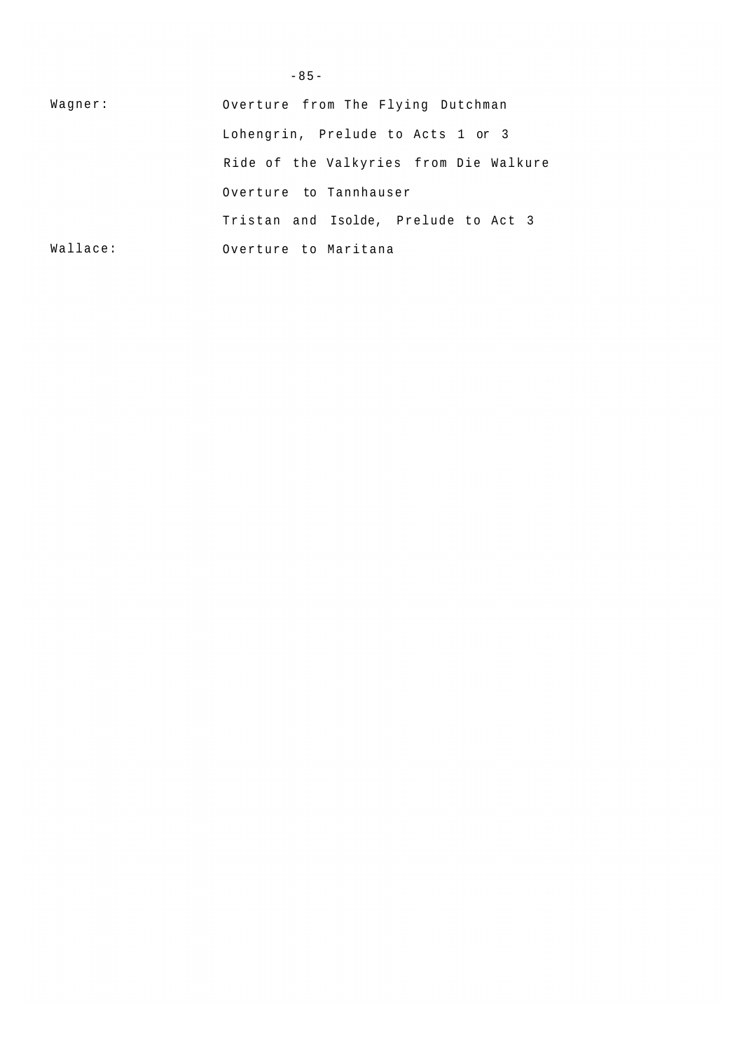| | |
|---|---|
| Wagner: | Overture from The Flying Dutchman |
| | Lohengrin, Prelude to Acts 1 or 3 |
| | Ride of the Valkyries from Die Walkure |
| | Overture to Tannhauser |
| | Tristan and Isolde, Prelude to Act 3 |
| Wallace: | Overture to Maritana |